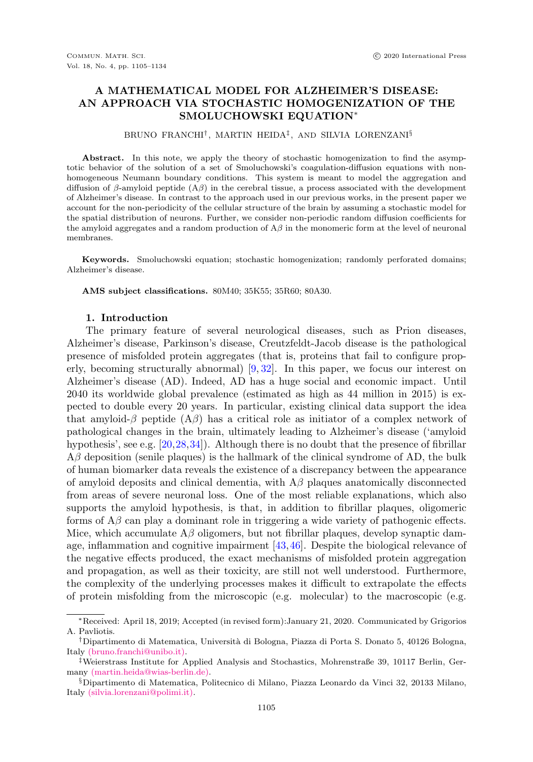# A MATHEMATICAL MODEL FOR ALZHEIMER'S DISEASE: AN APPROACH VIA STOCHASTIC HOMOGENIZATION OF THE SMOLUCHOWSKI EQUATION*

BRUNO FRANCHI†, MARTIN HEIDA‡, AND SILVIA LORENZANI§

**Abstract.** In this note, we apply the theory of stochastic homogenization to find the asymptotic behavior of the solution of a set of Smoluchowski's coagulation-diffusion equations with non-homogeneous Neumann boundary conditions. This system is meant to model the aggregation and diffusion of β-amyloid peptide (Aβ) in the cerebral tissue, a process associated with the development of Alzheimer's disease. In contrast to the approach used in our previous works, in the present paper we account for the non-periodicity of the cellular structure of the brain by assuming a stochastic model for the spatial distribution of neurons. Further, we consider non-periodic random diffusion coefficients for the amyloid aggregates and a random production of Aβ in the monomeric form at the level of neuronal membranes.

**Keywords.** Smoluchowski equation; stochastic homogenization; randomly perforated domains; Alzheimer's disease.

**AMS subject classifications.** 80M40; 35K55; 35R60; 80A30.

## 1. Introduction

The primary feature of several neurological diseases, such as Prion diseases, Alzheimer's disease, Parkinson's disease, Creutzfeldt-Jacob disease is the pathological presence of misfolded protein aggregates (that is, proteins that fail to configure properly, becoming structurally abnormal) [9, 32]. In this paper, we focus our interest on Alzheimer's disease (AD). Indeed, AD has a huge social and economic impact. Until 2040 its worldwide global prevalence (estimated as high as 44 million in 2015) is expected to double every 20 years. In particular, existing clinical data support the idea that amyloid-β peptide (Aβ) has a critical role as initiator of a complex network of pathological changes in the brain, ultimately leading to Alzheimer's disease ('amyloid hypothesis', see e.g. [20,28,34]). Although there is no doubt that the presence of fibrillar Aβ deposition (senile plaques) is the hallmark of the clinical syndrome of AD, the bulk of human biomarker data reveals the existence of a discrepancy between the appearance of amyloid deposits and clinical dementia, with Aβ plaques anatomically disconnected from areas of severe neuronal loss. One of the most reliable explanations, which also supports the amyloid hypothesis, is that, in addition to fibrillar plaques, oligomeric forms of Aβ can play a dominant role in triggering a wide variety of pathogenic effects. Mice, which accumulate Aβ oligomers, but not fibrillar plaques, develop synaptic damage, inflammation and cognitive impairment [43,46]. Despite the biological relevance of the negative effects produced, the exact mechanisms of misfolded protein aggregation and propagation, as well as their toxicity, are still not well understood. Furthermore, the complexity of the underlying processes makes it difficult to extrapolate the effects of protein misfolding from the microscopic (e.g. molecular) to the macroscopic (e.g.

---

*Received: April 18, 2019; Accepted (in revised form):January 21, 2020. Communicated by Grigorios A. Pavliotis.

†Dipartimento di Matematica, Università di Bologna, Piazza di Porta S. Donato 5, 40126 Bologna, Italy (bruno.franchi@unibo.it).

‡Weierstrass Institute for Applied Analysis and Stochastics, Mohrenstraße 39, 10117 Berlin, Germany (martin.heida@wias-berlin.de).

§Dipartimento di Matematica, Politecnico di Milano, Piazza Leonardo da Vinci 32, 20133 Milano, Italy (silvia.lorenzani@polimi.it).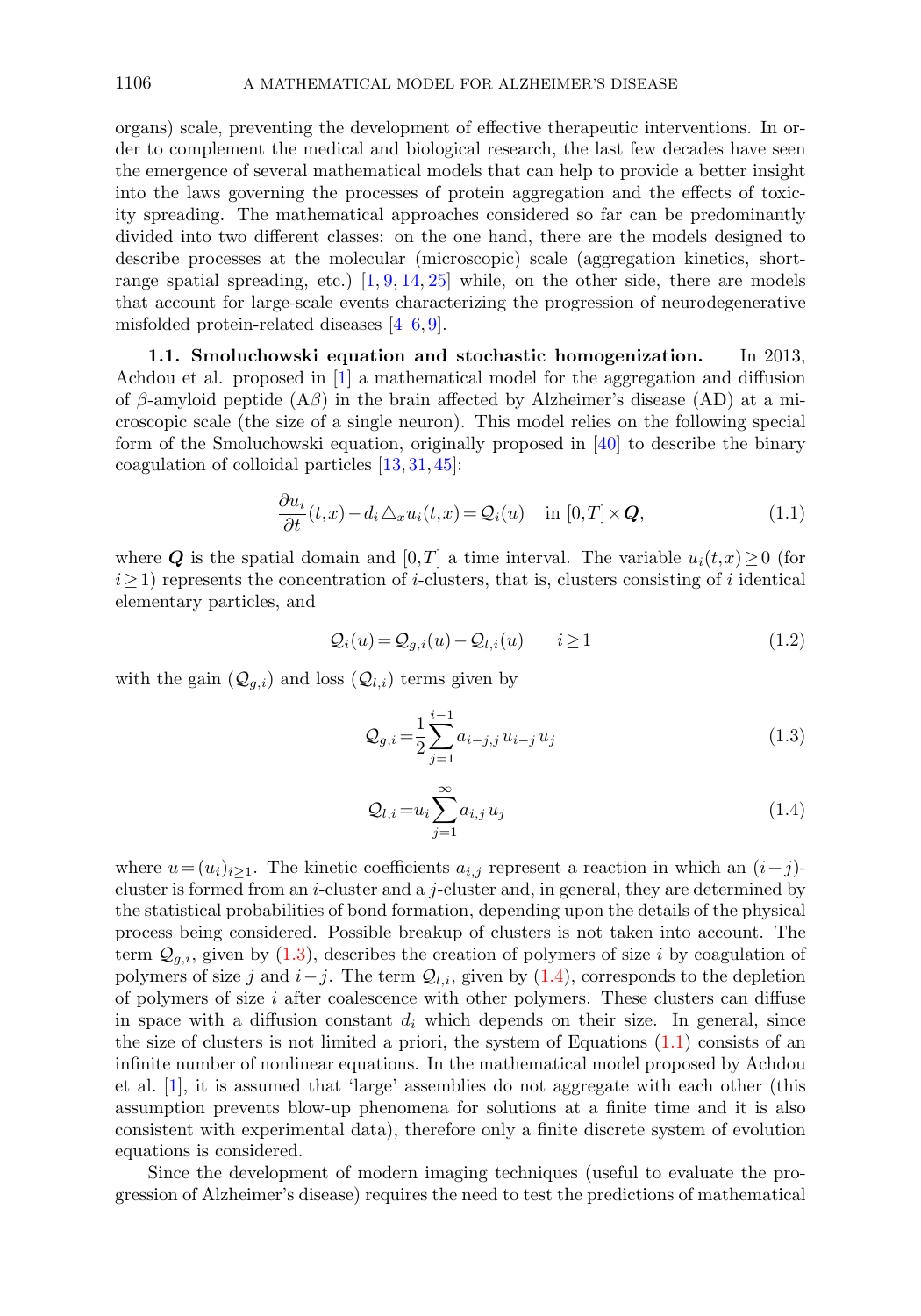organs) scale, preventing the development of effective therapeutic interventions. In order to complement the medical and biological research, the last few decades have seen the emergence of several mathematical models that can help to provide a better insight into the laws governing the processes of protein aggregation and the effects of toxicity spreading. The mathematical approaches considered so far can be predominantly divided into two different classes: on the one hand, there are the models designed to describe processes at the molecular (microscopic) scale (aggregation kinetics, short-range spatial spreading, etc.) [1, 9, 14, 25] while, on the other side, there are models that account for large-scale events characterizing the progression of neurodegenerative misfolded protein-related diseases [4–6, 9].

### 1.1. Smoluchowski equation and stochastic homogenization.

In 2013, Achdou et al. proposed in [1] a mathematical model for the aggregation and diffusion of $\beta$-amyloid peptide (A$\beta$) in the brain affected by Alzheimer's disease (AD) at a microscopic scale (the size of a single neuron). This model relies on the following special form of the Smoluchowski equation, originally proposed in [40] to describe the binary coagulation of colloidal particles [13, 31, 45]:

$$\frac{\partial u_i}{\partial t}(t,x) - d_i \triangle_x u_i(t,x) = \mathcal{Q}_i(u) \quad \text{in } [0,T] \times \boldsymbol{Q}, \tag{1.1}$$

where $\boldsymbol{Q}$ is the spatial domain and $[0,T]$ a time interval. The variable $u_i(t,x) \geq 0$ (for $i \geq 1$) represents the concentration of $i$-clusters, that is, clusters consisting of $i$ identical elementary particles, and

$$\mathcal{Q}_i(u) = \mathcal{Q}_{g,i}(u) - \mathcal{Q}_{l,i}(u) \qquad i \geq 1 \tag{1.2}$$

with the gain ($\mathcal{Q}_{g,i}$) and loss ($\mathcal{Q}_{l,i}$) terms given by

$$\mathcal{Q}_{g,i} = \frac{1}{2} \sum_{j=1}^{i-1} a_{i-j,j}\, u_{i-j}\, u_j \tag{1.3}$$

$$\mathcal{Q}_{l,i} = u_i \sum_{j=1}^{\infty} a_{i,j}\, u_j \tag{1.4}$$

where $u = (u_i)_{i \geq 1}$. The kinetic coefficients $a_{i,j}$ represent a reaction in which an $(i+j)$-cluster is formed from an $i$-cluster and a $j$-cluster and, in general, they are determined by the statistical probabilities of bond formation, depending upon the details of the physical process being considered. Possible breakup of clusters is not taken into account. The term $\mathcal{Q}_{g,i}$, given by (1.3), describes the creation of polymers of size $i$ by coagulation of polymers of size $j$ and $i-j$. The term $\mathcal{Q}_{l,i}$, given by (1.4), corresponds to the depletion of polymers of size $i$ after coalescence with other polymers. These clusters can diffuse in space with a diffusion constant $d_i$ which depends on their size. In general, since the size of clusters is not limited a priori, the system of Equations (1.1) consists of an infinite number of nonlinear equations. In the mathematical model proposed by Achdou et al. [1], it is assumed that 'large' assemblies do not aggregate with each other (this assumption prevents blow-up phenomena for solutions at a finite time and it is also consistent with experimental data), therefore only a finite discrete system of evolution equations is considered.

Since the development of modern imaging techniques (useful to evaluate the progression of Alzheimer's disease) requires the need to test the predictions of mathematical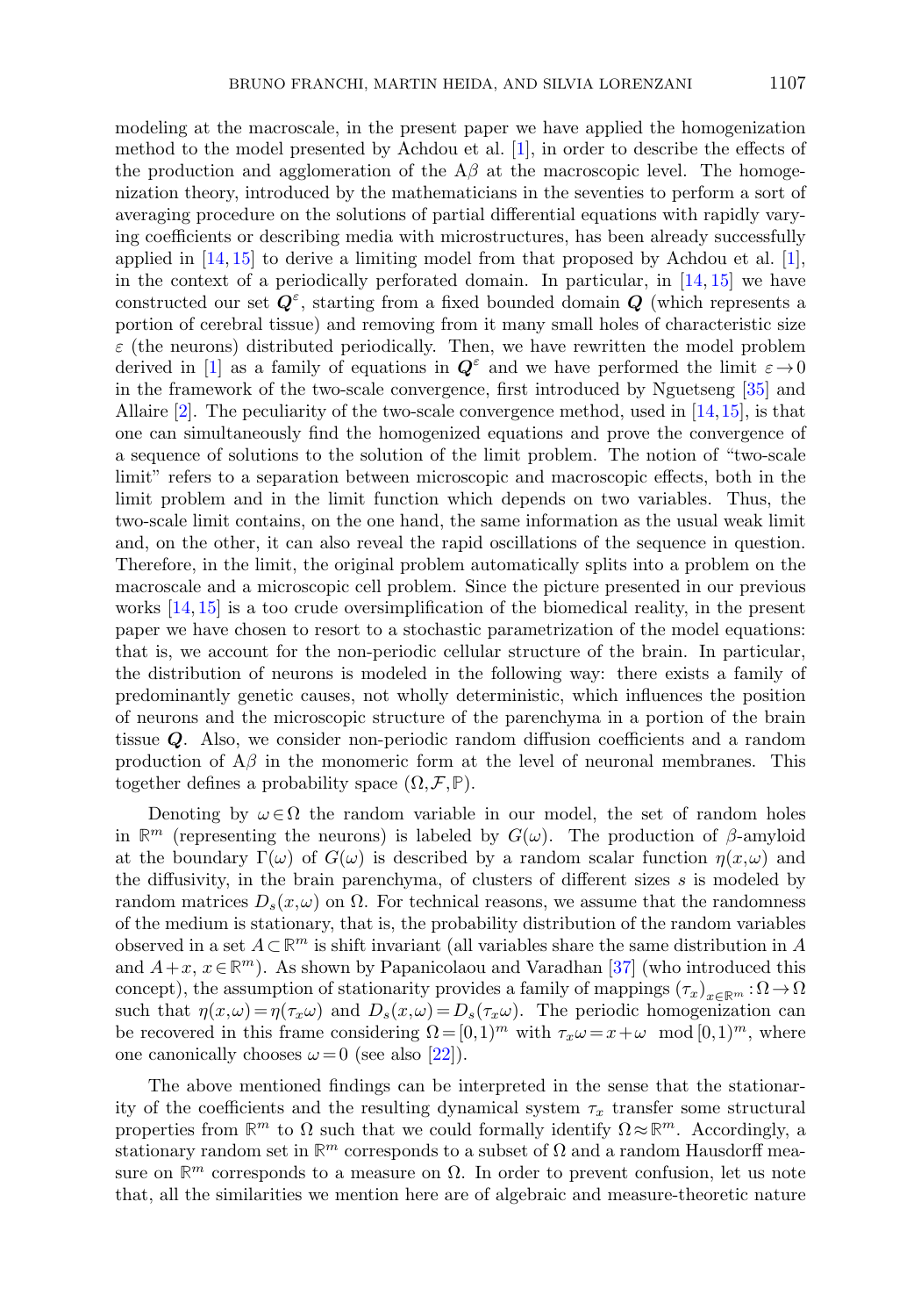modeling at the macroscale, in the present paper we have applied the homogenization method to the model presented by Achdou et al. [1], in order to describe the effects of the production and agglomeration of the A$\beta$ at the macroscopic level. The homogenization theory, introduced by the mathematicians in the seventies to perform a sort of averaging procedure on the solutions of partial differential equations with rapidly varying coefficients or describing media with microstructures, has been already successfully applied in [14, 15] to derive a limiting model from that proposed by Achdou et al. [1], in the context of a periodically perforated domain. In particular, in [14, 15] we have constructed our set $\boldsymbol{Q}^{\varepsilon}$, starting from a fixed bounded domain $\boldsymbol{Q}$ (which represents a portion of cerebral tissue) and removing from it many small holes of characteristic size $\varepsilon$ (the neurons) distributed periodically. Then, we have rewritten the model problem derived in [1] as a family of equations in $\boldsymbol{Q}^{\varepsilon}$ and we have performed the limit $\varepsilon \to 0$ in the framework of the two-scale convergence, first introduced by Nguetseng [35] and Allaire [2]. The peculiarity of the two-scale convergence method, used in [14, 15], is that one can simultaneously find the homogenized equations and prove the convergence of a sequence of solutions to the solution of the limit problem. The notion of "two-scale limit" refers to a separation between microscopic and macroscopic effects, both in the limit problem and in the limit function which depends on two variables. Thus, the two-scale limit contains, on the one hand, the same information as the usual weak limit and, on the other, it can also reveal the rapid oscillations of the sequence in question. Therefore, in the limit, the original problem automatically splits into a problem on the macroscale and a microscopic cell problem. Since the picture presented in our previous works [14, 15] is a too crude oversimplification of the biomedical reality, in the present paper we have chosen to resort to a stochastic parametrization of the model equations: that is, we account for the non-periodic cellular structure of the brain. In particular, the distribution of neurons is modeled in the following way: there exists a family of predominantly genetic causes, not wholly deterministic, which influences the position of neurons and the microscopic structure of the parenchyma in a portion of the brain tissue $\boldsymbol{Q}$. Also, we consider non-periodic random diffusion coefficients and a random production of A$\beta$ in the monomeric form at the level of neuronal membranes. This together defines a probability space $(\Omega, \mathcal{F}, \mathbb{P})$.

Denoting by $\omega \in \Omega$ the random variable in our model, the set of random holes in $\mathbb{R}^m$ (representing the neurons) is labeled by $G(\omega)$. The production of $\beta$-amyloid at the boundary $\Gamma(\omega)$ of $G(\omega)$ is described by a random scalar function $\eta(x,\omega)$ and the diffusivity, in the brain parenchyma, of clusters of different sizes $s$ is modeled by random matrices $D_s(x,\omega)$ on $\Omega$. For technical reasons, we assume that the randomness of the medium is stationary, that is, the probability distribution of the random variables observed in a set $A \subset \mathbb{R}^m$ is shift invariant (all variables share the same distribution in $A$ and $A + x$, $x \in \mathbb{R}^m$). As shown by Papanicolaou and Varadhan [37] (who introduced this concept), the assumption of stationarity provides a family of mappings $(\tau_x)_{x \in \mathbb{R}^m} : \Omega \to \Omega$ such that $\eta(x,\omega) = \eta(\tau_x \omega)$ and $D_s(x,\omega) = D_s(\tau_x \omega)$. The periodic homogenization can be recovered in this frame considering $\Omega = [0,1)^m$ with $\tau_x \omega = x + \omega \mod [0,1)^m$, where one canonically chooses $\omega = 0$ (see also [22]).

The above mentioned findings can be interpreted in the sense that the stationarity of the coefficients and the resulting dynamical system $\tau_x$ transfer some structural properties from $\mathbb{R}^m$ to $\Omega$ such that we could formally identify $\Omega \approx \mathbb{R}^m$. Accordingly, a stationary random set in $\mathbb{R}^m$ corresponds to a subset of $\Omega$ and a random Hausdorff measure on $\mathbb{R}^m$ corresponds to a measure on $\Omega$. In order to prevent confusion, let us note that, all the similarities we mention here are of algebraic and measure-theoretic nature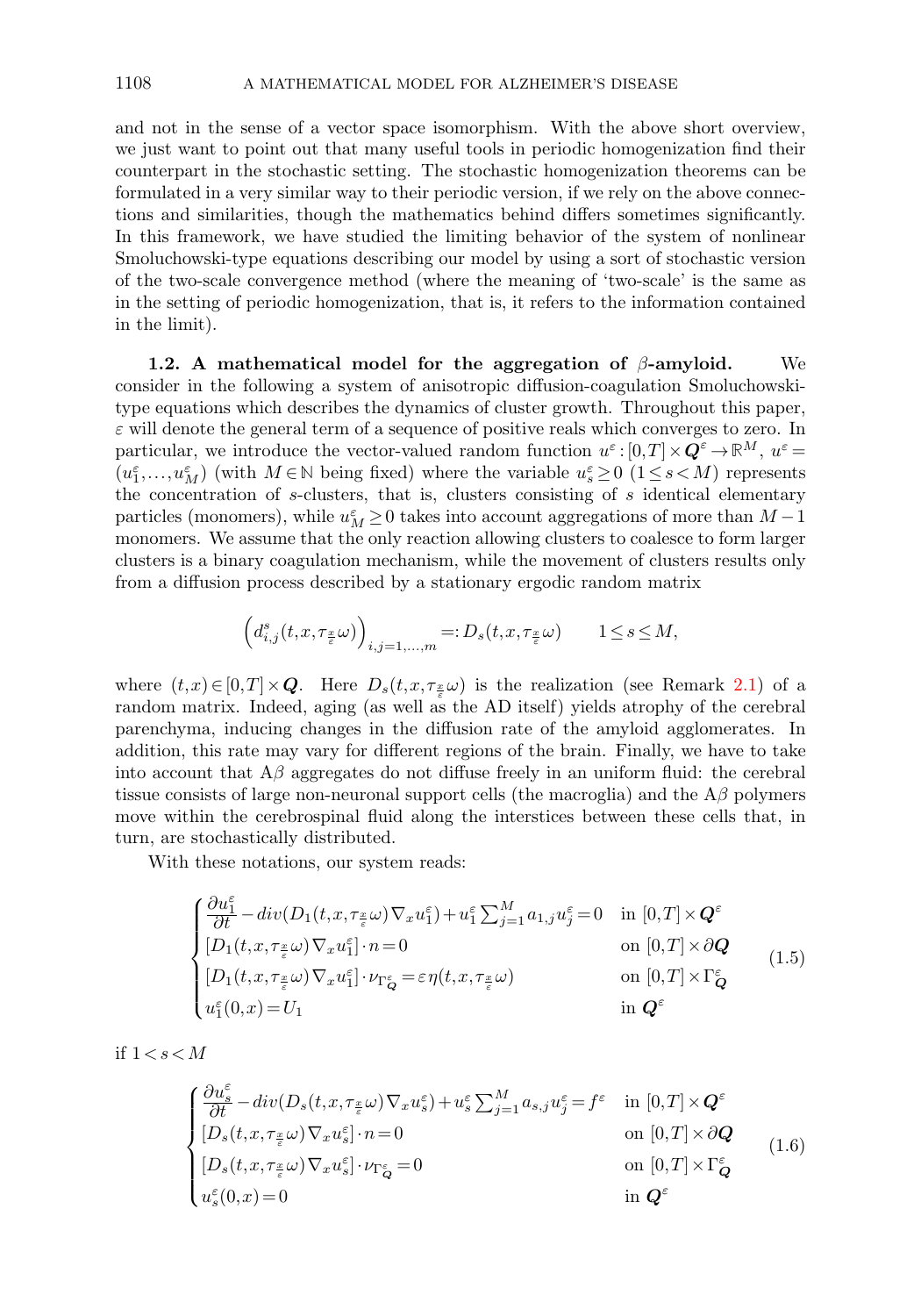and not in the sense of a vector space isomorphism. With the above short overview, we just want to point out that many useful tools in periodic homogenization find their counterpart in the stochastic setting. The stochastic homogenization theorems can be formulated in a very similar way to their periodic version, if we rely on the above connections and similarities, though the mathematics behind differs sometimes significantly. In this framework, we have studied the limiting behavior of the system of nonlinear Smoluchowski-type equations describing our model by using a sort of stochastic version of the two-scale convergence method (where the meaning of 'two-scale' is the same as in the setting of periodic homogenization, that is, it refers to the information contained in the limit).

**1.2. A mathematical model for the aggregation of $\beta$-amyloid.** We consider in the following a system of anisotropic diffusion-coagulation Smoluchowski-type equations which describes the dynamics of cluster growth. Throughout this paper, $\varepsilon$ will denote the general term of a sequence of positive reals which converges to zero. In particular, we introduce the vector-valued random function $u^\varepsilon : [0,T] \times \boldsymbol{Q}^\varepsilon \to \mathbb{R}^M$, $u^\varepsilon = (u_1^\varepsilon, \ldots, u_M^\varepsilon)$ (with $M \in \mathbb{N}$ being fixed) where the variable $u_s^\varepsilon \geq 0$ $(1 \leq s < M)$ represents the concentration of $s$-clusters, that is, clusters consisting of $s$ identical elementary particles (monomers), while $u_M^\varepsilon \geq 0$ takes into account aggregations of more than $M-1$ monomers. We assume that the only reaction allowing clusters to coalesce to form larger clusters is a binary coagulation mechanism, while the movement of clusters results only from a diffusion process described by a stationary ergodic random matrix

$$
\left(d_{i,j}^s(t,x,\tau_{\frac{x}{\varepsilon}}\omega)\right)_{i,j=1,\ldots,m} =: D_s(t,x,\tau_{\frac{x}{\varepsilon}}\omega) \qquad 1 \leq s \leq M,
$$

where $(t,x) \in [0,T] \times \boldsymbol{Q}$. Here $D_s(t,x,\tau_{\frac{x}{\varepsilon}}\omega)$ is the realization (see Remark 2.1) of a random matrix. Indeed, aging (as well as the AD itself) yields atrophy of the cerebral parenchyma, inducing changes in the diffusion rate of the amyloid agglomerates. In addition, this rate may vary for different regions of the brain. Finally, we have to take into account that A$\beta$ aggregates do not diffuse freely in an uniform fluid: the cerebral tissue consists of large non-neuronal support cells (the macroglia) and the A$\beta$ polymers move within the cerebrospinal fluid along the interstices between these cells that, in turn, are stochastically distributed.

With these notations, our system reads:

$$
\begin{cases}
\dfrac{\partial u_1^\varepsilon}{\partial t} - div(D_1(t,x,\tau_{\frac{x}{\varepsilon}}\omega)\nabla_x u_1^\varepsilon) + u_1^\varepsilon \sum_{j=1}^M a_{1,j} u_j^\varepsilon = 0 & \text{in } [0,T] \times \boldsymbol{Q}^\varepsilon \\
[D_1(t,x,\tau_{\frac{x}{\varepsilon}}\omega)\nabla_x u_1^\varepsilon] \cdot n = 0 & \text{on } [0,T] \times \partial \boldsymbol{Q} \\
[D_1(t,x,\tau_{\frac{x}{\varepsilon}}\omega)\nabla_x u_1^\varepsilon] \cdot \nu_{\Gamma_{\boldsymbol{Q}}^\varepsilon} = \varepsilon \eta(t,x,\tau_{\frac{x}{\varepsilon}}\omega) & \text{on } [0,T] \times \Gamma_{\boldsymbol{Q}}^\varepsilon \\
u_1^\varepsilon(0,x) = U_1 & \text{in } \boldsymbol{Q}^\varepsilon
\end{cases}
\tag{1.5}
$$

if $1 < s < M$

$$
\begin{cases}
\dfrac{\partial u_s^\varepsilon}{\partial t} - div(D_s(t,x,\tau_{\frac{x}{\varepsilon}}\omega)\nabla_x u_s^\varepsilon) + u_s^\varepsilon \sum_{j=1}^M a_{s,j} u_j^\varepsilon = f^\varepsilon & \text{in } [0,T] \times \boldsymbol{Q}^\varepsilon \\
[D_s(t,x,\tau_{\frac{x}{\varepsilon}}\omega)\nabla_x u_s^\varepsilon] \cdot n = 0 & \text{on } [0,T] \times \partial \boldsymbol{Q} \\
[D_s(t,x,\tau_{\frac{x}{\varepsilon}}\omega)\nabla_x u_s^\varepsilon] \cdot \nu_{\Gamma_{\boldsymbol{Q}}^\varepsilon} = 0 & \text{on } [0,T] \times \Gamma_{\boldsymbol{Q}}^\varepsilon \\
u_s^\varepsilon(0,x) = 0 & \text{in } \boldsymbol{Q}^\varepsilon
\end{cases}
\tag{1.6}
$$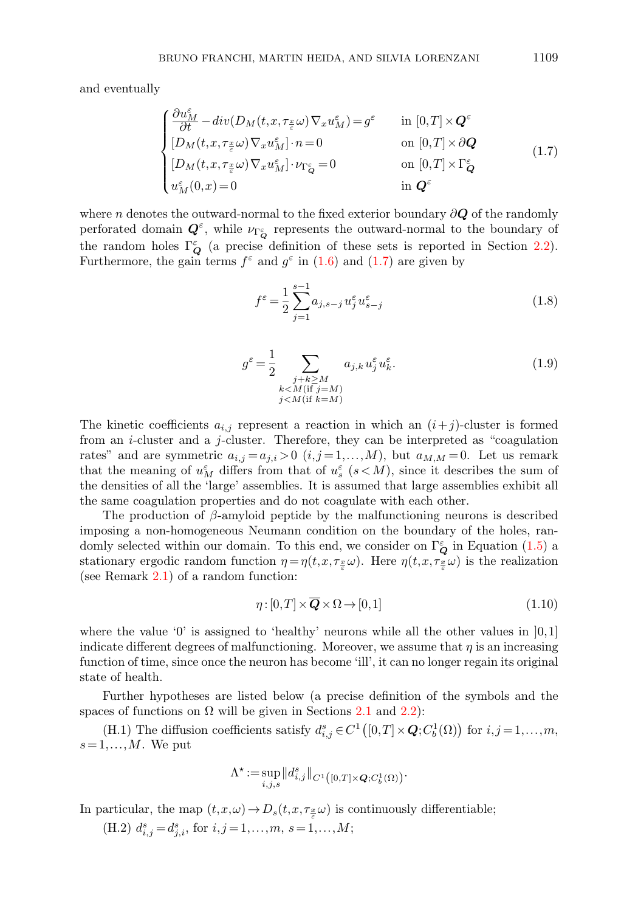and eventually

$$
\begin{cases}
\dfrac{\partial u_M^\varepsilon}{\partial t} - div(D_M(t,x,\tau_{\frac{x}{\varepsilon}}\omega)\nabla_x u_M^\varepsilon) = g^\varepsilon & \text{in } [0,T]\times \boldsymbol{Q}^\varepsilon \\
[D_M(t,x,\tau_{\frac{x}{\varepsilon}}\omega)\nabla_x u_M^\varepsilon]\cdot n = 0 & \text{on } [0,T]\times \partial\boldsymbol{Q} \\
[D_M(t,x,\tau_{\frac{x}{\varepsilon}}\omega)\nabla_x u_M^\varepsilon]\cdot \nu_{\Gamma^\varepsilon_{\boldsymbol{Q}}} = 0 & \text{on } [0,T]\times \Gamma^\varepsilon_{\boldsymbol{Q}} \\
u_M^\varepsilon(0,x) = 0 & \text{in } \boldsymbol{Q}^\varepsilon
\end{cases}
\tag{1.7}
$$

where $n$ denotes the outward-normal to the fixed exterior boundary $\partial\boldsymbol{Q}$ of the randomly perforated domain $\boldsymbol{Q}^\varepsilon$, while $\nu_{\Gamma^\varepsilon_{\boldsymbol{Q}}}$ represents the outward-normal to the boundary of the random holes $\Gamma^\varepsilon_{\boldsymbol{Q}}$ (a precise definition of these sets is reported in Section 2.2). Furthermore, the gain terms $f^\varepsilon$ and $g^\varepsilon$ in (1.6) and (1.7) are given by

$$
f^\varepsilon = \frac{1}{2}\sum_{j=1}^{s-1} a_{j,s-j}\, u_j^\varepsilon u_{s-j}^\varepsilon \tag{1.8}
$$

$$
g^\varepsilon = \frac{1}{2}\sum_{\substack{j+k\geq M \\ k<M(\text{if } j=M) \\ j<M(\text{if } k=M)}} a_{j,k}\, u_j^\varepsilon u_k^\varepsilon. \tag{1.9}
$$

The kinetic coefficients $a_{i,j}$ represent a reaction in which an $(i+j)$-cluster is formed from an $i$-cluster and a $j$-cluster. Therefore, they can be interpreted as "coagulation rates" and are symmetric $a_{i,j} = a_{j,i} > 0$ $(i,j = 1,\ldots,M)$, but $a_{M,M} = 0$. Let us remark that the meaning of $u_M^\varepsilon$ differs from that of $u_s^\varepsilon$ $(s<M)$, since it describes the sum of the densities of all the 'large' assemblies. It is assumed that large assemblies exhibit all the same coagulation properties and do not coagulate with each other.

The production of $\beta$-amyloid peptide by the malfunctioning neurons is described imposing a non-homogeneous Neumann condition on the boundary of the holes, randomly selected within our domain. To this end, we consider on $\Gamma^\varepsilon_{\boldsymbol{Q}}$ in Equation (1.5) a stationary ergodic random function $\eta = \eta(t,x,\tau_{\frac{x}{\varepsilon}}\omega)$. Here $\eta(t,x,\tau_{\frac{x}{\varepsilon}}\omega)$ is the realization (see Remark 2.1) of a random function:

$$
\eta : [0,T]\times\overline{\boldsymbol{Q}}\times\Omega \to [0,1] \tag{1.10}
$$

where the value '0' is assigned to 'healthy' neurons while all the other values in $]0,1]$ indicate different degrees of malfunctioning. Moreover, we assume that $\eta$ is an increasing function of time, since once the neuron has become 'ill', it can no longer regain its original state of health.

Further hypotheses are listed below (a precise definition of the symbols and the spaces of functions on $\Omega$ will be given in Sections 2.1 and 2.2):

(H.1) The diffusion coefficients satisfy $d_{i,j}^s \in C^1\left([0,T]\times\boldsymbol{Q}; C_b^1(\Omega)\right)$ for $i,j = 1,\ldots,m$, $s = 1,\ldots,M$. We put

$$
\Lambda^\star := \sup_{i,j,s} \|d_{i,j}^s\|_{C^1\left([0,T]\times\boldsymbol{Q}; C_b^1(\Omega)\right)}.
$$

In particular, the map $(t,x,\omega)\to D_s(t,x,\tau_{\frac{x}{\varepsilon}}\omega)$ is continuously differentiable;

(H.2) $d_{i,j}^s = d_{j,i}^s$, for $i,j = 1,\ldots,m$, $s = 1,\ldots,M$;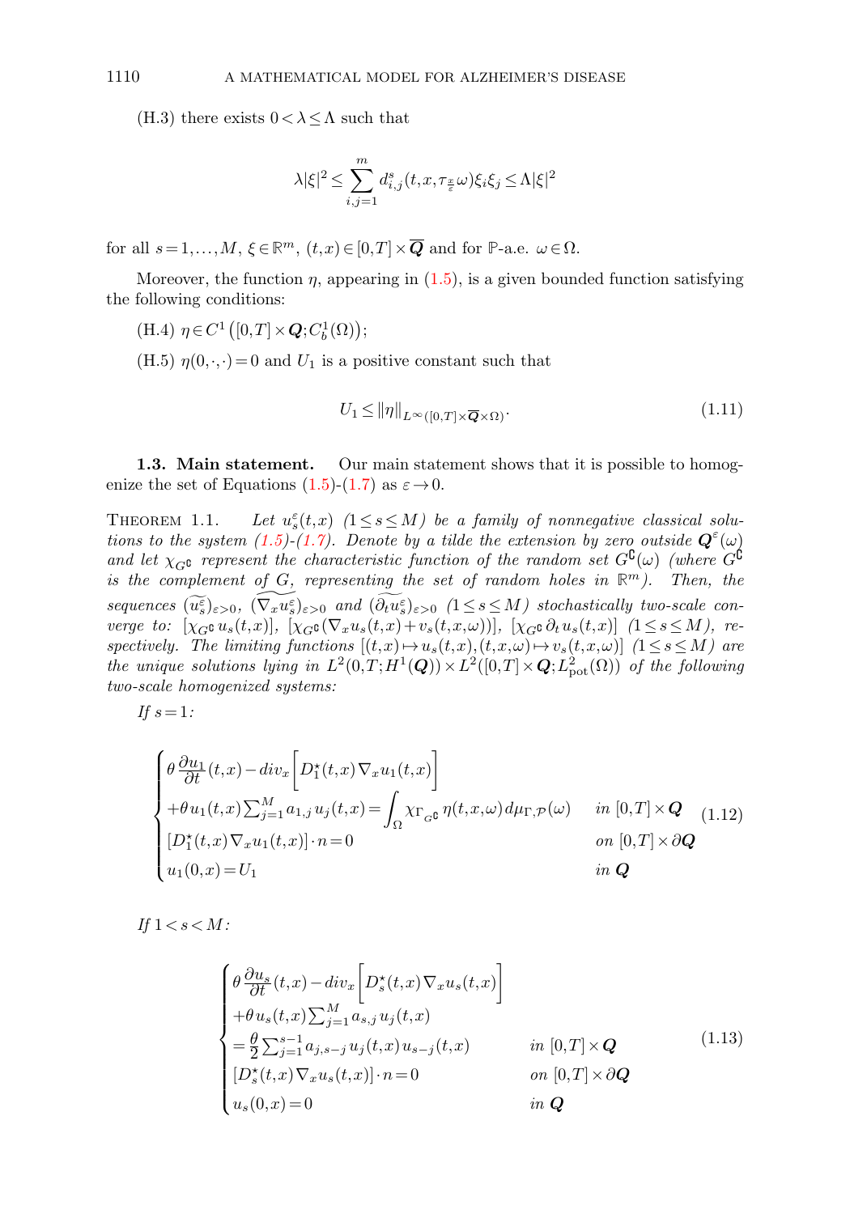(H.3) there exists $0 < \lambda \le \Lambda$ such that

$$\lambda|\xi|^2 \le \sum_{i,j=1}^{m} d_{i,j}^s(t,x,\tau_{\frac{x}{\varepsilon}}\omega)\xi_i\xi_j \le \Lambda|\xi|^2$$

for all $s = 1,\ldots,M$, $\xi \in \mathbb{R}^m$, $(t,x) \in [0,T]\times\overline{\boldsymbol{Q}}$ and for $\mathbb{P}$-a.e. $\omega\in\Omega$.

Moreover, the function $\eta$, appearing in (1.5), is a given bounded function satisfying the following conditions:

(H.4) $\eta \in C^1\big([0,T]\times\boldsymbol{Q}; C_b^1(\Omega)\big)$;

(H.5) $\eta(0,\cdot,\cdot)=0$ and $U_1$ is a positive constant such that

$$U_1 \le \|\eta\|_{L^\infty([0,T]\times\overline{\boldsymbol{Q}}\times\Omega)}. \tag{1.11}$$

**1.3. Main statement.** Our main statement shows that it is possible to homogenize the set of Equations (1.5)-(1.7) as $\varepsilon\to 0$.

THEOREM 1.1. *Let $u_s^\varepsilon(t,x)$ $(1\le s\le M)$ be a family of nonnegative classical solutions to the system (1.5)-(1.7). Denote by a tilde the extension by zero outside $\boldsymbol{Q}^\varepsilon(\omega)$ and let $\chi_{G^\complement}$ represent the characteristic function of the random set $G^\complement(\omega)$ (where $G^\complement$ is the complement of $G$, representing the set of random holes in $\mathbb{R}^m$). Then, the sequences $(\widetilde{u_s^\varepsilon})_{\varepsilon>0}$, $(\widetilde{\nabla_x u_s^\varepsilon})_{\varepsilon>0}$ and $(\widetilde{\partial_t u_s^\varepsilon})_{\varepsilon>0}$ $(1\le s\le M)$ stochastically two-scale converge to: $[\chi_{G^\complement}\, u_s(t,x)]$, $[\chi_{G^\complement}(\nabla_x u_s(t,x)+v_s(t,x,\omega))]$, $[\chi_{G^\complement}\,\partial_t u_s(t,x)]$ $(1\le s\le M)$, respectively. The limiting functions $[(t,x)\mapsto u_s(t,x),(t,x,\omega)\mapsto v_s(t,x,\omega)]$ $(1\le s\le M)$ are the unique solutions lying in $L^2(0,T;H^1(\boldsymbol{Q}))\times L^2([0,T]\times\boldsymbol{Q};L^2_{\mathrm{pot}}(\Omega))$ of the following two-scale homogenized systems:*

*If $s=1$:*

$$\begin{cases} \theta\,\dfrac{\partial u_1}{\partial t}(t,x) - div_x\Big[D_1^\star(t,x)\,\nabla_x u_1(t,x)\Big] & \\ +\theta\, u_1(t,x)\sum_{j=1}^{M} a_{1,j}\, u_j(t,x) = \displaystyle\int_\Omega \chi_{\Gamma_{G^\complement}}\,\eta(t,x,\omega)\,d\mu_{\Gamma,\mathcal{P}}(\omega) & \text{in } [0,T]\times\boldsymbol{Q} \\ [D_1^\star(t,x)\,\nabla_x u_1(t,x)]\cdot n = 0 & \text{on } [0,T]\times\partial\boldsymbol{Q} \\ u_1(0,x)=U_1 & \text{in } \boldsymbol{Q} \end{cases} \tag{1.12}$$

*If $1<s<M$:*

$$\begin{cases} \theta\,\dfrac{\partial u_s}{\partial t}(t,x) - div_x\Big[D_s^\star(t,x)\,\nabla_x u_s(t,x)\Big] & \\ +\theta\, u_s(t,x)\sum_{j=1}^{M} a_{s,j}\, u_j(t,x) & \\ = \dfrac{\theta}{2}\sum_{j=1}^{s-1} a_{j,s-j}\, u_j(t,x)\, u_{s-j}(t,x) & \text{in } [0,T]\times\boldsymbol{Q} \\ [D_s^\star(t,x)\,\nabla_x u_s(t,x)]\cdot n = 0 & \text{on } [0,T]\times\partial\boldsymbol{Q} \\ u_s(0,x)=0 & \text{in } \boldsymbol{Q} \end{cases} \tag{1.13}$$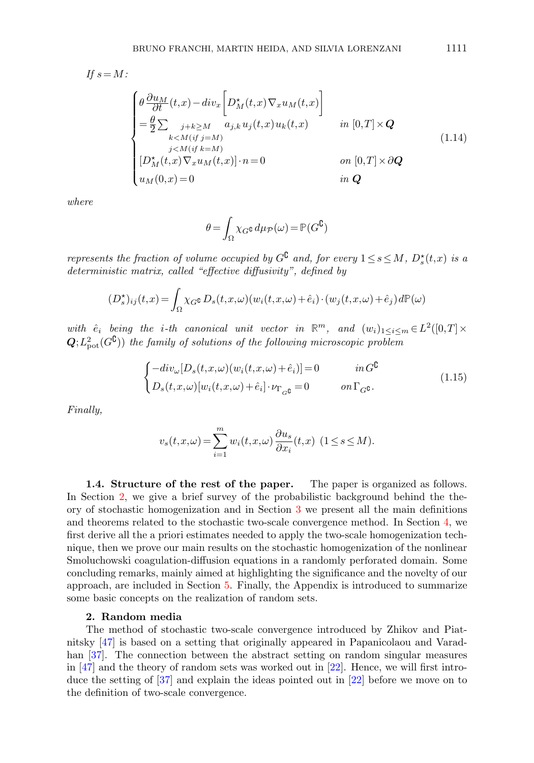*If* $s = M$:

$$
\begin{cases}
\theta \dfrac{\partial u_M}{\partial t}(t,x) - div_x \left[ D_M^\star(t,x) \nabla_x u_M(t,x) \right] \\
= \dfrac{\theta}{2} \sum_{\substack{j+k \geq M \\ k<M (\text{if } j=M) \\ j<M (\text{if } k=M)}} a_{j,k} u_j(t,x) u_k(t,x) & \text{in } [0,T] \times \boldsymbol{Q} \\
[D_M^\star(t,x) \nabla_x u_M(t,x)] \cdot n = 0 & \text{on } [0,T] \times \partial \boldsymbol{Q} \\
u_M(0,x) = 0 & \text{in } \boldsymbol{Q}
\end{cases}
\tag{1.14}
$$

*where*

$$
\theta = \int_\Omega \chi_{G^\complement} \, d\mu_{\mathcal{P}}(\omega) = \mathbb{P}(G^\complement)
$$

*represents the fraction of volume occupied by* $G^\complement$ *and, for every* $1 \leq s \leq M$, $D_s^\star(t,x)$ *is a deterministic matrix, called "effective diffusivity", defined by*

$$
(D_s^\star)_{ij}(t,x) = \int_\Omega \chi_{G^\complement} D_s(t,x,\omega)(w_i(t,x,\omega) + \hat{e}_i) \cdot (w_j(t,x,\omega) + \hat{e}_j) \, d\mathbb{P}(\omega)
$$

*with* $\hat{e}_i$ *being the* $i$*-th canonical unit vector in* $\mathbb{R}^m$, *and* $(w_i)_{1 \leq i \leq m} \in L^2([0,T] \times \boldsymbol{Q}; L^2_{\text{pot}}(G^\complement))$ *the family of solutions of the following microscopic problem*

$$
\begin{cases}
-div_\omega [D_s(t,x,\omega)(w_i(t,x,\omega) + \hat{e}_i)] = 0 & \text{in } G^\complement \\
D_s(t,x,\omega)[w_i(t,x,\omega) + \hat{e}_i] \cdot \nu_{\Gamma_{G^\complement}} = 0 & \text{on } \Gamma_{G^\complement}.
\end{cases}
\tag{1.15}
$$

*Finally,*

$$
v_s(t,x,\omega) = \sum_{i=1}^m w_i(t,x,\omega) \frac{\partial u_s}{\partial x_i}(t,x) \ \ (1 \leq s \leq M).
$$

**1.4. Structure of the rest of the paper.** The paper is organized as follows. In Section 2, we give a brief survey of the probabilistic background behind the theory of stochastic homogenization and in Section 3 we present all the main definitions and theorems related to the stochastic two-scale convergence method. In Section 4, we first derive all the a priori estimates needed to apply the two-scale homogenization technique, then we prove our main results on the stochastic homogenization of the nonlinear Smoluchowski coagulation-diffusion equations in a randomly perforated domain. Some concluding remarks, mainly aimed at highlighting the significance and the novelty of our approach, are included in Section 5. Finally, the Appendix is introduced to summarize some basic concepts on the realization of random sets.

## 2. Random media

The method of stochastic two-scale convergence introduced by Zhikov and Piatnitsky [47] is based on a setting that originally appeared in Papanicolaou and Varadhan [37]. The connection between the abstract setting on random singular measures in [47] and the theory of random sets was worked out in [22]. Hence, we will first introduce the setting of [37] and explain the ideas pointed out in [22] before we move on to the definition of two-scale convergence.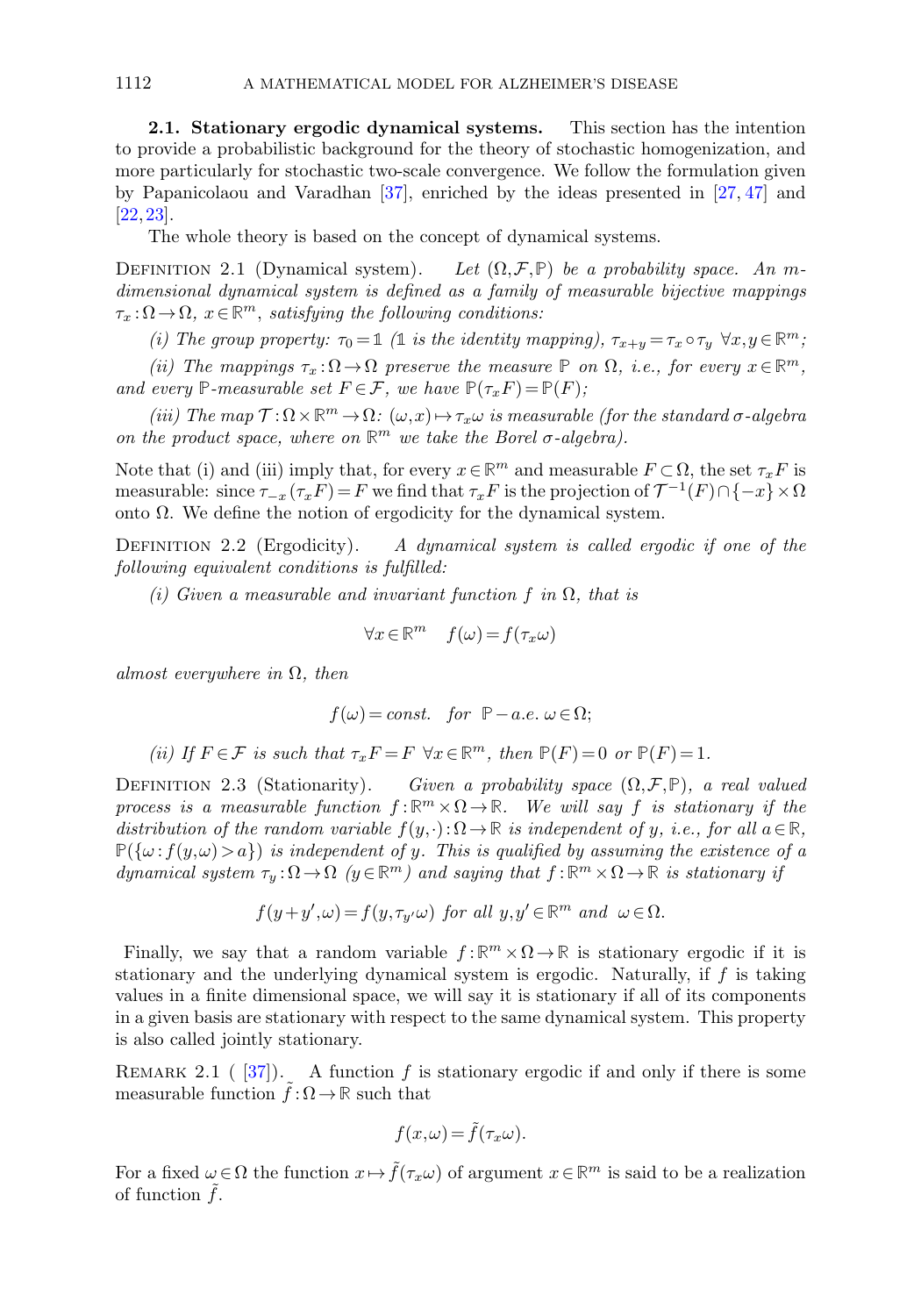### 2.1. Stationary ergodic dynamical systems.

This section has the intention to provide a probabilistic background for the theory of stochastic homogenization, and more particularly for stochastic two-scale convergence. We follow the formulation given by Papanicolaou and Varadhan [37], enriched by the ideas presented in [27, 47] and [22, 23].

The whole theory is based on the concept of dynamical systems.

Definition 2.1 (Dynamical system). *Let $(\Omega, \mathcal{F}, \mathbb{P})$ be a probability space. An $m$-dimensional dynamical system is defined as a family of measurable bijective mappings $\tau_x : \Omega \to \Omega$, $x \in \mathbb{R}^m$, satisfying the following conditions:*

*(i) The group property: $\tau_0 = \mathbb{1}$ ($\mathbb{1}$ is the identity mapping), $\tau_{x+y} = \tau_x \circ \tau_y$ $\forall x, y \in \mathbb{R}^m$;*

*(ii) The mappings $\tau_x : \Omega \to \Omega$ preserve the measure $\mathbb{P}$ on $\Omega$, i.e., for every $x \in \mathbb{R}^m$, and every $\mathbb{P}$-measurable set $F \in \mathcal{F}$, we have $\mathbb{P}(\tau_x F) = \mathbb{P}(F)$;*

*(iii) The map $\mathcal{T} : \Omega \times \mathbb{R}^m \to \Omega$: $(\omega, x) \mapsto \tau_x \omega$ is measurable (for the standard $\sigma$-algebra on the product space, where on $\mathbb{R}^m$ we take the Borel $\sigma$-algebra).*

Note that (i) and (iii) imply that, for every $x \in \mathbb{R}^m$ and measurable $F \subset \Omega$, the set $\tau_x F$ is measurable: since $\tau_{-x}(\tau_x F) = F$ we find that $\tau_x F$ is the projection of $\mathcal{T}^{-1}(F) \cap \{-x\} \times \Omega$ onto $\Omega$. We define the notion of ergodicity for the dynamical system.

Definition 2.2 (Ergodicity). *A dynamical system is called ergodic if one of the following equivalent conditions is fulfilled:*

*(i) Given a measurable and invariant function $f$ in $\Omega$, that is*

$$\forall x \in \mathbb{R}^m \quad f(\omega) = f(\tau_x \omega)$$

*almost everywhere in $\Omega$, then*

$$f(\omega) = const. \quad \text{for} \ \ \mathbb{P}-a.e.\ \omega \in \Omega;$$

*(ii) If $F \in \mathcal{F}$ is such that $\tau_x F = F$ $\forall x \in \mathbb{R}^m$, then $\mathbb{P}(F) = 0$ or $\mathbb{P}(F) = 1$.*

Definition 2.3 (Stationarity). *Given a probability space $(\Omega, \mathcal{F}, \mathbb{P})$, a real valued process is a measurable function $f : \mathbb{R}^m \times \Omega \to \mathbb{R}$. We will say $f$ is stationary if the distribution of the random variable $f(y, \cdot) : \Omega \to \mathbb{R}$ is independent of $y$, i.e., for all $a \in \mathbb{R}$, $\mathbb{P}(\{\omega : f(y, \omega) > a\})$ is independent of $y$. This is qualified by assuming the existence of a dynamical system $\tau_y : \Omega \to \Omega$ ($y \in \mathbb{R}^m$) and saying that $f : \mathbb{R}^m \times \Omega \to \mathbb{R}$ is stationary if*

$$f(y + y', \omega) = f(y, \tau_{y'} \omega) \ \text{for all} \ y, y' \in \mathbb{R}^m \ \text{and} \ \ \omega \in \Omega.$$

Finally, we say that a random variable $f : \mathbb{R}^m \times \Omega \to \mathbb{R}$ is stationary ergodic if it is stationary and the underlying dynamical system is ergodic. Naturally, if $f$ is taking values in a finite dimensional space, we will say it is stationary if all of its components in a given basis are stationary with respect to the same dynamical system. This property is also called jointly stationary.

Remark 2.1 ([37]). A function $f$ is stationary ergodic if and only if there is some measurable function $\tilde{f} : \Omega \to \mathbb{R}$ such that

$$f(x, \omega) = \tilde{f}(\tau_x \omega).$$

For a fixed $\omega \in \Omega$ the function $x \mapsto \tilde{f}(\tau_x \omega)$ of argument $x \in \mathbb{R}^m$ is said to be a realization of function $\tilde{f}$.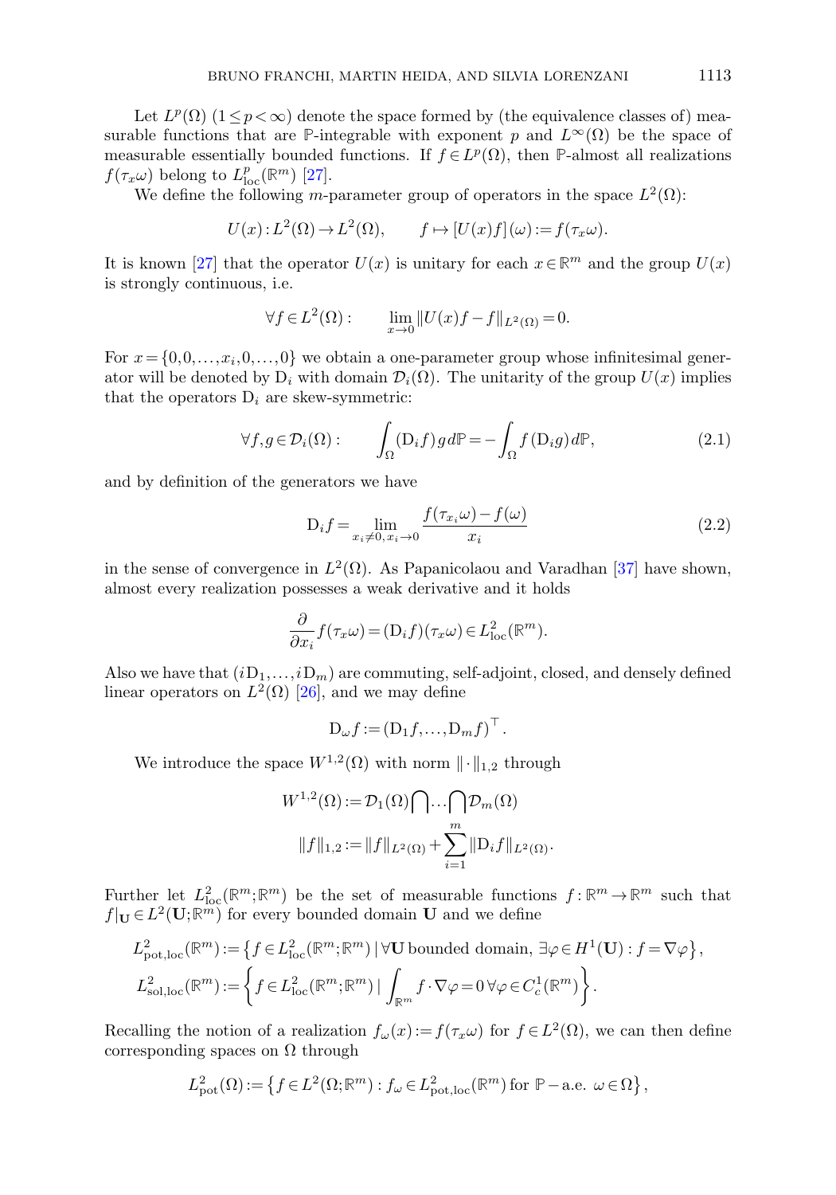Let $L^p(\Omega)$ $(1 \le p < \infty)$ denote the space formed by (the equivalence classes of) measurable functions that are $\mathbb{P}$-integrable with exponent $p$ and $L^\infty(\Omega)$ be the space of measurable essentially bounded functions. If $f \in L^p(\Omega)$, then $\mathbb{P}$-almost all realizations $f(\tau_x\omega)$ belong to $L^p_{\mathrm{loc}}(\mathbb{R}^m)$ [27].

We define the following $m$-parameter group of operators in the space $L^2(\Omega)$:

$$U(x): L^2(\Omega) \to L^2(\Omega), \qquad f \mapsto [U(x)f](\omega) := f(\tau_x\omega).$$

It is known [27] that the operator $U(x)$ is unitary for each $x \in \mathbb{R}^m$ and the group $U(x)$ is strongly continuous, i.e.

$$\forall f \in L^2(\Omega): \qquad \lim_{x\to 0} \|U(x)f - f\|_{L^2(\Omega)} = 0.$$

For $x = \{0,0,\dots,x_i,0,\dots,0\}$ we obtain a one-parameter group whose infinitesimal generator will be denoted by $\mathrm{D}_i$ with domain $\mathcal{D}_i(\Omega)$. The unitarity of the group $U(x)$ implies that the operators $\mathrm{D}_i$ are skew-symmetric:

$$\forall f,g \in \mathcal{D}_i(\Omega): \qquad \int_\Omega (\mathrm{D}_i f)\, g \, d\mathbb{P} = -\int_\Omega f\,(\mathrm{D}_i g)\, d\mathbb{P}, \tag{2.1}$$

and by definition of the generators we have

$$\mathrm{D}_i f = \lim_{x_i \neq 0,\, x_i \to 0} \frac{f(\tau_{x_i}\omega) - f(\omega)}{x_i} \tag{2.2}$$

in the sense of convergence in $L^2(\Omega)$. As Papanicolaou and Varadhan [37] have shown, almost every realization possesses a weak derivative and it holds

$$\frac{\partial}{\partial x_i} f(\tau_x\omega) = (\mathrm{D}_i f)(\tau_x \omega) \in L^2_{\mathrm{loc}}(\mathbb{R}^m).$$

Also we have that $(i\mathrm{D}_1,\dots,i\mathrm{D}_m)$ are commuting, self-adjoint, closed, and densely defined linear operators on $L^2(\Omega)$ [26], and we may define

$$\mathrm{D}_\omega f := (\mathrm{D}_1 f, \dots, \mathrm{D}_m f)^\top.$$

We introduce the space $W^{1,2}(\Omega)$ with norm $\|\cdot\|_{1,2}$ through

$$W^{1,2}(\Omega) := \mathcal{D}_1(\Omega) \bigcap \dots \bigcap \mathcal{D}_m(\Omega)$$
$$\|f\|_{1,2} := \|f\|_{L^2(\Omega)} + \sum_{i=1}^m \|\mathrm{D}_i f\|_{L^2(\Omega)}.$$

Further let $L^2_{\mathrm{loc}}(\mathbb{R}^m;\mathbb{R}^m)$ be the set of measurable functions $f: \mathbb{R}^m \to \mathbb{R}^m$ such that $f|_{\mathbf{U}} \in L^2(\mathbf{U};\mathbb{R}^m)$ for every bounded domain $\mathbf{U}$ and we define

$$L^2_{\mathrm{pot,loc}}(\mathbb{R}^m) := \left\{ f \in L^2_{\mathrm{loc}}(\mathbb{R}^m;\mathbb{R}^m) \,|\, \forall \mathbf{U} \text{ bounded domain, } \exists \varphi \in H^1(\mathbf{U}) : f = \nabla\varphi \right\},$$
$$L^2_{\mathrm{sol,loc}}(\mathbb{R}^m) := \left\{ f \in L^2_{\mathrm{loc}}(\mathbb{R}^m;\mathbb{R}^m) \,|\, \int_{\mathbb{R}^m} f\cdot\nabla\varphi = 0 \; \forall \varphi \in C^1_c(\mathbb{R}^m) \right\}.$$

Recalling the notion of a realization $f_\omega(x) := f(\tau_x\omega)$ for $f \in L^2(\Omega)$, we can then define corresponding spaces on $\Omega$ through

$$L^2_{\mathrm{pot}}(\Omega) := \left\{ f \in L^2(\Omega;\mathbb{R}^m) : f_\omega \in L^2_{\mathrm{pot,loc}}(\mathbb{R}^m) \text{ for } \mathbb{P}-\text{a.e. } \omega \in \Omega \right\},$$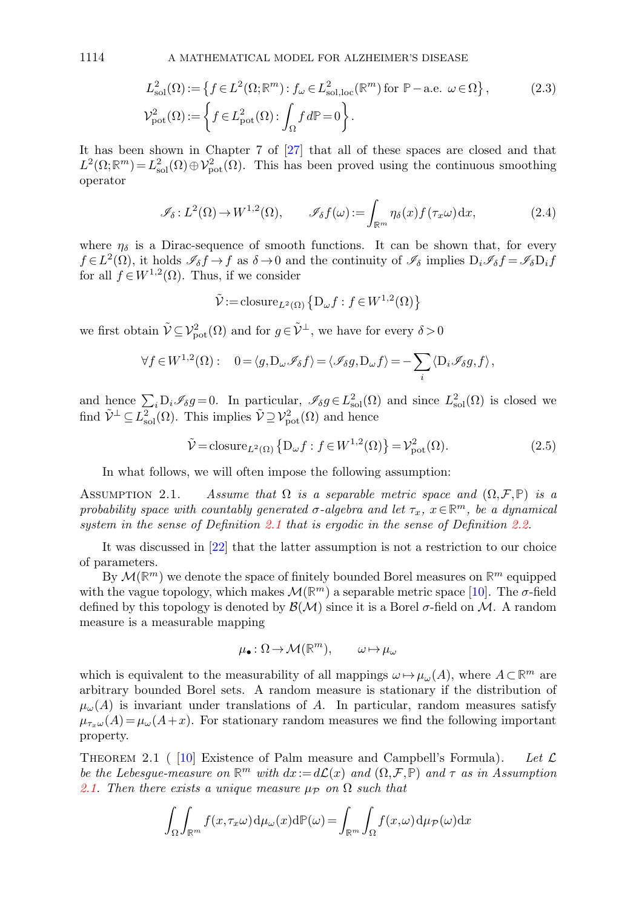$$
\begin{aligned}
&L^2_{\mathrm{sol}}(\Omega) := \left\{ f \in L^2(\Omega;\mathbb{R}^m) : f_\omega \in L^2_{\mathrm{sol,loc}}(\mathbb{R}^m) \text{ for } \mathbb{P}-\text{a.e. } \omega \in \Omega \right\}, \\
&\mathcal{V}^2_{\mathrm{pot}}(\Omega) := \left\{ f \in L^2_{\mathrm{pot}}(\Omega) : \int_\Omega f \, d\mathbb{P} = 0 \right\}.
\end{aligned}
\tag{2.3}
$$

It has been shown in Chapter 7 of [27] that all of these spaces are closed and that $L^2(\Omega;\mathbb{R}^m) = L^2_{\mathrm{sol}}(\Omega) \oplus \mathcal{V}^2_{\mathrm{pot}}(\Omega)$. This has been proved using the continuous smoothing operator

$$
\mathscr{I}_\delta : L^2(\Omega) \to W^{1,2}(\Omega), \qquad \mathscr{I}_\delta f(\omega) := \int_{\mathbb{R}^m} \eta_\delta(x) f(\tau_x \omega) \, \mathrm{d}x, \tag{2.4}
$$

where $\eta_\delta$ is a Dirac-sequence of smooth functions. It can be shown that, for every $f \in L^2(\Omega)$, it holds $\mathscr{I}_\delta f \to f$ as $\delta \to 0$ and the continuity of $\mathscr{I}_\delta$ implies $\mathrm{D}_i \mathscr{I}_\delta f = \mathscr{I}_\delta \mathrm{D}_i f$ for all $f \in W^{1,2}(\Omega)$. Thus, if we consider

$$
\tilde{\mathcal{V}} := \mathrm{closure}_{L^2(\Omega)} \left\{ \mathrm{D}_\omega f : f \in W^{1,2}(\Omega) \right\}
$$

we first obtain $\tilde{\mathcal{V}} \subseteq \mathcal{V}^2_{\mathrm{pot}}(\Omega)$ and for $g \in \tilde{\mathcal{V}}^\perp$, we have for every $\delta > 0$

$$
\forall f \in W^{1,2}(\Omega): \quad 0 = \langle g, \mathrm{D}_\omega \mathscr{I}_\delta f \rangle = \langle \mathscr{I}_\delta g, \mathrm{D}_\omega f \rangle = -\sum_i \langle \mathrm{D}_i \mathscr{I}_\delta g, f \rangle,
$$

and hence $\sum_i \mathrm{D}_i \mathscr{I}_\delta g = 0$. In particular, $\mathscr{I}_\delta g \in L^2_{\mathrm{sol}}(\Omega)$ and since $L^2_{\mathrm{sol}}(\Omega)$ is closed we find $\tilde{\mathcal{V}}^\perp \subseteq L^2_{\mathrm{sol}}(\Omega)$. This implies $\tilde{\mathcal{V}} \supseteq \mathcal{V}^2_{\mathrm{pot}}(\Omega)$ and hence

$$
\tilde{\mathcal{V}} = \mathrm{closure}_{L^2(\Omega)} \left\{ \mathrm{D}_\omega f : f \in W^{1,2}(\Omega) \right\} = \mathcal{V}^2_{\mathrm{pot}}(\Omega). \tag{2.5}
$$

In what follows, we will often impose the following assumption:

Assumption 2.1. *Assume that $\Omega$ is a separable metric space and $(\Omega, \mathcal{F}, \mathbb{P})$ is a probability space with countably generated $\sigma$-algebra and let $\tau_x$, $x \in \mathbb{R}^m$, be a dynamical system in the sense of Definition 2.1 that is ergodic in the sense of Definition 2.2.*

It was discussed in [22] that the latter assumption is not a restriction to our choice of parameters.

By $\mathcal{M}(\mathbb{R}^m)$ we denote the space of finitely bounded Borel measures on $\mathbb{R}^m$ equipped with the vague topology, which makes $\mathcal{M}(\mathbb{R}^m)$ a separable metric space [10]. The $\sigma$-field defined by this topology is denoted by $\mathcal{B}(\mathcal{M})$ since it is a Borel $\sigma$-field on $\mathcal{M}$. A random measure is a measurable mapping

$$
\mu_\bullet : \Omega \to \mathcal{M}(\mathbb{R}^m), \qquad \omega \mapsto \mu_\omega
$$

which is equivalent to the measurability of all mappings $\omega \mapsto \mu_\omega(A)$, where $A \subset \mathbb{R}^m$ are arbitrary bounded Borel sets. A random measure is stationary if the distribution of $\mu_\omega(A)$ is invariant under translations of $A$. In particular, random measures satisfy $\mu_{\tau_x \omega}(A) = \mu_\omega(A + x)$. For stationary random measures we find the following important property.

Theorem 2.1 ( [10] Existence of Palm measure and Campbell's Formula). *Let $\mathcal{L}$ be the Lebesgue-measure on $\mathbb{R}^m$ with $dx := d\mathcal{L}(x)$ and $(\Omega, \mathcal{F}, \mathbb{P})$ and $\tau$ as in Assumption 2.1. Then there exists a unique measure $\mu_{\mathcal{P}}$ on $\Omega$ such that*

$$
\int_\Omega \int_{\mathbb{R}^m} f(x, \tau_x \omega) \, \mathrm{d}\mu_\omega(x) \mathrm{d}\mathbb{P}(\omega) = \int_{\mathbb{R}^m} \int_\Omega f(x, \omega) \, \mathrm{d}\mu_{\mathcal{P}}(\omega) \mathrm{d}x
$$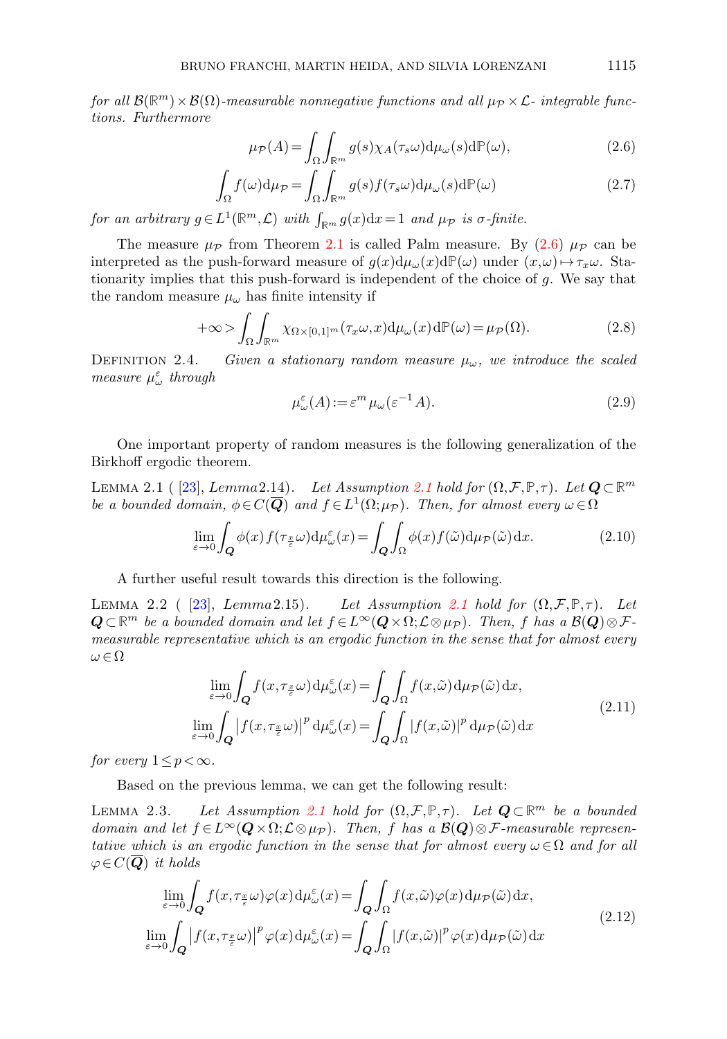*for all $\mathcal{B}(\mathbb{R}^m)\times\mathcal{B}(\Omega)$-measurable nonnegative functions and all $\mu_{\mathcal{P}}\times\mathcal{L}$- integrable functions. Furthermore*

$$
\mu_{\mathcal{P}}(A)=\int_\Omega\int_{\mathbb{R}^m} g(s)\chi_A(\tau_s\omega)\mathrm{d}\mu_\omega(s)\mathrm{d}\mathbb{P}(\omega), \tag{2.6}
$$

$$
\int_\Omega f(\omega)\mathrm{d}\mu_{\mathcal{P}}=\int_\Omega\int_{\mathbb{R}^m} g(s)f(\tau_s\omega)\mathrm{d}\mu_\omega(s)\mathrm{d}\mathbb{P}(\omega) \tag{2.7}
$$

*for an arbitrary $g\in L^1(\mathbb{R}^m,\mathcal{L})$ with $\int_{\mathbb{R}^m} g(x)\mathrm{d}x=1$ and $\mu_{\mathcal{P}}$ is $\sigma$-finite.*

The measure $\mu_{\mathcal{P}}$ from Theorem 2.1 is called Palm measure. By (2.6) $\mu_{\mathcal{P}}$ can be interpreted as the push-forward measure of $g(x)\mathrm{d}\mu_\omega(x)\mathrm{d}\mathbb{P}(\omega)$ under $(x,\omega)\mapsto\tau_x\omega$. Stationarity implies that this push-forward is independent of the choice of $g$. We say that the random measure $\mu_\omega$ has finite intensity if

$$
+\infty>\int_\Omega\int_{\mathbb{R}^m}\chi_{\Omega\times[0,1]^m}(\tau_x\omega,x)\mathrm{d}\mu_\omega(x)\mathrm{d}\mathbb{P}(\omega)=\mu_{\mathcal{P}}(\Omega). \tag{2.8}
$$

Definition 2.4. *Given a stationary random measure $\mu_\omega$, we introduce the scaled measure $\mu_\omega^\varepsilon$ through*

$$
\mu_\omega^\varepsilon(A):=\varepsilon^m\mu_\omega(\varepsilon^{-1}A). \tag{2.9}
$$

One important property of random measures is the following generalization of the Birkhoff ergodic theorem.

Lemma 2.1 ( [23], *Lemma*2.14). *Let Assumption 2.1 hold for $(\Omega,\mathcal{F},\mathbb{P},\tau)$. Let $\boldsymbol{Q}\subset\mathbb{R}^m$ be a bounded domain, $\phi\in C(\overline{\boldsymbol{Q}})$ and $f\in L^1(\Omega;\mu_{\mathcal{P}})$. Then, for almost every $\omega\in\Omega$*

$$
\lim_{\varepsilon\to0}\int_{\boldsymbol{Q}}\phi(x)f(\tau_{\frac{x}{\varepsilon}}\omega)\mathrm{d}\mu_\omega^\varepsilon(x)=\int_{\boldsymbol{Q}}\int_\Omega\phi(x)f(\tilde\omega)\mathrm{d}\mu_{\mathcal{P}}(\tilde\omega)\mathrm{d}x. \tag{2.10}
$$

A further useful result towards this direction is the following.

Lemma 2.2 ( [23], *Lemma*2.15). *Let Assumption 2.1 hold for $(\Omega,\mathcal{F},\mathbb{P},\tau)$. Let $\boldsymbol{Q}\subset\mathbb{R}^m$ be a bounded domain and let $f\in L^\infty(\boldsymbol{Q}\times\Omega;\mathcal{L}\otimes\mu_{\mathcal{P}})$. Then, $f$ has a $\mathcal{B}(\boldsymbol{Q})\otimes\mathcal{F}$-measurable representative which is an ergodic function in the sense that for almost every $\omega\in\Omega$*

$$
\begin{aligned}
\lim_{\varepsilon\to0}\int_{\boldsymbol{Q}} f(x,\tau_{\frac{x}{\varepsilon}}\omega)\mathrm{d}\mu_\omega^\varepsilon(x)&=\int_{\boldsymbol{Q}}\int_\Omega f(x,\tilde\omega)\mathrm{d}\mu_{\mathcal{P}}(\tilde\omega)\mathrm{d}x,\\
\lim_{\varepsilon\to0}\int_{\boldsymbol{Q}}\left|f(x,\tau_{\frac{x}{\varepsilon}}\omega)\right|^p\mathrm{d}\mu_\omega^\varepsilon(x)&=\int_{\boldsymbol{Q}}\int_\Omega|f(x,\tilde\omega)|^p\,\mathrm{d}\mu_{\mathcal{P}}(\tilde\omega)\mathrm{d}x
\end{aligned} \tag{2.11}
$$

*for every $1\le p<\infty$.*

Based on the previous lemma, we can get the following result:

Lemma 2.3. *Let Assumption 2.1 hold for $(\Omega,\mathcal{F},\mathbb{P},\tau)$. Let $\boldsymbol{Q}\subset\mathbb{R}^m$ be a bounded domain and let $f\in L^\infty(\boldsymbol{Q}\times\Omega;\mathcal{L}\otimes\mu_{\mathcal{P}})$. Then, $f$ has a $\mathcal{B}(\boldsymbol{Q})\otimes\mathcal{F}$-measurable representative which is an ergodic function in the sense that for almost every $\omega\in\Omega$ and for all $\varphi\in C(\overline{\boldsymbol{Q}})$ it holds*

$$
\begin{aligned}
\lim_{\varepsilon\to0}\int_{\boldsymbol{Q}} f(x,\tau_{\frac{x}{\varepsilon}}\omega)\varphi(x)\mathrm{d}\mu_\omega^\varepsilon(x)&=\int_{\boldsymbol{Q}}\int_\Omega f(x,\tilde\omega)\varphi(x)\mathrm{d}\mu_{\mathcal{P}}(\tilde\omega)\mathrm{d}x,\\
\lim_{\varepsilon\to0}\int_{\boldsymbol{Q}}\left|f(x,\tau_{\frac{x}{\varepsilon}}\omega)\right|^p\varphi(x)\mathrm{d}\mu_\omega^\varepsilon(x)&=\int_{\boldsymbol{Q}}\int_\Omega|f(x,\tilde\omega)|^p\varphi(x)\mathrm{d}\mu_{\mathcal{P}}(\tilde\omega)\mathrm{d}x
\end{aligned} \tag{2.12}
$$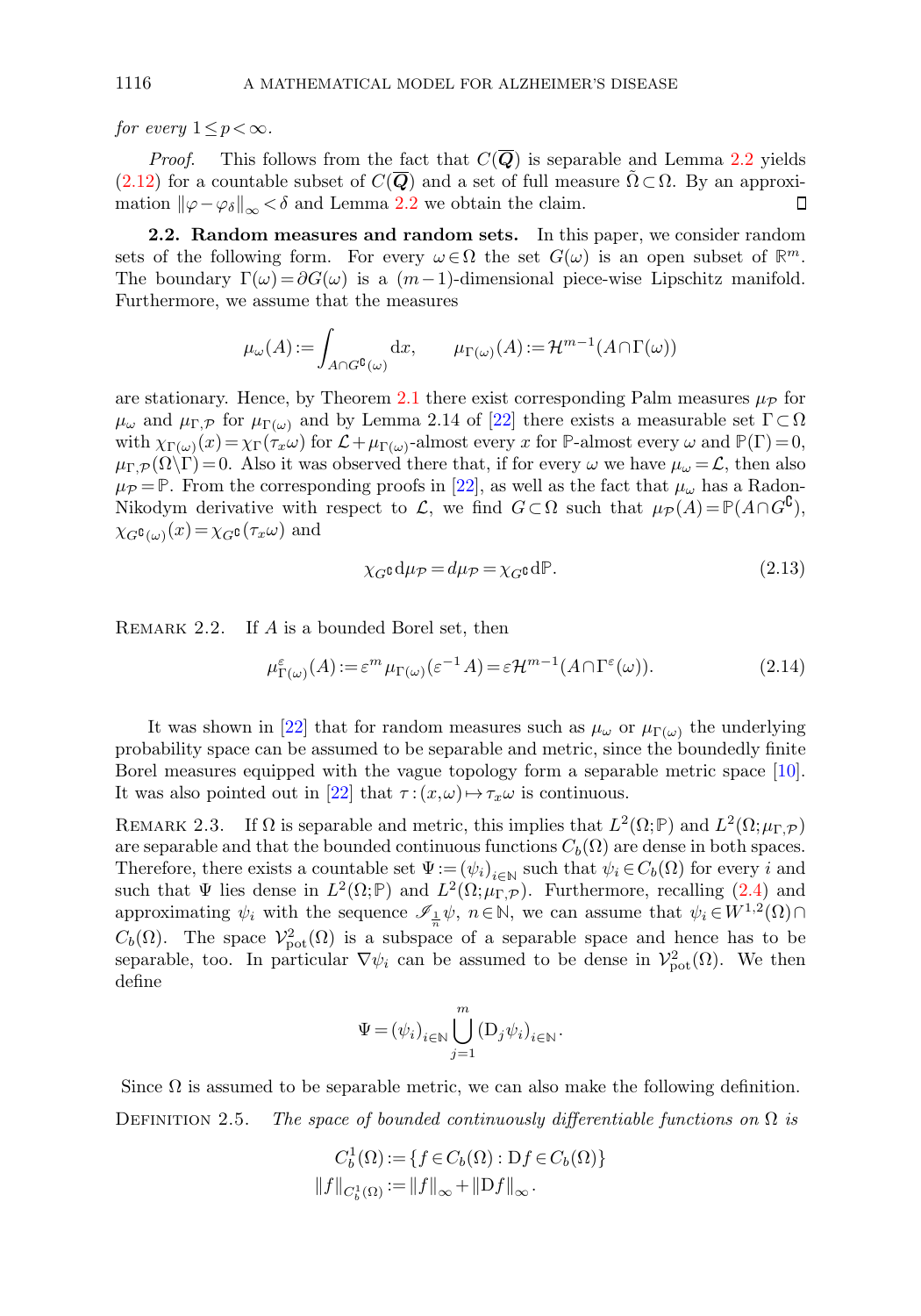*for every* $1 \le p < \infty$.

*Proof.* This follows from the fact that $C(\overline{\boldsymbol{Q}})$ is separable and Lemma 2.2 yields (2.12) for a countable subset of $C(\overline{\boldsymbol{Q}})$ and a set of full measure $\tilde{\Omega} \subset \Omega$. By an approximation $\|\varphi - \varphi_\delta\|_\infty < \delta$ and Lemma 2.2 we obtain the claim. $\square$

**2.2. Random measures and random sets.** In this paper, we consider random sets of the following form. For every $\omega \in \Omega$ the set $G(\omega)$ is an open subset of $\mathbb{R}^m$. The boundary $\Gamma(\omega) = \partial G(\omega)$ is a $(m-1)$-dimensional piece-wise Lipschitz manifold. Furthermore, we assume that the measures

$$\mu_\omega(A) := \int_{A \cap G^{\complement}(\omega)} \mathrm{d}x, \qquad \mu_{\Gamma(\omega)}(A) := \mathcal{H}^{m-1}(A \cap \Gamma(\omega))$$

are stationary. Hence, by Theorem 2.1 there exist corresponding Palm measures $\mu_{\mathcal{P}}$ for $\mu_\omega$ and $\mu_{\Gamma,\mathcal{P}}$ for $\mu_{\Gamma(\omega)}$ and by Lemma 2.14 of [22] there exists a measurable set $\Gamma \subset \Omega$ with $\chi_{\Gamma(\omega)}(x) = \chi_\Gamma(\tau_x \omega)$ for $\mathcal{L} + \mu_{\Gamma(\omega)}$-almost every $x$ for $\mathbb{P}$-almost every $\omega$ and $\mathbb{P}(\Gamma) = 0$, $\mu_{\Gamma,\mathcal{P}}(\Omega \backslash \Gamma) = 0$. Also it was observed there that, if for every $\omega$ we have $\mu_\omega = \mathcal{L}$, then also $\mu_{\mathcal{P}} = \mathbb{P}$. From the corresponding proofs in [22], as well as the fact that $\mu_\omega$ has a Radon-Nikodym derivative with respect to $\mathcal{L}$, we find $G \subset \Omega$ such that $\mu_{\mathcal{P}}(A) = \mathbb{P}(A \cap G^{\complement})$, $\chi_{G^{\complement}(\omega)}(x) = \chi_{G^{\complement}}(\tau_x \omega)$ and

$$\chi_{G^{\complement}} \mathrm{d}\mu_{\mathcal{P}} = d\mu_{\mathcal{P}} = \chi_{G^{\complement}} \mathrm{d}\mathbb{P}. \tag{2.13}$$

REMARK 2.2. If $A$ is a bounded Borel set, then

$$\mu^{\varepsilon}_{\Gamma(\omega)}(A) := \varepsilon^m \mu_{\Gamma(\omega)}(\varepsilon^{-1} A) = \varepsilon \mathcal{H}^{m-1}(A \cap \Gamma^{\varepsilon}(\omega)). \tag{2.14}$$

It was shown in [22] that for random measures such as $\mu_\omega$ or $\mu_{\Gamma(\omega)}$ the underlying probability space can be assumed to be separable and metric, since the boundedly finite Borel measures equipped with the vague topology form a separable metric space [10]. It was also pointed out in [22] that $\tau : (x,\omega) \mapsto \tau_x \omega$ is continuous.

REMARK 2.3. If $\Omega$ is separable and metric, this implies that $L^2(\Omega;\mathbb{P})$ and $L^2(\Omega;\mu_{\Gamma,\mathcal{P}})$ are separable and that the bounded continuous functions $C_b(\Omega)$ are dense in both spaces. Therefore, there exists a countable set $\Psi := (\psi_i)_{i \in \mathbb{N}}$ such that $\psi_i \in C_b(\Omega)$ for every $i$ and such that $\Psi$ lies dense in $L^2(\Omega;\mathbb{P})$ and $L^2(\Omega;\mu_{\Gamma,\mathcal{P}})$. Furthermore, recalling (2.4) and approximating $\psi_i$ with the sequence $\mathscr{I}_{\frac{1}{n}} \psi$, $n \in \mathbb{N}$, we can assume that $\psi_i \in W^{1,2}(\Omega) \cap C_b(\Omega)$. The space $\mathcal{V}^2_{\mathrm{pot}}(\Omega)$ is a subspace of a separable space and hence has to be separable, too. In particular $\nabla \psi_i$ can be assumed to be dense in $\mathcal{V}^2_{\mathrm{pot}}(\Omega)$. We then define

$$\Psi = (\psi_i)_{i \in \mathbb{N}} \bigcup_{j=1}^{m} (\mathrm{D}_j \psi_i)_{i \in \mathbb{N}}.$$

Since $\Omega$ is assumed to be separable metric, we can also make the following definition.

DEFINITION 2.5. *The space of bounded continuously differentiable functions on* $\Omega$ *is*

$$C^1_b(\Omega) := \{ f \in C_b(\Omega) : \mathrm{D} f \in C_b(\Omega) \}$$
$$\|f\|_{C^1_b(\Omega)} := \|f\|_\infty + \|\mathrm{D} f\|_\infty .$$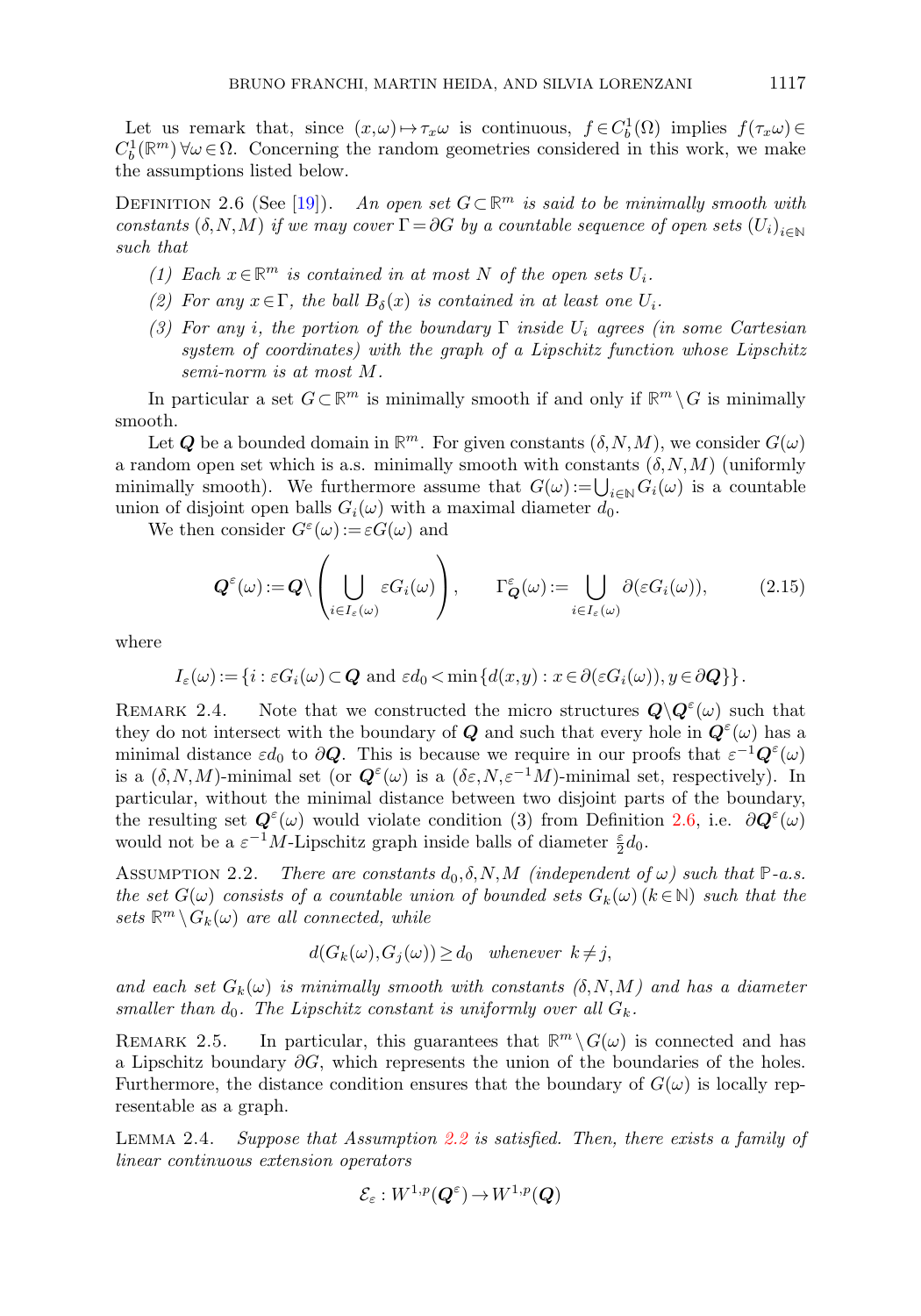Let us remark that, since $(x,\omega)\mapsto\tau_x\omega$ is continuous, $f\in C_b^1(\Omega)$ implies $f(\tau_x\omega)\in C_b^1(\mathbb{R}^m)\,\forall\omega\in\Omega$. Concerning the random geometries considered in this work, we make the assumptions listed below.

DEFINITION 2.6 (See [19]). *An open set $G\subset\mathbb{R}^m$ is said to be minimally smooth with constants $(\delta,N,M)$ if we may cover $\Gamma=\partial G$ by a countable sequence of open sets $(U_i)_{i\in\mathbb{N}}$ such that*

*(1) Each $x\in\mathbb{R}^m$ is contained in at most $N$ of the open sets $U_i$.*

*(2) For any $x\in\Gamma$, the ball $B_\delta(x)$ is contained in at least one $U_i$.*

*(3) For any $i$, the portion of the boundary $\Gamma$ inside $U_i$ agrees (in some Cartesian system of coordinates) with the graph of a Lipschitz function whose Lipschitz semi-norm is at most $M$.*

In particular a set $G\subset\mathbb{R}^m$ is minimally smooth if and only if $\mathbb{R}^m\setminus G$ is minimally smooth.

Let $\boldsymbol{Q}$ be a bounded domain in $\mathbb{R}^m$. For given constants $(\delta,N,M)$, we consider $G(\omega)$ a random open set which is a.s. minimally smooth with constants $(\delta,N,M)$ (uniformly minimally smooth). We furthermore assume that $G(\omega):=\bigcup_{i\in\mathbb{N}}G_i(\omega)$ is a countable union of disjoint open balls $G_i(\omega)$ with a maximal diameter $d_0$.

We then consider $G^\varepsilon(\omega):=\varepsilon G(\omega)$ and

$$\boldsymbol{Q}^\varepsilon(\omega):=\boldsymbol{Q}\setminus\left(\bigcup_{i\in I_\varepsilon(\omega)}\varepsilon G_i(\omega)\right),\qquad \Gamma^\varepsilon_{\boldsymbol{Q}}(\omega):=\bigcup_{i\in I_\varepsilon(\omega)}\partial(\varepsilon G_i(\omega)),\tag{2.15}$$

where

$$I_\varepsilon(\omega):=\{i:\varepsilon G_i(\omega)\subset\boldsymbol{Q}\text{ and }\varepsilon d_0<\min\{d(x,y):x\in\partial(\varepsilon G_i(\omega)),y\in\partial\boldsymbol{Q}\}\}.$$

REMARK 2.4. Note that we constructed the micro structures $\boldsymbol{Q}\backslash\boldsymbol{Q}^\varepsilon(\omega)$ such that they do not intersect with the boundary of $\boldsymbol{Q}$ and such that every hole in $\boldsymbol{Q}^\varepsilon(\omega)$ has a minimal distance $\varepsilon d_0$ to $\partial\boldsymbol{Q}$. This is because we require in our proofs that $\varepsilon^{-1}\boldsymbol{Q}^\varepsilon(\omega)$ is a $(\delta,N,M)$-minimal set (or $\boldsymbol{Q}^\varepsilon(\omega)$ is a $(\delta\varepsilon,N,\varepsilon^{-1}M)$-minimal set, respectively). In particular, without the minimal distance between two disjoint parts of the boundary, the resulting set $\boldsymbol{Q}^\varepsilon(\omega)$ would violate condition (3) from Definition 2.6, i.e. $\partial\boldsymbol{Q}^\varepsilon(\omega)$ would not be a $\varepsilon^{-1}M$-Lipschitz graph inside balls of diameter $\frac{\varepsilon}{2}d_0$.

ASSUMPTION 2.2. *There are constants $d_0,\delta,N,M$ (independent of $\omega$) such that $\mathbb{P}$-a.s. the set $G(\omega)$ consists of a countable union of bounded sets $G_k(\omega)\,(k\in\mathbb{N})$ such that the sets $\mathbb{R}^m\setminus G_k(\omega)$ are all connected, while*

$$d(G_k(\omega),G_j(\omega))\geq d_0\quad\text{whenever }\;k\neq j,$$

*and each set $G_k(\omega)$ is minimally smooth with constants $(\delta,N,M)$ and has a diameter smaller than $d_0$. The Lipschitz constant is uniformly over all $G_k$.*

REMARK 2.5. In particular, this guarantees that $\mathbb{R}^m\setminus G(\omega)$ is connected and has a Lipschitz boundary $\partial G$, which represents the union of the boundaries of the holes. Furthermore, the distance condition ensures that the boundary of $G(\omega)$ is locally representable as a graph.

LEMMA 2.4. *Suppose that Assumption 2.2 is satisfied. Then, there exists a family of linear continuous extension operators*

$$\mathcal{E}_\varepsilon:W^{1,p}(\boldsymbol{Q}^\varepsilon)\to W^{1,p}(\boldsymbol{Q})$$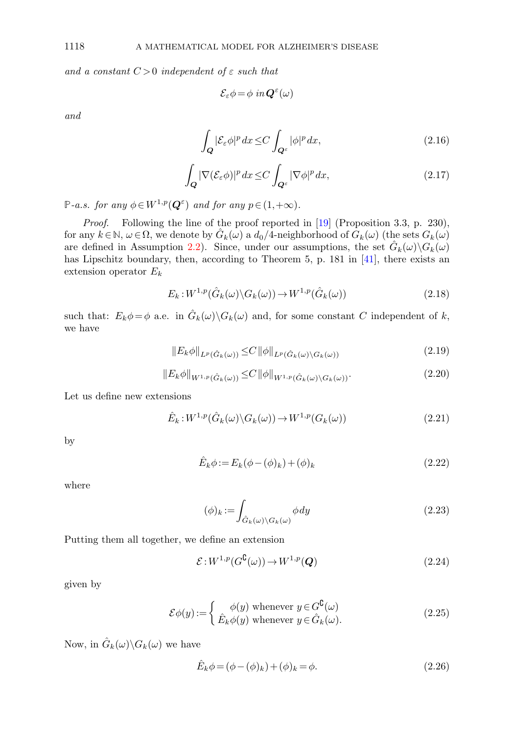*and a constant $C>0$ independent of $\varepsilon$ such that*

$$\mathcal{E}_\varepsilon \phi = \phi \ in\, \boldsymbol{Q}^\varepsilon(\omega)$$

*and*

$$\int_{\boldsymbol{Q}} |\mathcal{E}_\varepsilon \phi|^p \, dx \leq C \int_{\boldsymbol{Q}^\varepsilon} |\phi|^p \, dx, \tag{2.16}$$

$$\int_{\boldsymbol{Q}} |\nabla(\mathcal{E}_\varepsilon \phi)|^p \, dx \leq C \int_{\boldsymbol{Q}^\varepsilon} |\nabla \phi|^p \, dx, \tag{2.17}$$

$\mathbb{P}$*-a.s. for any $\phi \in W^{1,p}(\boldsymbol{Q}^\varepsilon)$ and for any $p \in (1,+\infty)$.*

*Proof.* Following the line of the proof reported in [19] (Proposition 3.3, p. 230), for any $k \in \mathbb{N}$, $\omega \in \Omega$, we denote by $\hat{G}_k(\omega)$ a $d_0/4$-neighborhood of $G_k(\omega)$ (the sets $G_k(\omega)$ are defined in Assumption 2.2). Since, under our assumptions, the set $\hat{G}_k(\omega) \backslash G_k(\omega)$ has Lipschitz boundary, then, according to Theorem 5, p. 181 in [41], there exists an extension operator $E_k$

$$E_k : W^{1,p}(\hat{G}_k(\omega) \backslash G_k(\omega)) \to W^{1,p}(\hat{G}_k(\omega)) \tag{2.18}$$

such that: $E_k \phi = \phi$ a.e. in $\hat{G}_k(\omega) \backslash G_k(\omega)$ and, for some constant $C$ independent of $k$, we have

$$\|E_k \phi\|_{L^p(\hat{G}_k(\omega))} \leq C \|\phi\|_{L^p(\hat{G}_k(\omega) \backslash G_k(\omega))} \tag{2.19}$$

$$\|E_k \phi\|_{W^{1,p}(\hat{G}_k(\omega))} \leq C \|\phi\|_{W^{1,p}(\hat{G}_k(\omega) \backslash G_k(\omega))}. \tag{2.20}$$

Let us define new extensions

$$\hat{E}_k : W^{1,p}(\hat{G}_k(\omega) \backslash G_k(\omega)) \to W^{1,p}(G_k(\omega)) \tag{2.21}$$

by

$$\hat{E}_k \phi := E_k(\phi - (\phi)_k) + (\phi)_k \tag{2.22}$$

where

$$(\phi)_k := \int_{\hat{G}_k(\omega) \backslash G_k(\omega)} \phi \, dy \tag{2.23}$$

Putting them all together, we define an extension

$$\mathcal{E} : W^{1,p}(G^{\complement}(\omega)) \to W^{1,p}(\boldsymbol{Q}) \tag{2.24}$$

given by

$$\mathcal{E}\phi(y) := \begin{cases} \phi(y) \text{ whenever } y \in G^{\complement}(\omega) \\ \hat{E}_k \phi(y) \text{ whenever } y \in \hat{G}_k(\omega). \end{cases} \tag{2.25}$$

Now, in $\hat{G}_k(\omega) \backslash G_k(\omega)$ we have

$$\hat{E}_k \phi = (\phi - (\phi)_k) + (\phi)_k = \phi. \tag{2.26}$$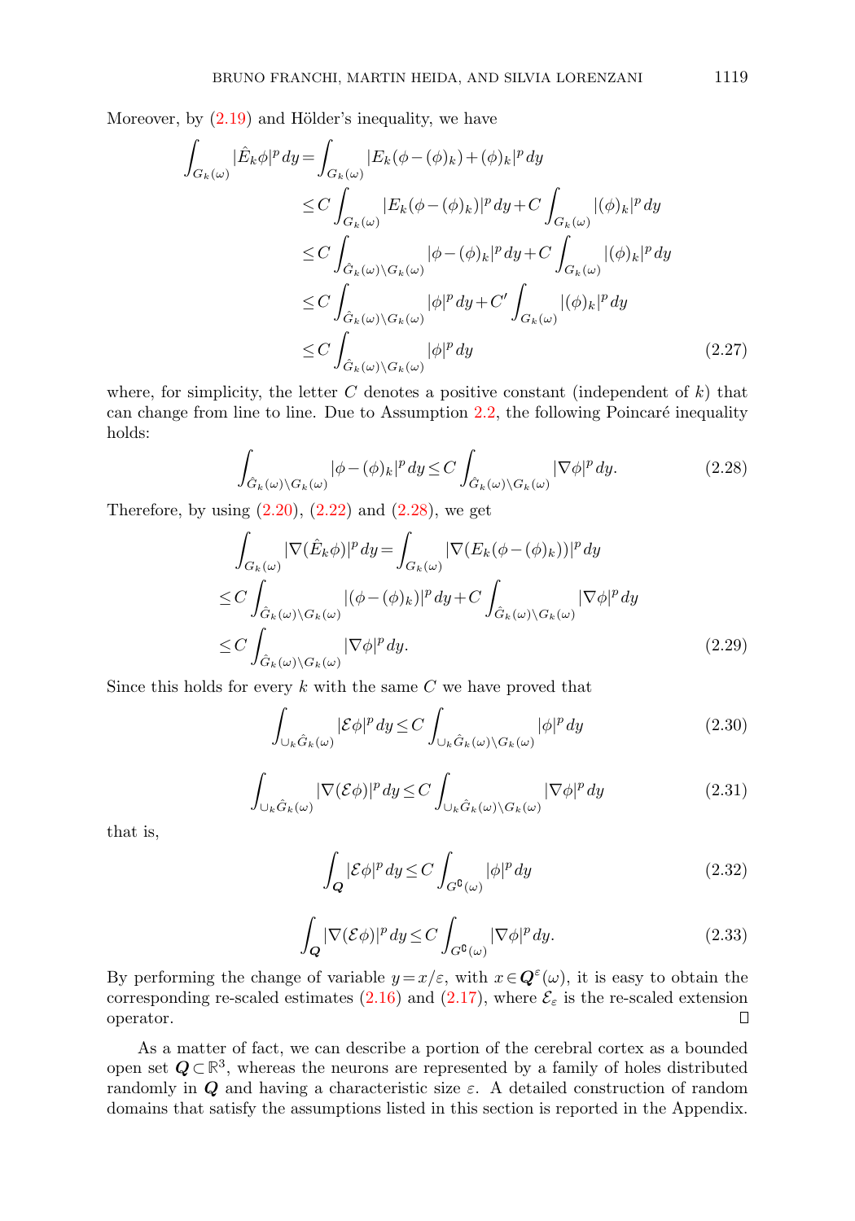Moreover, by (2.19) and Hölder's inequality, we have

$$
\begin{aligned}
\int_{G_k(\omega)} |\hat{E}_k \phi|^p \, dy &= \int_{G_k(\omega)} |E_k(\phi - (\phi)_k) + (\phi)_k|^p \, dy \\
&\leq C \int_{G_k(\omega)} |E_k(\phi - (\phi)_k)|^p \, dy + C \int_{G_k(\omega)} |(\phi)_k|^p \, dy \\
&\leq C \int_{\hat{G}_k(\omega) \setminus G_k(\omega)} |\phi - (\phi)_k|^p \, dy + C \int_{G_k(\omega)} |(\phi)_k|^p \, dy \\
&\leq C \int_{\hat{G}_k(\omega) \setminus G_k(\omega)} |\phi|^p \, dy + C' \int_{G_k(\omega)} |(\phi)_k|^p \, dy \\
&\leq C \int_{\hat{G}_k(\omega) \setminus G_k(\omega)} |\phi|^p \, dy
\end{aligned}
\tag{2.27}
$$

where, for simplicity, the letter $C$ denotes a positive constant (independent of $k$) that can change from line to line. Due to Assumption 2.2, the following Poincaré inequality holds:

$$
\int_{\hat{G}_k(\omega) \setminus G_k(\omega)} |\phi - (\phi)_k|^p \, dy \leq C \int_{\hat{G}_k(\omega) \setminus G_k(\omega)} |\nabla \phi|^p \, dy. \tag{2.28}
$$

Therefore, by using (2.20), (2.22) and (2.28), we get

$$
\begin{aligned}
&\int_{G_k(\omega)} |\nabla(\hat{E}_k \phi)|^p \, dy = \int_{G_k(\omega)} |\nabla(E_k(\phi - (\phi)_k))|^p \, dy \\
&\leq C \int_{\hat{G}_k(\omega) \setminus G_k(\omega)} |(\phi - (\phi)_k)|^p \, dy + C \int_{\hat{G}_k(\omega) \setminus G_k(\omega)} |\nabla \phi|^p \, dy \\
&\leq C \int_{\hat{G}_k(\omega) \setminus G_k(\omega)} |\nabla \phi|^p \, dy.
\end{aligned}
\tag{2.29}
$$

Since this holds for every $k$ with the same $C$ we have proved that

$$
\int_{\cup_k \hat{G}_k(\omega)} |\mathcal{E}\phi|^p \, dy \leq C \int_{\cup_k \hat{G}_k(\omega) \setminus G_k(\omega)} |\phi|^p \, dy \tag{2.30}
$$

$$
\int_{\cup_k \hat{G}_k(\omega)} |\nabla(\mathcal{E}\phi)|^p \, dy \leq C \int_{\cup_k \hat{G}_k(\omega) \setminus G_k(\omega)} |\nabla \phi|^p \, dy \tag{2.31}
$$

that is,

$$
\int_{\boldsymbol{Q}} |\mathcal{E}\phi|^p \, dy \leq C \int_{G^{\complement}(\omega)} |\phi|^p \, dy \tag{2.32}
$$

$$
\int_{\boldsymbol{Q}} |\nabla(\mathcal{E}\phi)|^p \, dy \leq C \int_{G^{\complement}(\omega)} |\nabla \phi|^p \, dy. \tag{2.33}
$$

By performing the change of variable $y = x/\varepsilon$, with $x \in \boldsymbol{Q}^{\varepsilon}(\omega)$, it is easy to obtain the corresponding re-scaled estimates (2.16) and (2.17), where $\mathcal{E}_\varepsilon$ is the re-scaled extension operator. □

As a matter of fact, we can describe a portion of the cerebral cortex as a bounded open set $\boldsymbol{Q} \subset \mathbb{R}^3$, whereas the neurons are represented by a family of holes distributed randomly in $\boldsymbol{Q}$ and having a characteristic size $\varepsilon$. A detailed construction of random domains that satisfy the assumptions listed in this section is reported in the Appendix.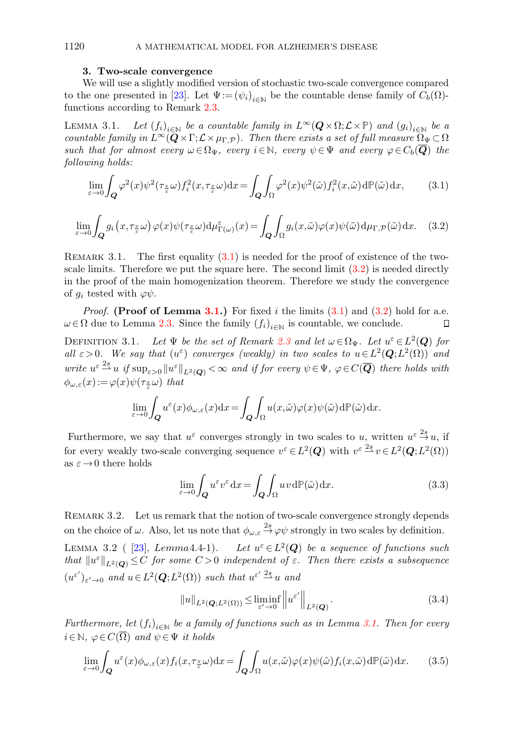## 3. Two-scale convergence

We will use a slightly modified version of stochastic two-scale convergence compared to the one presented in [23]. Let $\Psi := (\psi_i)_{i\in\mathbb{N}}$ be the countable dense family of $C_b(\Omega)$-functions according to Remark 2.3.

LEMMA 3.1. *Let $(f_i)_{i\in\mathbb{N}}$ be a countable family in $L^\infty(\boldsymbol{Q}\times\Omega;\mathcal{L}\times\mathbb{P})$ and $(g_i)_{i\in\mathbb{N}}$ be a countable family in $L^\infty(\boldsymbol{Q}\times\Gamma;\mathcal{L}\times\mu_{\Gamma,\mathcal{P}})$. Then there exists a set of full measure $\Omega_\Psi\subset\Omega$ such that for almost every $\omega\in\Omega_\Psi$, every $i\in\mathbb{N}$, every $\psi\in\Psi$ and every $\varphi\in C_b(\overline{\boldsymbol{Q}})$ the following holds:*

$$\lim_{\varepsilon\to 0}\int_{\boldsymbol{Q}}\varphi^2(x)\psi^2(\tau_{\frac{x}{\varepsilon}}\omega)f_i^2(x,\tau_{\frac{x}{\varepsilon}}\omega)\mathrm{d}x=\int_{\boldsymbol{Q}}\int_\Omega\varphi^2(x)\psi^2(\tilde\omega)f_i^2(x,\tilde\omega)\,\mathrm{d}\mathbb{P}(\tilde\omega)\,\mathrm{d}x, \tag{3.1}$$

$$\lim_{\varepsilon\to 0}\int_{\boldsymbol{Q}}g_i\left(x,\tau_{\frac{x}{\varepsilon}}\omega\right)\varphi(x)\psi(\tau_{\frac{x}{\varepsilon}}\omega)\mathrm{d}\mu^\varepsilon_{\Gamma(\omega)}(x)=\int_{\boldsymbol{Q}}\int_\Omega g_i(x,\tilde\omega)\varphi(x)\psi(\tilde\omega)\,\mathrm{d}\mu_{\Gamma,\mathcal{P}}(\tilde\omega)\,\mathrm{d}x. \tag{3.2}$$

REMARK 3.1. The first equality (3.1) is needed for the proof of existence of the two-scale limits. Therefore we put the square here. The second limit (3.2) is needed directly in the proof of the main homogenization theorem. Therefore we study the convergence of $g_i$ tested with $\varphi\psi$.

*Proof.* **(Proof of Lemma 3.1.)** For fixed $i$ the limits (3.1) and (3.2) hold for a.e. $\omega\in\Omega$ due to Lemma 2.3. Since the family $(f_i)_{i\in\mathbb{N}}$ is countable, we conclude. □

DEFINITION 3.1. *Let $\Psi$ be the set of Remark 2.3 and let $\omega\in\Omega_\Psi$. Let $u^\varepsilon\in L^2(\boldsymbol{Q})$ for all $\varepsilon>0$. We say that $(u^\varepsilon)$ converges (weakly) in two scales to $u\in L^2(\boldsymbol{Q};L^2(\Omega))$ and write $u^\varepsilon\xrightarrow{2s}u$ if $\sup_{\varepsilon>0}\|u^\varepsilon\|_{L^2(\boldsymbol{Q})}<\infty$ and if for every $\psi\in\Psi$, $\varphi\in C(\overline{\boldsymbol{Q}})$ there holds with $\phi_{\omega,\varepsilon}(x):=\varphi(x)\psi(\tau_{\frac{x}{\varepsilon}}\omega)$ that*

$$\lim_{\varepsilon\to 0}\int_{\boldsymbol{Q}}u^\varepsilon(x)\phi_{\omega,\varepsilon}(x)\mathrm{d}x=\int_{\boldsymbol{Q}}\int_\Omega u(x,\tilde\omega)\varphi(x)\psi(\tilde\omega)\,\mathrm{d}\mathbb{P}(\tilde\omega)\,\mathrm{d}x.$$

Furthermore, we say that $u^\varepsilon$ converges strongly in two scales to $u$, written $u^\varepsilon\stackrel{2s}{\to}u$, if for every weakly two-scale converging sequence $v^\varepsilon\in L^2(\boldsymbol{Q})$ with $v^\varepsilon\xrightarrow{2s}v\in L^2(\boldsymbol{Q};L^2(\Omega))$ as $\varepsilon\to 0$ there holds

$$\lim_{\varepsilon\to 0}\int_{\boldsymbol{Q}}u^\varepsilon v^\varepsilon\,\mathrm{d}x=\int_{\boldsymbol{Q}}\int_\Omega uv\,\mathrm{d}\mathbb{P}(\tilde\omega)\,\mathrm{d}x. \tag{3.3}$$

REMARK 3.2. Let us remark that the notion of two-scale convergence strongly depends on the choice of $\omega$. Also, let us note that $\phi_{\omega,\varepsilon}\stackrel{2s}{\to}\varphi\psi$ strongly in two scales by definition.

LEMMA 3.2 ([23], Lemma 4.4-1). *Let $u^\varepsilon\in L^2(\boldsymbol{Q})$ be a sequence of functions such that $\|u^\varepsilon\|_{L^2(\boldsymbol{Q})}\le C$ for some $C>0$ independent of $\varepsilon$. Then there exists a subsequence $(u^{\varepsilon'})_{\varepsilon'\to 0}$ and $u\in L^2(\boldsymbol{Q};L^2(\Omega))$ such that $u^{\varepsilon'}\xrightarrow{2s}u$ and*

$$\|u\|_{L^2(\boldsymbol{Q};L^2(\Omega))}\le\liminf_{\varepsilon'\to 0}\left\|u^{\varepsilon'}\right\|_{L^2(\boldsymbol{Q})}. \tag{3.4}$$

*Furthermore, let $(f_i)_{i\in\mathbb{N}}$ be a family of functions such as in Lemma 3.1. Then for every $i\in\mathbb{N}$, $\varphi\in C(\overline{\Omega})$ and $\psi\in\Psi$ it holds*

$$\lim_{\varepsilon\to 0}\int_{\boldsymbol{Q}}u^\varepsilon(x)\phi_{\omega,\varepsilon}(x)f_i(x,\tau_{\frac{x}{\varepsilon}}\omega)\mathrm{d}x=\int_{\boldsymbol{Q}}\int_\Omega u(x,\tilde\omega)\varphi(x)\psi(\tilde\omega)f_i(x,\tilde\omega)\,\mathrm{d}\mathbb{P}(\tilde\omega)\,\mathrm{d}x. \tag{3.5}$$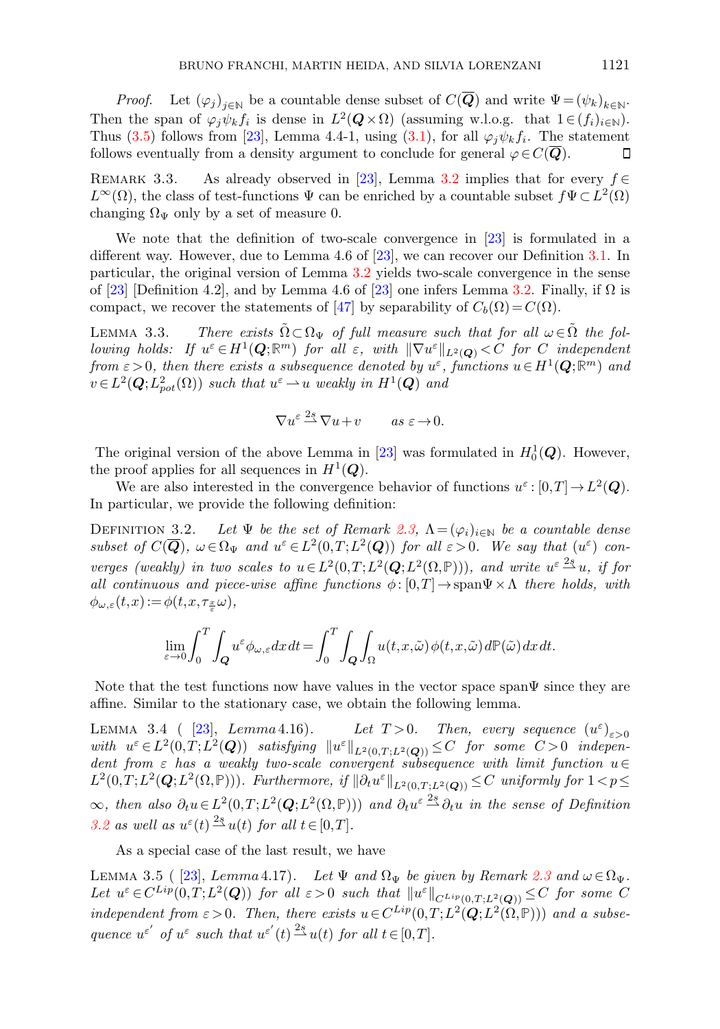*Proof.* Let $(\varphi_j)_{j\in\mathbb{N}}$ be a countable dense subset of $C(\overline{\boldsymbol{Q}})$ and write $\Psi=(\psi_k)_{k\in\mathbb{N}}$. Then the span of $\varphi_j\psi_k f_i$ is dense in $L^2(\boldsymbol{Q}\times\Omega)$ (assuming w.l.o.g. that $1\in(f_i)_{i\in\mathbb{N}}$). Thus (3.5) follows from [23], Lemma 4.4-1, using (3.1), for all $\varphi_j\psi_k f_i$. The statement follows eventually from a density argument to conclude for general $\varphi\in C(\overline{\boldsymbol{Q}})$. ◻

REMARK 3.3. As already observed in [23], Lemma 3.2 implies that for every $f\in L^\infty(\Omega)$, the class of test-functions $\Psi$ can be enriched by a countable subset $f\Psi\subset L^2(\Omega)$ changing $\Omega_\Psi$ only by a set of measure 0.

We note that the definition of two-scale convergence in [23] is formulated in a different way. However, due to Lemma 4.6 of [23], we can recover our Definition 3.1. In particular, the original version of Lemma 3.2 yields two-scale convergence in the sense of [23] [Definition 4.2], and by Lemma 4.6 of [23] one infers Lemma 3.2. Finally, if $\Omega$ is compact, we recover the statements of [47] by separability of $C_b(\Omega)=C(\Omega)$.

LEMMA 3.3. *There exists $\tilde\Omega\subset\Omega_\Psi$ of full measure such that for all $\omega\in\tilde\Omega$ the following holds: If $u^\varepsilon\in H^1(\boldsymbol{Q};\mathbb{R}^m)$ for all $\varepsilon$, with $\|\nabla u^\varepsilon\|_{L^2(\boldsymbol{Q})}<C$ for $C$ independent from $\varepsilon>0$, then there exists a subsequence denoted by $u^\varepsilon$, functions $u\in H^1(\boldsymbol{Q};\mathbb{R}^m)$ and $v\in L^2(\boldsymbol{Q};L^2_{pot}(\Omega))$ such that $u^\varepsilon\rightharpoonup u$ weakly in $H^1(\boldsymbol{Q})$ and*

$$\nabla u^\varepsilon \overset{2s}{\rightharpoonup} \nabla u+v \qquad \textit{as } \varepsilon\to 0.$$

The original version of the above Lemma in [23] was formulated in $H^1_0(\boldsymbol{Q})$. However, the proof applies for all sequences in $H^1(\boldsymbol{Q})$.

We are also interested in the convergence behavior of functions $u^\varepsilon:[0,T]\to L^2(\boldsymbol{Q})$. In particular, we provide the following definition:

DEFINITION 3.2. *Let $\Psi$ be the set of Remark 2.3, $\Lambda=(\varphi_i)_{i\in\mathbb{N}}$ be a countable dense subset of $C(\overline{\boldsymbol{Q}})$, $\omega\in\Omega_\Psi$ and $u^\varepsilon\in L^2(0,T;L^2(\boldsymbol{Q}))$ for all $\varepsilon>0$. We say that $(u^\varepsilon)$ converges (weakly) in two scales to $u\in L^2(0,T;L^2(\boldsymbol{Q};L^2(\Omega,\mathbb{P})))$, and write $u^\varepsilon\overset{2s}{\rightharpoonup}u$, if for all continuous and piece-wise affine functions $\phi:[0,T]\to\mathrm{span}\Psi\times\Lambda$ there holds, with $\phi_{\omega,\varepsilon}(t,x):=\phi(t,x,\tau_{\frac{x}{\varepsilon}}\omega)$,*

$$\lim_{\varepsilon\to 0}\int_0^T\int_{\boldsymbol{Q}} u^\varepsilon\phi_{\omega,\varepsilon}\,dx\,dt=\int_0^T\int_{\boldsymbol{Q}}\int_\Omega u(t,x,\tilde\omega)\,\phi(t,x,\tilde\omega)\,d\mathbb{P}(\tilde\omega)\,dx\,dt.$$

Note that the test functions now have values in the vector space $\mathrm{span}\Psi$ since they are affine. Similar to the stationary case, we obtain the following lemma.

LEMMA 3.4 ([23], *Lemma* 4.16). *Let $T>0$. Then, every sequence $(u^\varepsilon)_{\varepsilon>0}$ with $u^\varepsilon\in L^2(0,T;L^2(\boldsymbol{Q}))$ satisfying $\|u^\varepsilon\|_{L^2(0,T;L^2(\boldsymbol{Q}))}\le C$ for some $C>0$ independent from $\varepsilon$ has a weakly two-scale convergent subsequence with limit function $u\in L^2(0,T;L^2(\boldsymbol{Q};L^2(\Omega,\mathbb{P})))$. Furthermore, if $\|\partial_t u^\varepsilon\|_{L^2(0,T;L^2(\boldsymbol{Q}))}\le C$ uniformly for $1<p\le\infty$, then also $\partial_t u\in L^2(0,T;L^2(\boldsymbol{Q};L^2(\Omega,\mathbb{P})))$ and $\partial_t u^\varepsilon\overset{2s}{\rightharpoonup}\partial_t u$ in the sense of Definition 3.2 as well as $u^\varepsilon(t)\overset{2s}{\rightharpoonup}u(t)$ for all $t\in[0,T]$.*

As a special case of the last result, we have

LEMMA 3.5 ([23], *Lemma* 4.17). *Let $\Psi$ and $\Omega_\Psi$ be given by Remark 2.3 and $\omega\in\Omega_\Psi$. Let $u^\varepsilon\in C^{Lip}(0,T;L^2(\boldsymbol{Q}))$ for all $\varepsilon>0$ such that $\|u^\varepsilon\|_{C^{Lip}(0,T;L^2(\boldsymbol{Q}))}\le C$ for some $C$ independent from $\varepsilon>0$. Then, there exists $u\in C^{Lip}(0,T;L^2(\boldsymbol{Q};L^2(\Omega,\mathbb{P})))$ and a subsequence $u^{\varepsilon'}$ of $u^\varepsilon$ such that $u^{\varepsilon'}(t)\overset{2s}{\rightharpoonup}u(t)$ for all $t\in[0,T]$.*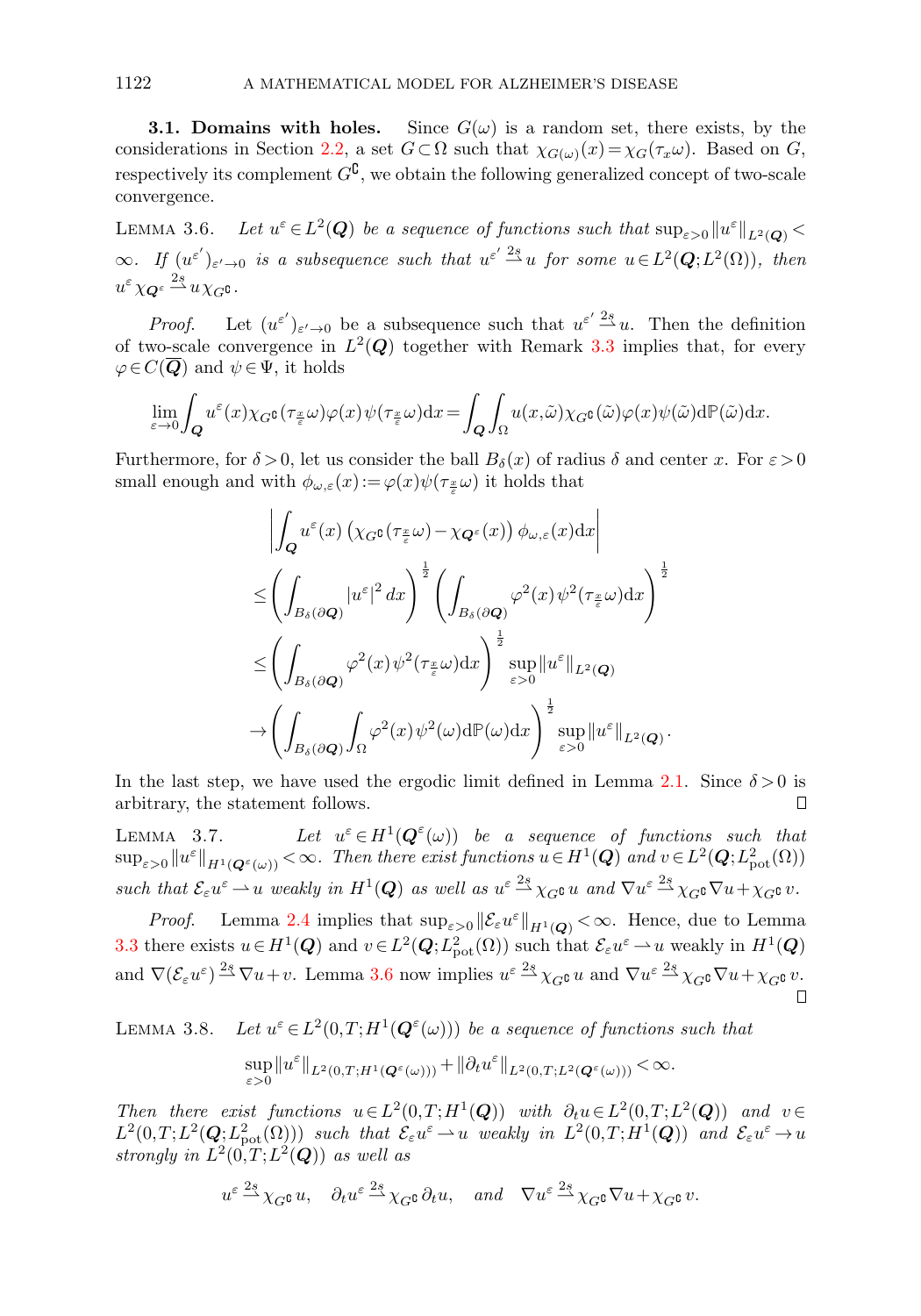**3.1. Domains with holes.** Since $G(\omega)$ is a random set, there exists, by the considerations in Section 2.2, a set $G \subset \Omega$ such that $\chi_{G(\omega)}(x) = \chi_G(\tau_x \omega)$. Based on $G$, respectively its complement $G^{\complement}$, we obtain the following generalized concept of two-scale convergence.

Lemma 3.6. *Let $u^\varepsilon \in L^2(\boldsymbol{Q})$ be a sequence of functions such that $\sup_{\varepsilon>0} \|u^\varepsilon\|_{L^2(\boldsymbol{Q})} < \infty$. If $(u^{\varepsilon'})_{\varepsilon' \to 0}$ is a subsequence such that $u^{\varepsilon'} \overset{2s}{\rightharpoonup} u$ for some $u \in L^2(\boldsymbol{Q}; L^2(\Omega))$, then $u^\varepsilon \chi_{\boldsymbol{Q}^\varepsilon} \overset{2s}{\rightharpoonup} u \chi_{G^{\complement}}$.*

*Proof.* Let $(u^{\varepsilon'})_{\varepsilon' \to 0}$ be a subsequence such that $u^{\varepsilon'} \overset{2s}{\rightharpoonup} u$. Then the definition of two-scale convergence in $L^2(\boldsymbol{Q})$ together with Remark 3.3 implies that, for every $\varphi \in C(\overline{\boldsymbol{Q}})$ and $\psi \in \Psi$, it holds

$$\lim_{\varepsilon \to 0} \int_{\boldsymbol{Q}} u^\varepsilon(x) \chi_{G^{\complement}}(\tau_{\frac{x}{\varepsilon}} \omega) \varphi(x) \psi(\tau_{\frac{x}{\varepsilon}} \omega) \mathrm{d}x = \int_{\boldsymbol{Q}} \int_{\Omega} u(x, \tilde{\omega}) \chi_{G^{\complement}}(\tilde{\omega}) \varphi(x) \psi(\tilde{\omega}) \mathrm{d}\mathbb{P}(\tilde{\omega}) \mathrm{d}x.$$

Furthermore, for $\delta > 0$, let us consider the ball $B_\delta(x)$ of radius $\delta$ and center $x$. For $\varepsilon > 0$ small enough and with $\phi_{\omega,\varepsilon}(x) := \varphi(x)\psi(\tau_{\frac{x}{\varepsilon}}\omega)$ it holds that

$$\begin{aligned}
&\left| \int_{\boldsymbol{Q}} u^\varepsilon(x) \left( \chi_{G^{\complement}}(\tau_{\frac{x}{\varepsilon}} \omega) - \chi_{\boldsymbol{Q}^\varepsilon}(x) \right) \phi_{\omega,\varepsilon}(x) \mathrm{d}x \right| \\
&\le \left( \int_{B_\delta(\partial \boldsymbol{Q})} |u^\varepsilon|^2 \, dx \right)^{\frac{1}{2}} \left( \int_{B_\delta(\partial \boldsymbol{Q})} \varphi^2(x) \psi^2(\tau_{\frac{x}{\varepsilon}} \omega) \mathrm{d}x \right)^{\frac{1}{2}} \\
&\le \left( \int_{B_\delta(\partial \boldsymbol{Q})} \varphi^2(x) \psi^2(\tau_{\frac{x}{\varepsilon}} \omega) \mathrm{d}x \right)^{\frac{1}{2}} \sup_{\varepsilon>0} \|u^\varepsilon\|_{L^2(\boldsymbol{Q})} \\
&\to \left( \int_{B_\delta(\partial \boldsymbol{Q})} \int_{\Omega} \varphi^2(x) \psi^2(\omega) \mathrm{d}\mathbb{P}(\omega) \mathrm{d}x \right)^{\frac{1}{2}} \sup_{\varepsilon>0} \|u^\varepsilon\|_{L^2(\boldsymbol{Q})}.
\end{aligned}$$

In the last step, we have used the ergodic limit defined in Lemma 2.1. Since $\delta > 0$ is arbitrary, the statement follows. $\square$

Lemma 3.7. *Let $u^\varepsilon \in H^1(\boldsymbol{Q}^\varepsilon(\omega))$ be a sequence of functions such that $\sup_{\varepsilon>0} \|u^\varepsilon\|_{H^1(\boldsymbol{Q}^\varepsilon(\omega))} < \infty$. Then there exist functions $u \in H^1(\boldsymbol{Q})$ and $v \in L^2(\boldsymbol{Q}; L^2_{\mathrm{pot}}(\Omega))$ such that $\mathcal{E}_\varepsilon u^\varepsilon \rightharpoonup u$ weakly in $H^1(\boldsymbol{Q})$ as well as $u^\varepsilon \overset{2s}{\rightharpoonup} \chi_{G^{\complement}} u$ and $\nabla u^\varepsilon \overset{2s}{\rightharpoonup} \chi_{G^{\complement}} \nabla u + \chi_{G^{\complement}} v$.*

*Proof.* Lemma 2.4 implies that $\sup_{\varepsilon>0} \|\mathcal{E}_\varepsilon u^\varepsilon\|_{H^1(\boldsymbol{Q})} < \infty$. Hence, due to Lemma 3.3 there exists $u \in H^1(\boldsymbol{Q})$ and $v \in L^2(\boldsymbol{Q}; L^2_{\mathrm{pot}}(\Omega))$ such that $\mathcal{E}_\varepsilon u^\varepsilon \rightharpoonup u$ weakly in $H^1(\boldsymbol{Q})$ and $\nabla(\mathcal{E}_\varepsilon u^\varepsilon) \overset{2s}{\rightharpoonup} \nabla u + v$. Lemma 3.6 now implies $u^\varepsilon \overset{2s}{\rightharpoonup} \chi_{G^{\complement}} u$ and $\nabla u^\varepsilon \overset{2s}{\rightharpoonup} \chi_{G^{\complement}} \nabla u + \chi_{G^{\complement}} v$. $\square$

Lemma 3.8. *Let $u^\varepsilon \in L^2(0,T; H^1(\boldsymbol{Q}^\varepsilon(\omega)))$ be a sequence of functions such that*

$$\sup_{\varepsilon>0} \|u^\varepsilon\|_{L^2(0,T;H^1(\boldsymbol{Q}^\varepsilon(\omega)))} + \|\partial_t u^\varepsilon\|_{L^2(0,T;L^2(\boldsymbol{Q}^\varepsilon(\omega)))} < \infty.$$

*Then there exist functions $u \in L^2(0,T; H^1(\boldsymbol{Q}))$ with $\partial_t u \in L^2(0,T; L^2(\boldsymbol{Q}))$ and $v \in L^2(0,T; L^2(\boldsymbol{Q}; L^2_{\mathrm{pot}}(\Omega)))$ such that $\mathcal{E}_\varepsilon u^\varepsilon \rightharpoonup u$ weakly in $L^2(0,T; H^1(\boldsymbol{Q}))$ and $\mathcal{E}_\varepsilon u^\varepsilon \to u$ strongly in $L^2(0,T; L^2(\boldsymbol{Q}))$ as well as*

$$u^\varepsilon \overset{2s}{\rightharpoonup} \chi_{G^{\complement}} u, \quad \partial_t u^\varepsilon \overset{2s}{\rightharpoonup} \chi_{G^{\complement}} \partial_t u, \quad \text{and} \quad \nabla u^\varepsilon \overset{2s}{\rightharpoonup} \chi_{G^{\complement}} \nabla u + \chi_{G^{\complement}} v.$$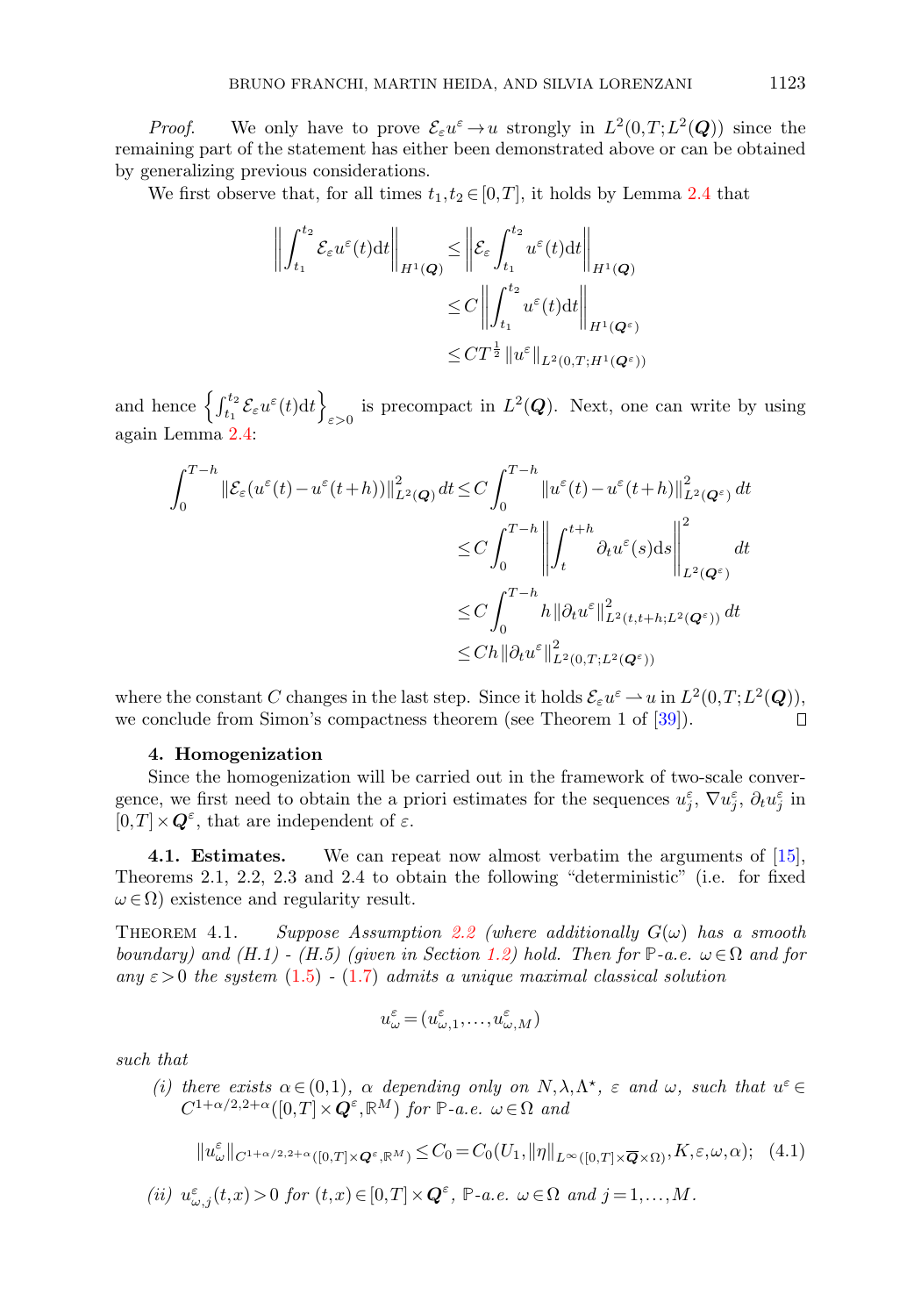*Proof.* We only have to prove $\mathcal{E}_\varepsilon u^\varepsilon \to u$ strongly in $L^2(0,T;L^2(\boldsymbol{Q}))$ since the remaining part of the statement has either been demonstrated above or can be obtained by generalizing previous considerations.

We first observe that, for all times $t_1, t_2 \in [0,T]$, it holds by Lemma 2.4 that

$$
\begin{aligned}
\left\| \int_{t_1}^{t_2} \mathcal{E}_\varepsilon u^\varepsilon(t)\mathrm{d}t \right\|_{H^1(\boldsymbol{Q})} &\leq \left\| \mathcal{E}_\varepsilon \int_{t_1}^{t_2} u^\varepsilon(t)\mathrm{d}t \right\|_{H^1(\boldsymbol{Q})} \\
&\leq C \left\| \int_{t_1}^{t_2} u^\varepsilon(t)\mathrm{d}t \right\|_{H^1(\boldsymbol{Q}^\varepsilon)} \\
&\leq C T^{\frac{1}{2}} \|u^\varepsilon\|_{L^2(0,T;H^1(\boldsymbol{Q}^\varepsilon))}
\end{aligned}
$$

and hence $\left\{ \int_{t_1}^{t_2} \mathcal{E}_\varepsilon u^\varepsilon(t)\mathrm{d}t \right\}_{\varepsilon>0}$ is precompact in $L^2(\boldsymbol{Q})$. Next, one can write by using again Lemma 2.4:

$$
\begin{aligned}
\int_0^{T-h} \|\mathcal{E}_\varepsilon(u^\varepsilon(t) - u^\varepsilon(t+h))\|^2_{L^2(\boldsymbol{Q})}\, dt &\leq C \int_0^{T-h} \|u^\varepsilon(t) - u^\varepsilon(t+h)\|^2_{L^2(\boldsymbol{Q}^\varepsilon)}\, dt \\
&\leq C \int_0^{T-h} \left\| \int_t^{t+h} \partial_t u^\varepsilon(s)\mathrm{d}s \right\|^2_{L^2(\boldsymbol{Q}^\varepsilon)} dt \\
&\leq C \int_0^{T-h} h \|\partial_t u^\varepsilon\|^2_{L^2(t,t+h;L^2(\boldsymbol{Q}^\varepsilon))}\, dt \\
&\leq C h \|\partial_t u^\varepsilon\|^2_{L^2(0,T;L^2(\boldsymbol{Q}^\varepsilon))}
\end{aligned}
$$

where the constant $C$ changes in the last step. Since it holds $\mathcal{E}_\varepsilon u^\varepsilon \rightharpoonup u$ in $L^2(0,T;L^2(\boldsymbol{Q}))$, we conclude from Simon's compactness theorem (see Theorem 1 of [39]). ◻

## 4. Homogenization

Since the homogenization will be carried out in the framework of two-scale convergence, we first need to obtain the a priori estimates for the sequences $u_j^\varepsilon$, $\nabla u_j^\varepsilon$, $\partial_t u_j^\varepsilon$ in $[0,T] \times \boldsymbol{Q}^\varepsilon$, that are independent of $\varepsilon$.

### 4.1. Estimates.

We can repeat now almost verbatim the arguments of [15], Theorems 2.1, 2.2, 2.3 and 2.4 to obtain the following "deterministic" (i.e. for fixed $\omega \in \Omega$) existence and regularity result.

THEOREM 4.1. *Suppose Assumption 2.2 (where additionally $G(\omega)$ has a smooth boundary) and (H.1) - (H.5) (given in Section 1.2) hold. Then for $\mathbb{P}$-a.e. $\omega \in \Omega$ and for any $\varepsilon > 0$ the system (1.5) - (1.7) admits a unique maximal classical solution*

$$
u_\omega^\varepsilon = (u_{\omega,1}^\varepsilon, \ldots, u_{\omega,M}^\varepsilon)
$$

*such that*

*(i) there exists $\alpha \in (0,1)$, $\alpha$ depending only on $N, \lambda, \Lambda^\star$, $\varepsilon$ and $\omega$, such that $u^\varepsilon \in C^{1+\alpha/2,2+\alpha}([0,T] \times \boldsymbol{Q}^\varepsilon, \mathbb{R}^M)$ for $\mathbb{P}$-a.e. $\omega \in \Omega$ and*

$$
\|u_\omega^\varepsilon\|_{C^{1+\alpha/2,2+\alpha}([0,T]\times\boldsymbol{Q}^\varepsilon,\mathbb{R}^M)} \leq C_0 = C_0(U_1, \|\eta\|_{L^\infty([0,T]\times\overline{\boldsymbol{Q}}\times\Omega)}, K, \varepsilon, \omega, \alpha); \quad (4.1)
$$

*(ii) $u_{\omega,j}^\varepsilon(t,x) > 0$ for $(t,x) \in [0,T] \times \boldsymbol{Q}^\varepsilon$, $\mathbb{P}$-a.e. $\omega \in \Omega$ and $j = 1, \ldots, M$.*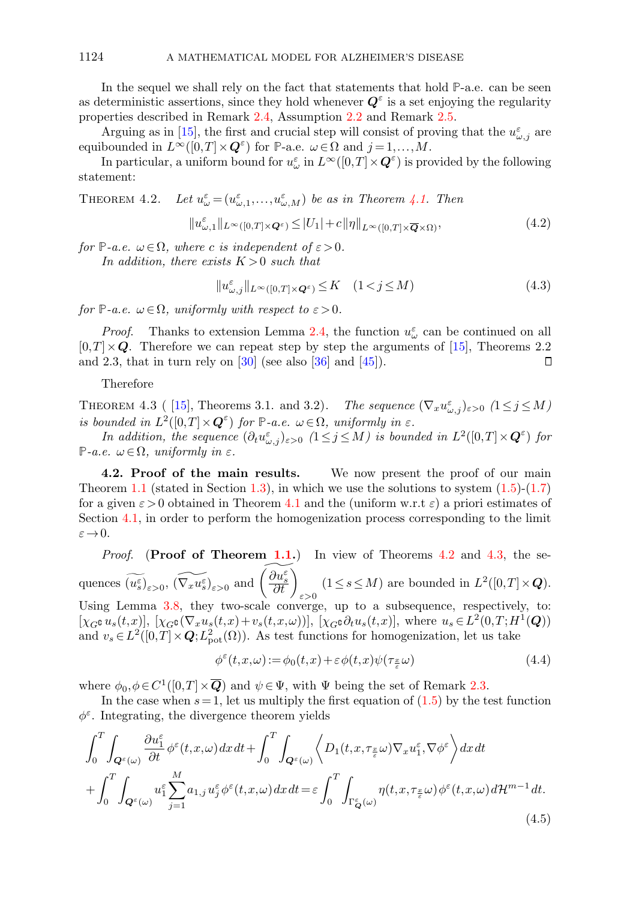In the sequel we shall rely on the fact that statements that hold $\mathbb{P}$-a.e. can be seen as deterministic assertions, since they hold whenever $\boldsymbol{Q}^\varepsilon$ is a set enjoying the regularity properties described in Remark 2.4, Assumption 2.2 and Remark 2.5.

Arguing as in [15], the first and crucial step will consist of proving that the $u^\varepsilon_{\omega,j}$ are equibounded in $L^\infty([0,T]\times \boldsymbol{Q}^\varepsilon)$ for $\mathbb{P}$-a.e. $\omega\in\Omega$ and $j=1,\dots,M$.

In particular, a uniform bound for $u^\varepsilon_\omega$ in $L^\infty([0,T]\times\boldsymbol{Q}^\varepsilon)$ is provided by the following statement:

THEOREM 4.2. *Let $u^\varepsilon_\omega=(u^\varepsilon_{\omega,1},\dots,u^\varepsilon_{\omega,M})$ be as in Theorem 4.1. Then*

$$
\|u^\varepsilon_{\omega,1}\|_{L^\infty([0,T]\times\boldsymbol{Q}^\varepsilon)}\le |U_1|+c\|\eta\|_{L^\infty([0,T]\times\overline{\boldsymbol{Q}}\times\Omega)}, \tag{4.2}
$$

*for $\mathbb{P}$-a.e. $\omega\in\Omega$, where $c$ is independent of $\varepsilon>0$.*

*In addition, there exists $K>0$ such that*

$$
\|u^\varepsilon_{\omega,j}\|_{L^\infty([0,T]\times\boldsymbol{Q}^\varepsilon)}\le K \quad (1<j\le M) \tag{4.3}
$$

*for $\mathbb{P}$-a.e. $\omega\in\Omega$, uniformly with respect to $\varepsilon>0$.*

*Proof.* Thanks to extension Lemma 2.4, the function $u^\varepsilon_\omega$ can be continued on all $[0,T]\times\boldsymbol{Q}$. Therefore we can repeat step by step the arguments of [15], Theorems 2.2 and 2.3, that in turn rely on [30] (see also [36] and [45]). □

Therefore

THEOREM 4.3 ( [15], Theorems 3.1. and 3.2). *The sequence $(\nabla_x u^\varepsilon_{\omega,j})_{\varepsilon>0}$ $(1\le j\le M)$ is bounded in $L^2([0,T]\times\boldsymbol{Q}^\varepsilon)$ for $\mathbb{P}$-a.e. $\omega\in\Omega$, uniformly in $\varepsilon$.*

*In addition, the sequence $(\partial_t u^\varepsilon_{\omega,j})_{\varepsilon>0}$ $(1\le j\le M)$ is bounded in $L^2([0,T]\times\boldsymbol{Q}^\varepsilon)$ for $\mathbb{P}$-a.e. $\omega\in\Omega$, uniformly in $\varepsilon$.*

**4.2. Proof of the main results.** We now present the proof of our main Theorem 1.1 (stated in Section 1.3), in which we use the solutions to system (1.5)-(1.7) for a given $\varepsilon>0$ obtained in Theorem 4.1 and the (uniform w.r.t $\varepsilon$) a priori estimates of Section 4.1, in order to perform the homogenization process corresponding to the limit $\varepsilon\to 0$.

*Proof.* (**Proof of Theorem 1.1.**) In view of Theorems 4.2 and 4.3, the sequences $\widetilde{(u^\varepsilon_s)}_{\varepsilon>0}$, $\widetilde{(\nabla_x u^\varepsilon_s)}_{\varepsilon>0}$ and $\left(\widetilde{\dfrac{\partial u^\varepsilon_s}{\partial t}}\right)_{\varepsilon>0}$ $(1\le s\le M)$ are bounded in $L^2([0,T]\times\boldsymbol{Q})$. Using Lemma 3.8, they two-scale converge, up to a subsequence, respectively, to: $[\chi_{G^\complement}u_s(t,x)]$, $[\chi_{G^\complement}(\nabla_x u_s(t,x)+v_s(t,x,\omega))]$, $[\chi_{G^\complement}\partial_t u_s(t,x)]$, where $u_s\in L^2(0,T;H^1(\boldsymbol{Q}))$ and $v_s\in L^2([0,T]\times\boldsymbol{Q};L^2_{\rm pot}(\Omega))$. As test functions for homogenization, let us take

$$
\phi^\varepsilon(t,x,\omega):=\phi_0(t,x)+\varepsilon\,\phi(t,x)\psi(\tau_{\frac{x}{\varepsilon}}\omega) \tag{4.4}
$$

where $\phi_0,\phi\in C^1([0,T]\times\overline{\boldsymbol{Q}})$ and $\psi\in\Psi$, with $\Psi$ being the set of Remark 2.3.

In the case when $s=1$, let us multiply the first equation of (1.5) by the test function $\phi^\varepsilon$. Integrating, the divergence theorem yields

$$
\begin{aligned}
&\int_0^T\int_{\boldsymbol{Q}^\varepsilon(\omega)}\frac{\partial u^\varepsilon_1}{\partial t}\phi^\varepsilon(t,x,\omega)\,dx\,dt+\int_0^T\int_{\boldsymbol{Q}^\varepsilon(\omega)}\Big\langle D_1(t,x,\tau_{\frac{x}{\varepsilon}}\omega)\nabla_x u^\varepsilon_1,\nabla\phi^\varepsilon\Big\rangle\,dx\,dt\\
&+\int_0^T\int_{\boldsymbol{Q}^\varepsilon(\omega)}u^\varepsilon_1\sum_{j=1}^M a_{1,j}\,u^\varepsilon_j\,\phi^\varepsilon(t,x,\omega)\,dx\,dt=\varepsilon\int_0^T\int_{\Gamma^\varepsilon_{\boldsymbol{Q}}(\omega)}\eta(t,x,\tau_{\frac{x}{\varepsilon}}\omega)\,\phi^\varepsilon(t,x,\omega)\,d\mathcal{H}^{m-1}\,dt.
\end{aligned}
\tag{4.5}
$$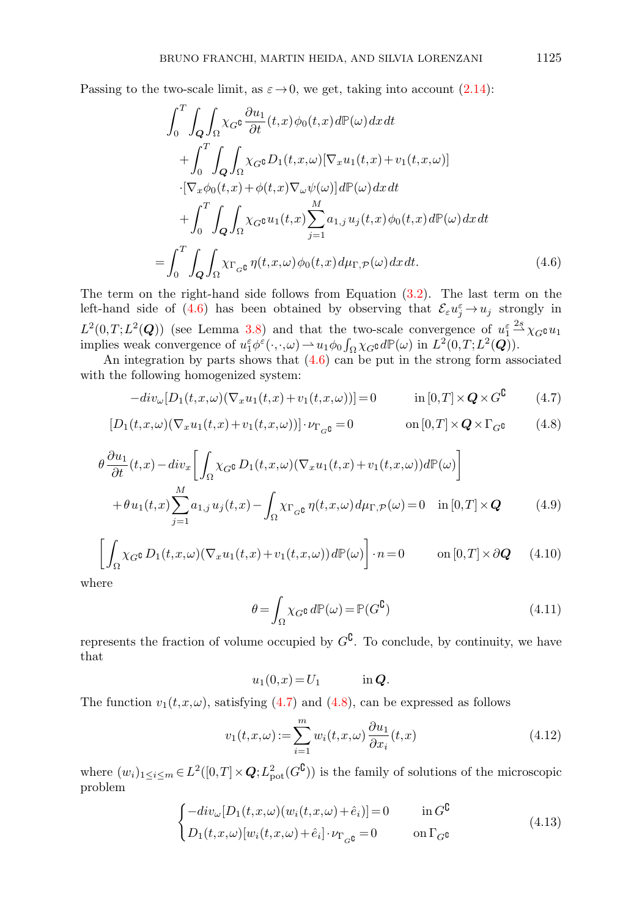Passing to the two-scale limit, as $\varepsilon \to 0$, we get, taking into account (2.14):

$$
\begin{aligned}
&\int_0^T \int_{\boldsymbol{Q}} \int_\Omega \chi_{G^\complement} \frac{\partial u_1}{\partial t}(t,x)\,\phi_0(t,x)\,d\mathbb{P}(\omega)\,dx\,dt \\
&\quad + \int_0^T \int_{\boldsymbol{Q}} \int_\Omega \chi_{G^\complement} D_1(t,x,\omega)[\nabla_x u_1(t,x) + v_1(t,x,\omega)] \\
&\quad \cdot [\nabla_x \phi_0(t,x) + \phi(t,x)\nabla_\omega \psi(\omega)]\,d\mathbb{P}(\omega)\,dx\,dt \\
&\quad + \int_0^T \int_{\boldsymbol{Q}} \int_\Omega \chi_{G^\complement} u_1(t,x) \sum_{j=1}^M a_{1,j}\, u_j(t,x)\,\phi_0(t,x)\,d\mathbb{P}(\omega)\,dx\,dt \\
&= \int_0^T \int_{\boldsymbol{Q}} \int_\Omega \chi_{\Gamma_{G^\complement}}\, \eta(t,x,\omega)\,\phi_0(t,x)\,d\mu_{\Gamma,\mathcal{P}}(\omega)\,dx\,dt. 
\end{aligned} \tag{4.6}
$$

The term on the right-hand side follows from Equation (3.2). The last term on the left-hand side of (4.6) has been obtained by observing that $\mathcal{E}_\varepsilon u_j^\varepsilon \to u_j$ strongly in $L^2(0,T;L^2(\boldsymbol{Q}))$ (see Lemma 3.8) and that the two-scale convergence of $u_1^\varepsilon \stackrel{2s}{\rightharpoonup} \chi_{G^\complement} u_1$ implies weak convergence of $u_1^\varepsilon \phi^\varepsilon(\cdot,\cdot,\omega) \rightharpoonup u_1 \phi_0 \int_\Omega \chi_{G^\complement}\,d\mathbb{P}(\omega)$ in $L^2(0,T;L^2(\boldsymbol{Q}))$.

An integration by parts shows that (4.6) can be put in the strong form associated with the following homogenized system:

$$
-div_\omega[D_1(t,x,\omega)(\nabla_x u_1(t,x) + v_1(t,x,\omega))] = 0 \qquad \text{in } [0,T]\times \boldsymbol{Q} \times G^\complement \tag{4.7}
$$

$$
[D_1(t,x,\omega)(\nabla_x u_1(t,x) + v_1(t,x,\omega))]\cdot \nu_{\Gamma_{G^\complement}} = 0 \qquad \text{on } [0,T]\times \boldsymbol{Q} \times \Gamma_{G^\complement} \tag{4.8}
$$

$$
\begin{aligned}
&\theta \frac{\partial u_1}{\partial t}(t,x) - div_x\left[\int_\Omega \chi_{G^\complement}\, D_1(t,x,\omega)(\nabla_x u_1(t,x) + v_1(t,x,\omega))d\mathbb{P}(\omega)\right] \\
&\quad + \theta\, u_1(t,x)\sum_{j=1}^M a_{1,j}\, u_j(t,x) - \int_\Omega \chi_{\Gamma_{G^\complement}}\, \eta(t,x,\omega)\,d\mu_{\Gamma,\mathcal{P}}(\omega) = 0 \quad \text{in } [0,T]\times \boldsymbol{Q}
\end{aligned} \tag{4.9}
$$

$$
\left[\int_\Omega \chi_{G^\complement}\, D_1(t,x,\omega)(\nabla_x u_1(t,x) + v_1(t,x,\omega))\,d\mathbb{P}(\omega)\right]\cdot n = 0 \qquad \text{on } [0,T]\times \partial\boldsymbol{Q} \tag{4.10}
$$

where

$$
\theta = \int_\Omega \chi_{G^\complement}\,d\mathbb{P}(\omega) = \mathbb{P}(G^\complement) \tag{4.11}
$$

represents the fraction of volume occupied by $G^\complement$. To conclude, by continuity, we have that

$$
u_1(0,x) = U_1 \qquad \text{in } \boldsymbol{Q}.
$$

The function $v_1(t,x,\omega)$, satisfying (4.7) and (4.8), can be expressed as follows

$$
v_1(t,x,\omega) := \sum_{i=1}^m w_i(t,x,\omega)\,\frac{\partial u_1}{\partial x_i}(t,x) \tag{4.12}
$$

where $(w_i)_{1\le i\le m} \in L^2([0,T]\times\boldsymbol{Q}; L^2_{\mathrm{pot}}(G^\complement))$ is the family of solutions of the microscopic problem

$$
\begin{cases}
-div_\omega[D_1(t,x,\omega)(w_i(t,x,\omega) + \hat{e}_i)] = 0 & \text{in } G^\complement \\
D_1(t,x,\omega)[w_i(t,x,\omega) + \hat{e}_i]\cdot \nu_{\Gamma_{G^\complement}} = 0 & \text{on } \Gamma_{G^\complement}
\end{cases} \tag{4.13}
$$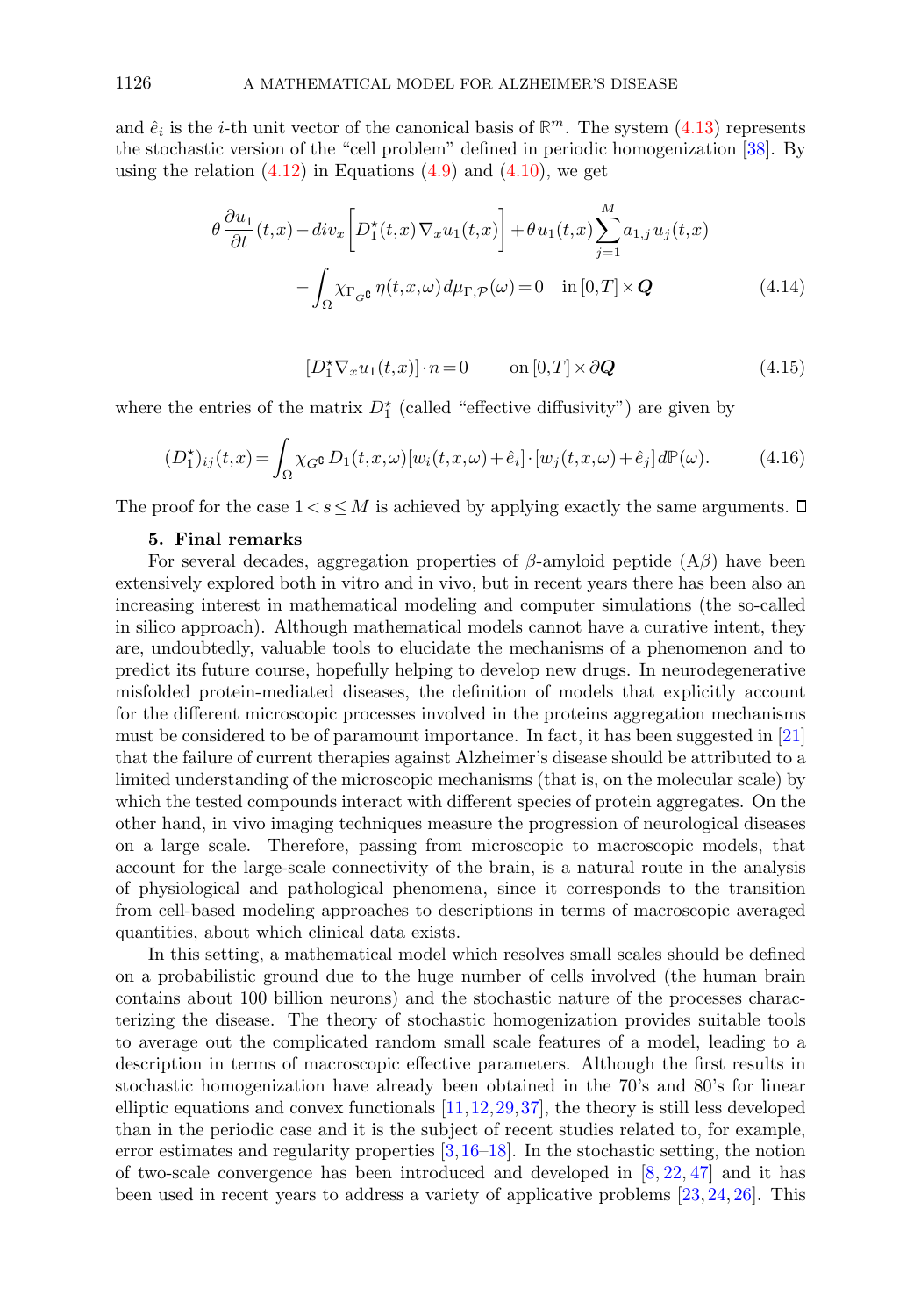and $\hat{e}_i$ is the $i$-th unit vector of the canonical basis of $\mathbb{R}^m$. The system (4.13) represents the stochastic version of the "cell problem" defined in periodic homogenization [38]. By using the relation (4.12) in Equations (4.9) and (4.10), we get

$$\theta \frac{\partial u_1}{\partial t}(t,x) - div_x \left[ D_1^\star(t,x) \nabla_x u_1(t,x) \right] + \theta u_1(t,x) \sum_{j=1}^{M} a_{1,j} u_j(t,x) - \int_\Omega \chi_{\Gamma_{G^\complement}} \eta(t,x,\omega) \, d\mu_{\Gamma,\mathcal{P}}(\omega) = 0 \quad \text{in } [0,T] \times \boldsymbol{Q} \tag{4.14}$$

$$[D_1^\star \nabla_x u_1(t,x)] \cdot n = 0 \qquad \text{on } [0,T] \times \partial \boldsymbol{Q} \tag{4.15}$$

where the entries of the matrix $D_1^\star$ (called "effective diffusivity") are given by

$$(D_1^\star)_{ij}(t,x) = \int_\Omega \chi_{G^\complement} D_1(t,x,\omega) [w_i(t,x,\omega) + \hat{e}_i] \cdot [w_j(t,x,\omega) + \hat{e}_j] \, d\mathbb{P}(\omega). \tag{4.16}$$

The proof for the case $1 < s \leq M$ is achieved by applying exactly the same arguments. □

## 5. Final remarks

For several decades, aggregation properties of $\beta$-amyloid peptide (A$\beta$) have been extensively explored both in vitro and in vivo, but in recent years there has been also an increasing interest in mathematical modeling and computer simulations (the so-called in silico approach). Although mathematical models cannot have a curative intent, they are, undoubtedly, valuable tools to elucidate the mechanisms of a phenomenon and to predict its future course, hopefully helping to develop new drugs. In neurodegenerative misfolded protein-mediated diseases, the definition of models that explicitly account for the different microscopic processes involved in the proteins aggregation mechanisms must be considered to be of paramount importance. In fact, it has been suggested in [21] that the failure of current therapies against Alzheimer's disease should be attributed to a limited understanding of the microscopic mechanisms (that is, on the molecular scale) by which the tested compounds interact with different species of protein aggregates. On the other hand, in vivo imaging techniques measure the progression of neurological diseases on a large scale. Therefore, passing from microscopic to macroscopic models, that account for the large-scale connectivity of the brain, is a natural route in the analysis of physiological and pathological phenomena, since it corresponds to the transition from cell-based modeling approaches to descriptions in terms of macroscopic averaged quantities, about which clinical data exists.

In this setting, a mathematical model which resolves small scales should be defined on a probabilistic ground due to the huge number of cells involved (the human brain contains about 100 billion neurons) and the stochastic nature of the processes characterizing the disease. The theory of stochastic homogenization provides suitable tools to average out the complicated random small scale features of a model, leading to a description in terms of macroscopic effective parameters. Although the first results in stochastic homogenization have already been obtained in the 70's and 80's for linear elliptic equations and convex functionals [11, 12, 29, 37], the theory is still less developed than in the periodic case and it is the subject of recent studies related to, for example, error estimates and regularity properties [3, 16–18]. In the stochastic setting, the notion of two-scale convergence has been introduced and developed in [8, 22, 47] and it has been used in recent years to address a variety of applicative problems [23, 24, 26]. This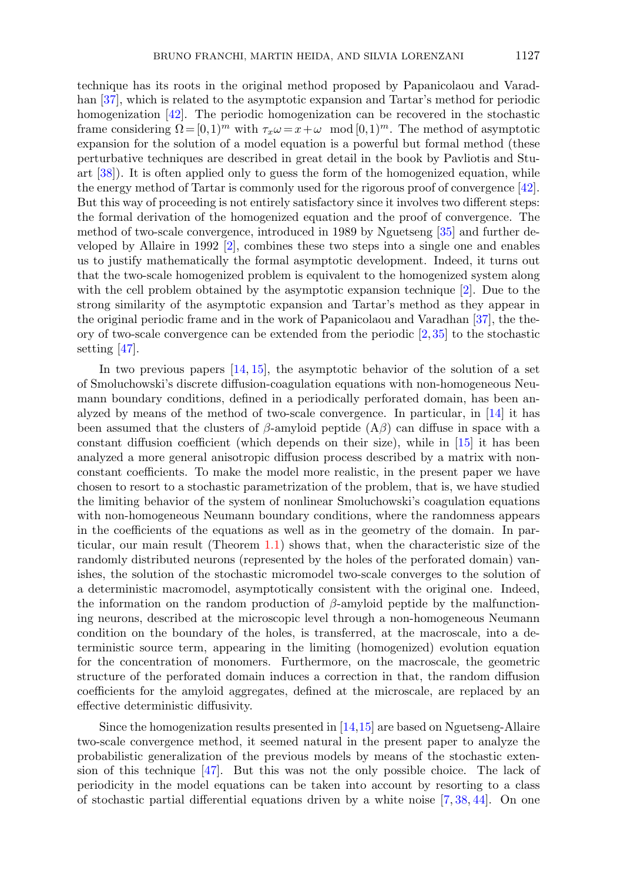technique has its roots in the original method proposed by Papanicolaou and Varadhan [37], which is related to the asymptotic expansion and Tartar's method for periodic homogenization [42]. The periodic homogenization can be recovered in the stochastic frame considering $\Omega = [0,1)^m$ with $\tau_x \omega = x + \omega \mod [0,1)^m$. The method of asymptotic expansion for the solution of a model equation is a powerful but formal method (these perturbative techniques are described in great detail in the book by Pavliotis and Stuart [38]). It is often applied only to guess the form of the homogenized equation, while the energy method of Tartar is commonly used for the rigorous proof of convergence [42]. But this way of proceeding is not entirely satisfactory since it involves two different steps: the formal derivation of the homogenized equation and the proof of convergence. The method of two-scale convergence, introduced in 1989 by Nguetseng [35] and further developed by Allaire in 1992 [2], combines these two steps into a single one and enables us to justify mathematically the formal asymptotic development. Indeed, it turns out that the two-scale homogenized problem is equivalent to the homogenized system along with the cell problem obtained by the asymptotic expansion technique [2]. Due to the strong similarity of the asymptotic expansion and Tartar's method as they appear in the original periodic frame and in the work of Papanicolaou and Varadhan [37], the theory of two-scale convergence can be extended from the periodic [2, 35] to the stochastic setting [47].

In two previous papers [14, 15], the asymptotic behavior of the solution of a set of Smoluchowski's discrete diffusion-coagulation equations with non-homogeneous Neumann boundary conditions, defined in a periodically perforated domain, has been analyzed by means of the method of two-scale convergence. In particular, in [14] it has been assumed that the clusters of $\beta$-amyloid peptide (A$\beta$) can diffuse in space with a constant diffusion coefficient (which depends on their size), while in [15] it has been analyzed a more general anisotropic diffusion process described by a matrix with non-constant coefficients. To make the model more realistic, in the present paper we have chosen to resort to a stochastic parametrization of the problem, that is, we have studied the limiting behavior of the system of nonlinear Smoluchowski's coagulation equations with non-homogeneous Neumann boundary conditions, where the randomness appears in the coefficients of the equations as well as in the geometry of the domain. In particular, our main result (Theorem 1.1) shows that, when the characteristic size of the randomly distributed neurons (represented by the holes of the perforated domain) vanishes, the solution of the stochastic micromodel two-scale converges to the solution of a deterministic macromodel, asymptotically consistent with the original one. Indeed, the information on the random production of $\beta$-amyloid peptide by the malfunctioning neurons, described at the microscopic level through a non-homogeneous Neumann condition on the boundary of the holes, is transferred, at the macroscale, into a deterministic source term, appearing in the limiting (homogenized) evolution equation for the concentration of monomers. Furthermore, on the macroscale, the geometric structure of the perforated domain induces a correction in that, the random diffusion coefficients for the amyloid aggregates, defined at the microscale, are replaced by an effective deterministic diffusivity.

Since the homogenization results presented in [14,15] are based on Nguetseng-Allaire two-scale convergence method, it seemed natural in the present paper to analyze the probabilistic generalization of the previous models by means of the stochastic extension of this technique [47]. But this was not the only possible choice. The lack of periodicity in the model equations can be taken into account by resorting to a class of stochastic partial differential equations driven by a white noise [7, 38, 44]. On one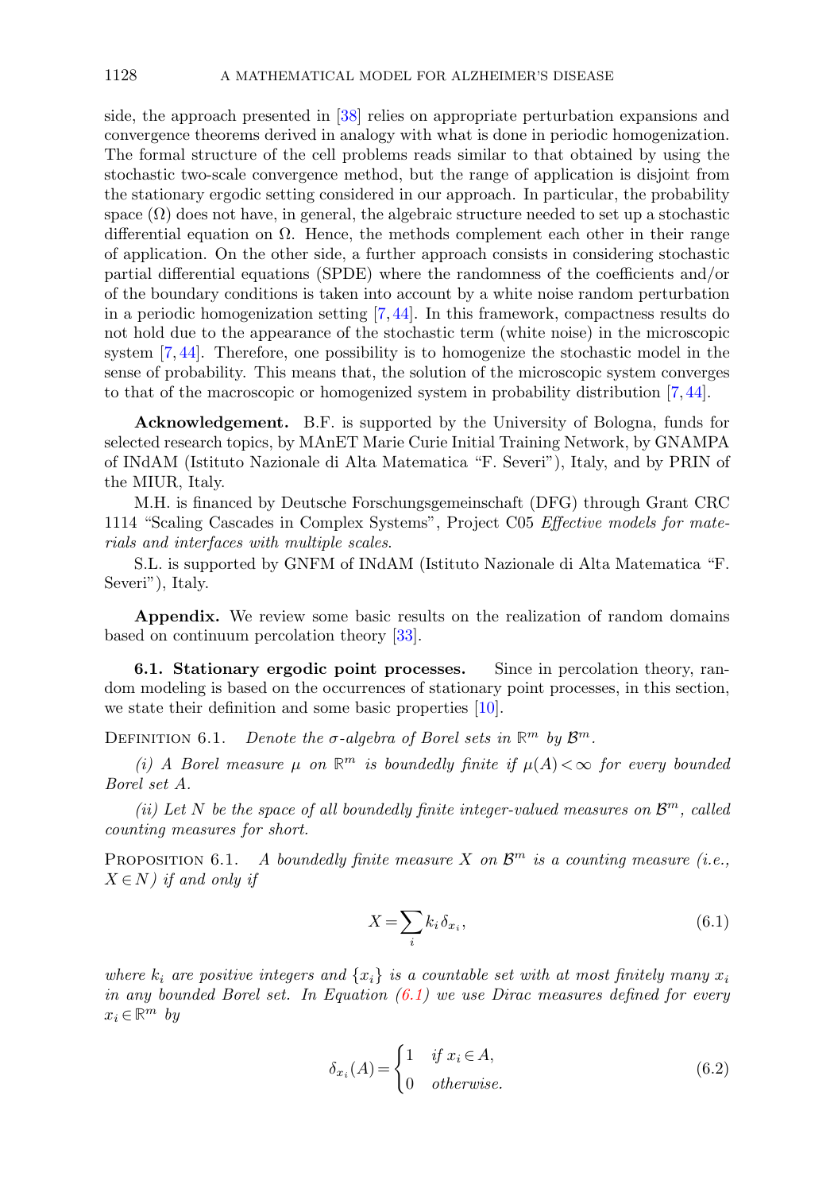side, the approach presented in [38] relies on appropriate perturbation expansions and convergence theorems derived in analogy with what is done in periodic homogenization. The formal structure of the cell problems reads similar to that obtained by using the stochastic two-scale convergence method, but the range of application is disjoint from the stationary ergodic setting considered in our approach. In particular, the probability space $(\Omega)$ does not have, in general, the algebraic structure needed to set up a stochastic differential equation on $\Omega$. Hence, the methods complement each other in their range of application. On the other side, a further approach consists in considering stochastic partial differential equations (SPDE) where the randomness of the coefficients and/or of the boundary conditions is taken into account by a white noise random perturbation in a periodic homogenization setting [7, 44]. In this framework, compactness results do not hold due to the appearance of the stochastic term (white noise) in the microscopic system [7, 44]. Therefore, one possibility is to homogenize the stochastic model in the sense of probability. This means that, the solution of the microscopic system converges to that of the macroscopic or homogenized system in probability distribution [7, 44].

**Acknowledgement.** B.F. is supported by the University of Bologna, funds for selected research topics, by MAnET Marie Curie Initial Training Network, by GNAMPA of INdAM (Istituto Nazionale di Alta Matematica "F. Severi"), Italy, and by PRIN of the MIUR, Italy.

M.H. is financed by Deutsche Forschungsgemeinschaft (DFG) through Grant CRC 1114 "Scaling Cascades in Complex Systems", Project C05 *Effective models for materials and interfaces with multiple scales.*

S.L. is supported by GNFM of INdAM (Istituto Nazionale di Alta Matematica "F. Severi"), Italy.

**Appendix.** We review some basic results on the realization of random domains based on continuum percolation theory [33].

**6.1. Stationary ergodic point processes.** Since in percolation theory, random modeling is based on the occurrences of stationary point processes, in this section, we state their definition and some basic properties [10].

Definition 6.1. *Denote the $\sigma$-algebra of Borel sets in $\mathbb{R}^m$ by $\mathcal{B}^m$.*

*(i) A Borel measure $\mu$ on $\mathbb{R}^m$ is boundedly finite if $\mu(A) < \infty$ for every bounded Borel set $A$.*

*(ii) Let $N$ be the space of all boundedly finite integer-valued measures on $\mathcal{B}^m$, called counting measures for short.*

Proposition 6.1. *A boundedly finite measure $X$ on $\mathcal{B}^m$ is a counting measure (i.e., $X \in N$) if and only if*

$$X = \sum_i k_i \delta_{x_i}, \tag{6.1}$$

*where $k_i$ are positive integers and $\{x_i\}$ is a countable set with at most finitely many $x_i$ in any bounded Borel set. In Equation (6.1) we use Dirac measures defined for every $x_i \in \mathbb{R}^m$ by*

$$\delta_{x_i}(A) = \begin{cases} 1 & \text{if } x_i \in A, \\ 0 & \text{otherwise.} \end{cases} \tag{6.2}$$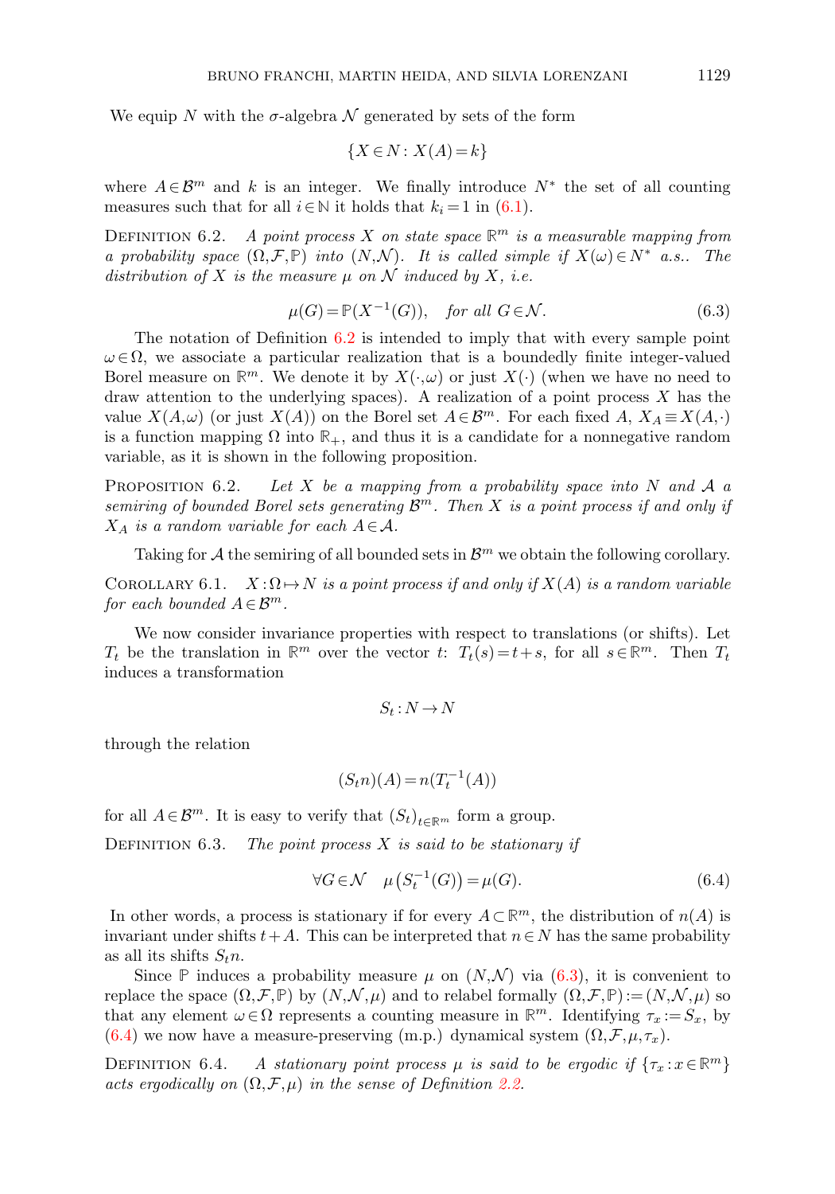We equip $N$ with the $\sigma$-algebra $\mathcal{N}$ generated by sets of the form

$$\{X \in N \colon X(A) = k\}$$

where $A \in \mathcal{B}^m$ and $k$ is an integer. We finally introduce $N^*$ the set of all counting measures such that for all $i \in \mathbb{N}$ it holds that $k_i = 1$ in (6.1).

Definition 6.2. *A point process $X$ on state space $\mathbb{R}^m$ is a measurable mapping from a probability space $(\Omega, \mathcal{F}, \mathbb{P})$ into $(N, \mathcal{N})$. It is called simple if $X(\omega) \in N^*$ a.s.. The distribution of $X$ is the measure $\mu$ on $\mathcal{N}$ induced by $X$, i.e.*

$$\mu(G) = \mathbb{P}(X^{-1}(G)), \quad \text{for all } G \in \mathcal{N}. \tag{6.3}$$

The notation of Definition 6.2 is intended to imply that with every sample point $\omega \in \Omega$, we associate a particular realization that is a boundedly finite integer-valued Borel measure on $\mathbb{R}^m$. We denote it by $X(\cdot, \omega)$ or just $X(\cdot)$ (when we have no need to draw attention to the underlying spaces). A realization of a point process $X$ has the value $X(A, \omega)$ (or just $X(A)$) on the Borel set $A \in \mathcal{B}^m$. For each fixed $A$, $X_A \equiv X(A, \cdot)$ is a function mapping $\Omega$ into $\mathbb{R}_+$, and thus it is a candidate for a nonnegative random variable, as it is shown in the following proposition.

Proposition 6.2. *Let $X$ be a mapping from a probability space into $N$ and $\mathcal{A}$ a semiring of bounded Borel sets generating $\mathcal{B}^m$. Then $X$ is a point process if and only if $X_A$ is a random variable for each $A \in \mathcal{A}$.*

Taking for $\mathcal{A}$ the semiring of all bounded sets in $\mathcal{B}^m$ we obtain the following corollary.

Corollary 6.1. *$X \colon \Omega \mapsto N$ is a point process if and only if $X(A)$ is a random variable for each bounded $A \in \mathcal{B}^m$.*

We now consider invariance properties with respect to translations (or shifts). Let $T_t$ be the translation in $\mathbb{R}^m$ over the vector $t$: $T_t(s) = t + s$, for all $s \in \mathbb{R}^m$. Then $T_t$ induces a transformation

$$S_t \colon N \to N$$

through the relation

$$(S_t n)(A) = n(T_t^{-1}(A))$$

for all $A \in \mathcal{B}^m$. It is easy to verify that $(S_t)_{t \in \mathbb{R}^m}$ form a group.

Definition 6.3. *The point process $X$ is said to be stationary if*

$$\forall G \in \mathcal{N} \quad \mu\big(S_t^{-1}(G)\big) = \mu(G). \tag{6.4}$$

In other words, a process is stationary if for every $A \subset \mathbb{R}^m$, the distribution of $n(A)$ is invariant under shifts $t + A$. This can be interpreted that $n \in N$ has the same probability as all its shifts $S_t n$.

Since $\mathbb{P}$ induces a probability measure $\mu$ on $(N, \mathcal{N})$ via (6.3), it is convenient to replace the space $(\Omega, \mathcal{F}, \mathbb{P})$ by $(N, \mathcal{N}, \mu)$ and to relabel formally $(\Omega, \mathcal{F}, \mathbb{P}) := (N, \mathcal{N}, \mu)$ so that any element $\omega \in \Omega$ represents a counting measure in $\mathbb{R}^m$. Identifying $\tau_x := S_x$, by (6.4) we now have a measure-preserving (m.p.) dynamical system $(\Omega, \mathcal{F}, \mu, \tau_x)$.

Definition 6.4. *A stationary point process $\mu$ is said to be ergodic if $\{\tau_x : x \in \mathbb{R}^m\}$ acts ergodically on $(\Omega, \mathcal{F}, \mu)$ in the sense of Definition 2.2.*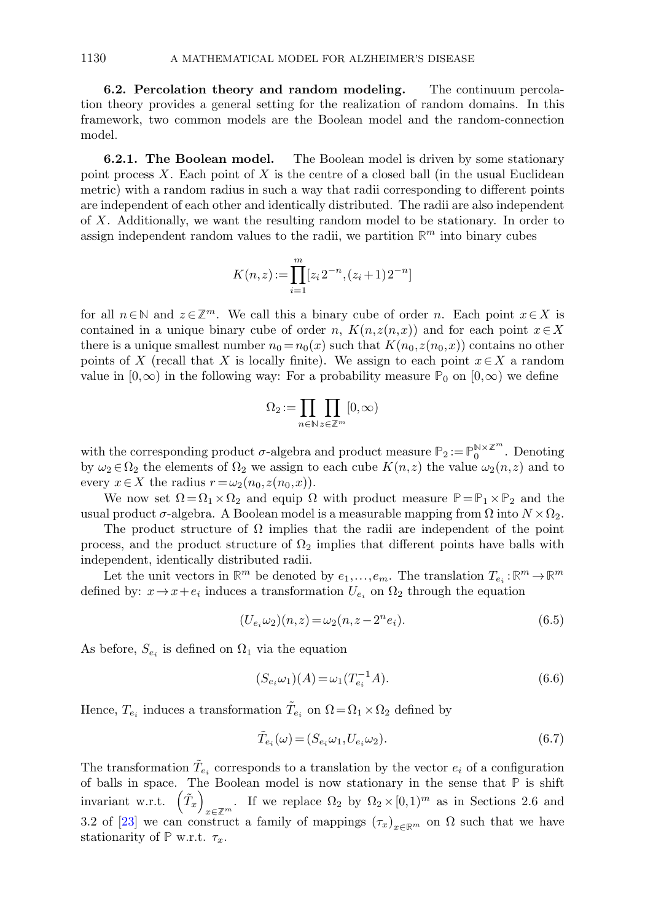### 6.2. Percolation theory and random modeling.

The continuum percolation theory provides a general setting for the realization of random domains. In this framework, two common models are the Boolean model and the random-connection model.

#### 6.2.1. The Boolean model.

The Boolean model is driven by some stationary point process $X$. Each point of $X$ is the centre of a closed ball (in the usual Euclidean metric) with a random radius in such a way that radii corresponding to different points are independent of each other and identically distributed. The radii are also independent of $X$. Additionally, we want the resulting random model to be stationary. In order to assign independent random values to the radii, we partition $\mathbb{R}^m$ into binary cubes

$$K(n,z) := \prod_{i=1}^{m} [z_i 2^{-n}, (z_i+1)2^{-n}]$$

for all $n \in \mathbb{N}$ and $z \in \mathbb{Z}^m$. We call this a binary cube of order $n$. Each point $x \in X$ is contained in a unique binary cube of order $n$, $K(n, z(n,x))$ and for each point $x \in X$ there is a unique smallest number $n_0 = n_0(x)$ such that $K(n_0, z(n_0, x))$ contains no other points of $X$ (recall that $X$ is locally finite). We assign to each point $x \in X$ a random value in $[0,\infty)$ in the following way: For a probability measure $\mathbb{P}_0$ on $[0,\infty)$ we define

$$\Omega_2 := \prod_{n \in \mathbb{N}} \prod_{z \in \mathbb{Z}^m} [0,\infty)$$

with the corresponding product $\sigma$-algebra and product measure $\mathbb{P}_2 := \mathbb{P}_0^{\mathbb{N}\times\mathbb{Z}^m}$. Denoting by $\omega_2 \in \Omega_2$ the elements of $\Omega_2$ we assign to each cube $K(n,z)$ the value $\omega_2(n,z)$ and to every $x \in X$ the radius $r = \omega_2(n_0, z(n_0, x))$.

We now set $\Omega = \Omega_1 \times \Omega_2$ and equip $\Omega$ with product measure $\mathbb{P} = \mathbb{P}_1 \times \mathbb{P}_2$ and the usual product $\sigma$-algebra. A Boolean model is a measurable mapping from $\Omega$ into $N \times \Omega_2$.

The product structure of $\Omega$ implies that the radii are independent of the point process, and the product structure of $\Omega_2$ implies that different points have balls with independent, identically distributed radii.

Let the unit vectors in $\mathbb{R}^m$ be denoted by $e_1, \ldots, e_m$. The translation $T_{e_i} : \mathbb{R}^m \to \mathbb{R}^m$ defined by: $x \to x + e_i$ induces a transformation $U_{e_i}$ on $\Omega_2$ through the equation

$$(U_{e_i}\omega_2)(n,z) = \omega_2(n, z - 2^n e_i). \tag{6.5}$$

As before, $S_{e_i}$ is defined on $\Omega_1$ via the equation

$$(S_{e_i}\omega_1)(A) = \omega_1(T_{e_i}^{-1} A). \tag{6.6}$$

Hence, $T_{e_i}$ induces a transformation $\tilde{T}_{e_i}$ on $\Omega = \Omega_1 \times \Omega_2$ defined by

$$\tilde{T}_{e_i}(\omega) = (S_{e_i}\omega_1, U_{e_i}\omega_2). \tag{6.7}$$

The transformation $\tilde{T}_{e_i}$ corresponds to a translation by the vector $e_i$ of a configuration of balls in space. The Boolean model is now stationary in the sense that $\mathbb{P}$ is shift invariant w.r.t. $\left(\tilde{T}_x\right)_{x \in \mathbb{Z}^m}$. If we replace $\Omega_2$ by $\Omega_2 \times [0,1)^m$ as in Sections 2.6 and 3.2 of [23] we can construct a family of mappings $(\tau_x)_{x \in \mathbb{R}^m}$ on $\Omega$ such that we have stationarity of $\mathbb{P}$ w.r.t. $\tau_x$.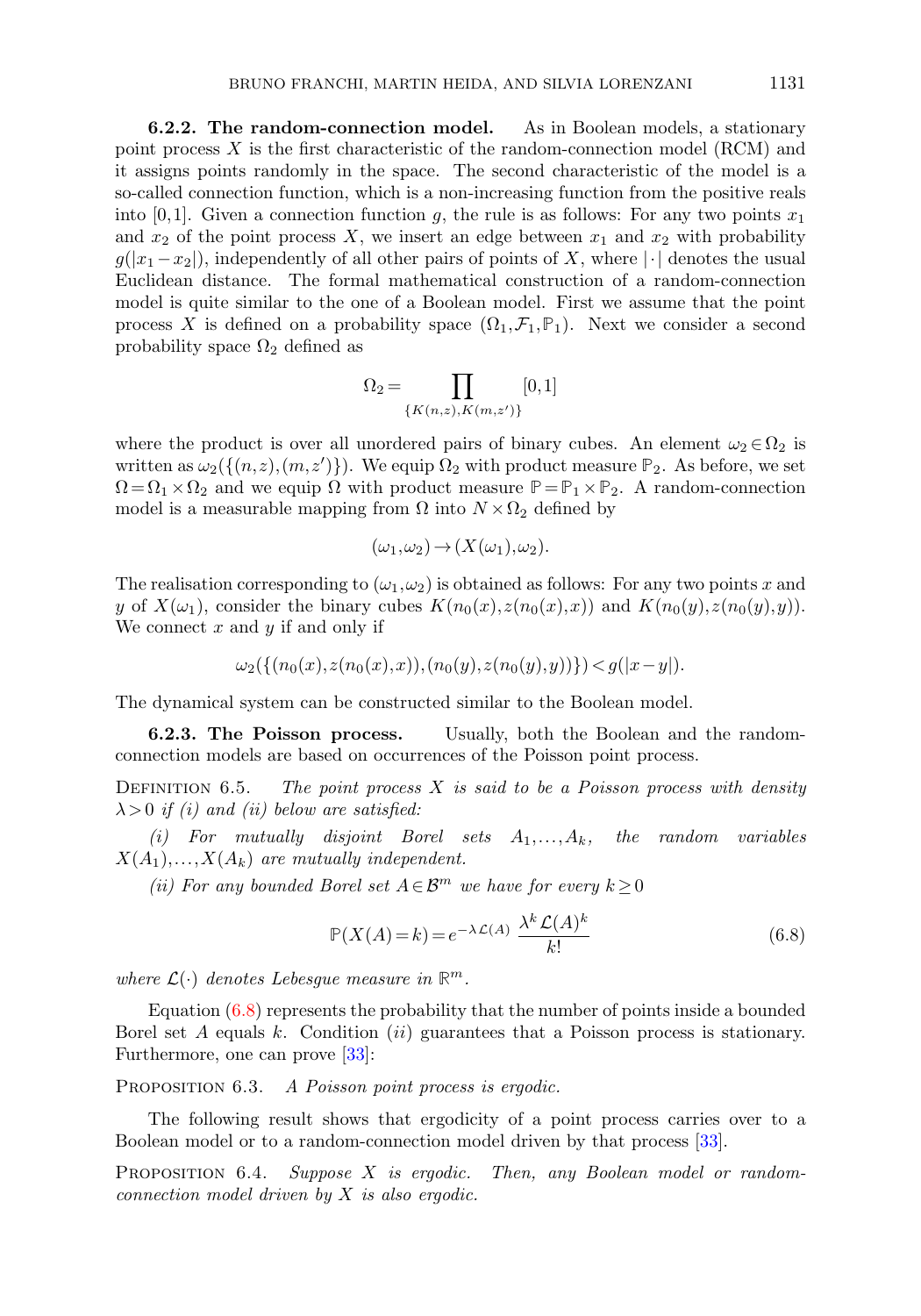**6.2.2. The random-connection model.** As in Boolean models, a stationary point process $X$ is the first characteristic of the random-connection model (RCM) and it assigns points randomly in the space. The second characteristic of the model is a so-called connection function, which is a non-increasing function from the positive reals into $[0,1]$. Given a connection function $g$, the rule is as follows: For any two points $x_1$ and $x_2$ of the point process $X$, we insert an edge between $x_1$ and $x_2$ with probability $g(|x_1 - x_2|)$, independently of all other pairs of points of $X$, where $|\cdot|$ denotes the usual Euclidean distance. The formal mathematical construction of a random-connection model is quite similar to the one of a Boolean model. First we assume that the point process $X$ is defined on a probability space $(\Omega_1, \mathcal{F}_1, \mathbb{P}_1)$. Next we consider a second probability space $\Omega_2$ defined as

$$\Omega_2 = \prod_{\{K(n,z),K(m,z')\}} [0,1]$$

where the product is over all unordered pairs of binary cubes. An element $\omega_2 \in \Omega_2$ is written as $\omega_2(\{(n,z),(m,z')\})$. We equip $\Omega_2$ with product measure $\mathbb{P}_2$. As before, we set $\Omega = \Omega_1 \times \Omega_2$ and we equip $\Omega$ with product measure $\mathbb{P} = \mathbb{P}_1 \times \mathbb{P}_2$. A random-connection model is a measurable mapping from $\Omega$ into $N \times \Omega_2$ defined by

$$(\omega_1, \omega_2) \to (X(\omega_1), \omega_2).$$

The realisation corresponding to $(\omega_1, \omega_2)$ is obtained as follows: For any two points $x$ and $y$ of $X(\omega_1)$, consider the binary cubes $K(n_0(x), z(n_0(x), x))$ and $K(n_0(y), z(n_0(y), y))$. We connect $x$ and $y$ if and only if

$$\omega_2(\{(n_0(x), z(n_0(x), x)), (n_0(y), z(n_0(y), y))\}) < g(|x-y|).$$

The dynamical system can be constructed similar to the Boolean model.

**6.2.3. The Poisson process.** Usually, both the Boolean and the random-connection models are based on occurrences of the Poisson point process.

Definition 6.5. *The point process $X$ is said to be a Poisson process with density $\lambda > 0$ if (i) and (ii) below are satisfied:*

*(i) For mutually disjoint Borel sets $A_1, \dots, A_k$, the random variables $X(A_1), \dots, X(A_k)$ are mutually independent.*

*(ii) For any bounded Borel set $A \in \mathcal{B}^m$ we have for every $k \geq 0$*

$$\mathbb{P}(X(A) = k) = e^{-\lambda \mathcal{L}(A)} \, \frac{\lambda^k \mathcal{L}(A)^k}{k!} \tag{6.8}$$

*where $\mathcal{L}(\cdot)$ denotes Lebesgue measure in $\mathbb{R}^m$.*

Equation (6.8) represents the probability that the number of points inside a bounded Borel set $A$ equals $k$. Condition $(ii)$ guarantees that a Poisson process is stationary. Furthermore, one can prove [33]:

Proposition 6.3. *A Poisson point process is ergodic.*

The following result shows that ergodicity of a point process carries over to a Boolean model or to a random-connection model driven by that process [33].

Proposition 6.4. *Suppose $X$ is ergodic. Then, any Boolean model or random-connection model driven by $X$ is also ergodic.*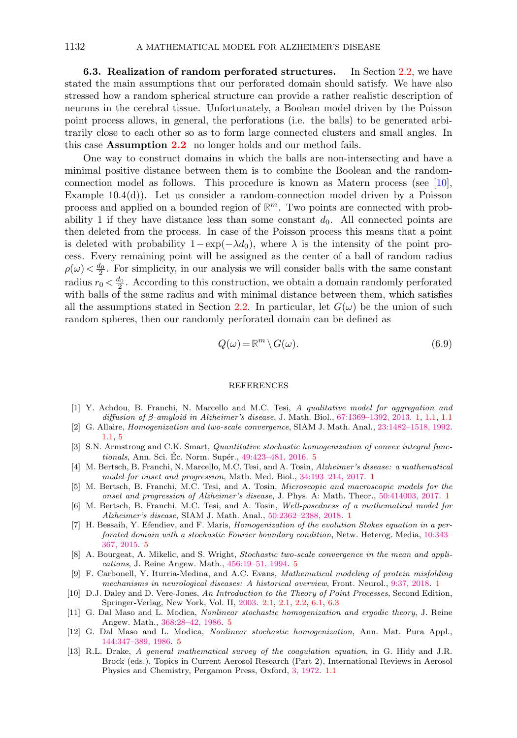### 6.3. Realization of random perforated structures.

In Section 2.2, we have stated the main assumptions that our perforated domain should satisfy. We have also stressed how a random spherical structure can provide a rather realistic description of neurons in the cerebral tissue. Unfortunately, a Boolean model driven by the Poisson point process allows, in general, the perforations (i.e. the balls) to be generated arbitrarily close to each other so as to form large connected clusters and small angles. In this case **Assumption 2.2** no longer holds and our method fails.

One way to construct domains in which the balls are non-intersecting and have a minimal positive distance between them is to combine the Boolean and the random-connection model as follows. This procedure is known as Matern process (see [10], Example 10.4(d)). Let us consider a random-connection model driven by a Poisson process and applied on a bounded region of $\mathbb{R}^m$. Two points are connected with probability 1 if they have distance less than some constant $d_0$. All connected points are then deleted from the process. In case of the Poisson process this means that a point is deleted with probability $1-\exp(-\lambda d_0)$, where $\lambda$ is the intensity of the point process. Every remaining point will be assigned as the center of a ball of random radius $\rho(\omega) < \frac{d_0}{2}$. For simplicity, in our analysis we will consider balls with the same constant radius $r_0 < \frac{d_0}{2}$. According to this construction, we obtain a domain randomly perforated with balls of the same radius and with minimal distance between them, which satisfies all the assumptions stated in Section 2.2. In particular, let $G(\omega)$ be the union of such random spheres, then our randomly perforated domain can be defined as

$$Q(\omega) = \mathbb{R}^m \setminus G(\omega). \tag{6.9}$$

## REFERENCES

[1] Y. Achdou, B. Franchi, N. Marcello and M.C. Tesi, *A qualitative model for aggregation and diffusion of β-amyloid in Alzheimer's disease*, J. Math. Biol., 67:1369–1392, 2013. 1, 1.1, 1.1

[2] G. Allaire, *Homogenization and two-scale convergence*, SIAM J. Math. Anal., 23:1482–1518, 1992. 1.1, 5

[3] S.N. Armstrong and C.K. Smart, *Quantitative stochastic homogenization of convex integral functionals*, Ann. Sci. Éc. Norm. Supér., 49:423–481, 2016. 5

[4] M. Bertsch, B. Franchi, N. Marcello, M.C. Tesi, and A. Tosin, *Alzheimer's disease: a mathematical model for onset and progression*, Math. Med. Biol., 34:193–214, 2017. 1

[5] M. Bertsch, B. Franchi, M.C. Tesi, and A. Tosin, *Microscopic and macroscopic models for the onset and progression of Alzheimer's disease*, J. Phys. A: Math. Theor., 50:414003, 2017. 1

[6] M. Bertsch, B. Franchi, M.C. Tesi, and A. Tosin, *Well-posedness of a mathematical model for Alzheimer's disease*, SIAM J. Math. Anal., 50:2362–2388, 2018. 1

[7] H. Bessaih, Y. Efendiev, and F. Maris, *Homogenization of the evolution Stokes equation in a perforated domain with a stochastic Fourier boundary condition*, Netw. Heterog. Media, 10:343–367, 2015. 5

[8] A. Bourgeat, A. Mikelic, and S. Wright, *Stochastic two-scale convergence in the mean and applications*, J. Reine Angew. Math., 456:19–51, 1994. 5

[9] F. Carbonell, Y. Iturria-Medina, and A.C. Evans, *Mathematical modeling of protein misfolding mechanisms in neurological diseases: A historical overview*, Front. Neurol., 9:37, 2018. 1

[10] D.J. Daley and D. Vere-Jones, *An Introduction to the Theory of Point Processes*, Second Edition, Springer-Verlag, New York, Vol. II, 2003. 2.1, 2.1, 2.2, 6.1, 6.3

[11] G. Dal Maso and L. Modica, *Nonlinear stochastic homogenization and ergodic theory*, J. Reine Angew. Math., 368:28–42, 1986. 5

[12] G. Dal Maso and L. Modica, *Nonlinear stochastic homogenization*, Ann. Mat. Pura Appl., 144:347–389, 1986. 5

[13] R.L. Drake, *A general mathematical survey of the coagulation equation*, in G. Hidy and J.R. Brock (eds.), Topics in Current Aerosol Research (Part 2), International Reviews in Aerosol Physics and Chemistry, Pergamon Press, Oxford, 3, 1972. 1.1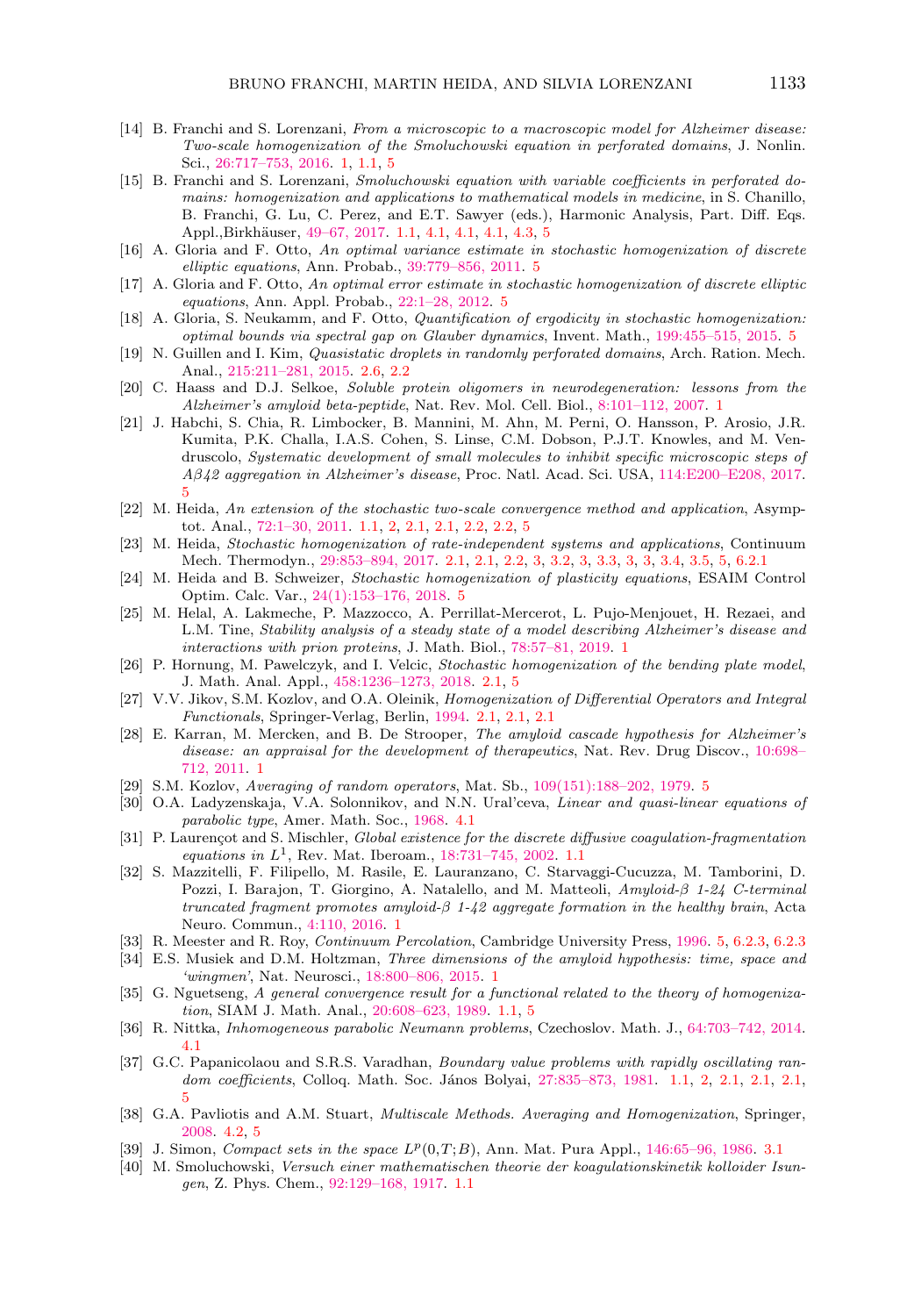[14] B. Franchi and S. Lorenzani, *From a microscopic to a macroscopic model for Alzheimer disease: Two-scale homogenization of the Smoluchowski equation in perforated domains*, J. Nonlin. Sci., 26:717–753, 2016. 1, 1.1, 5

[15] B. Franchi and S. Lorenzani, *Smoluchowski equation with variable coefficients in perforated domains: homogenization and applications to mathematical models in medicine*, in S. Chanillo, B. Franchi, G. Lu, C. Perez, and E.T. Sawyer (eds.), Harmonic Analysis, Part. Diff. Eqs. Appl.,Birkhäuser, 49–67, 2017. 1.1, 4.1, 4.1, 4.1, 4.3, 5

[16] A. Gloria and F. Otto, *An optimal variance estimate in stochastic homogenization of discrete elliptic equations*, Ann. Probab., 39:779–856, 2011. 5

[17] A. Gloria and F. Otto, *An optimal error estimate in stochastic homogenization of discrete elliptic equations*, Ann. Appl. Probab., 22:1–28, 2012. 5

[18] A. Gloria, S. Neukamm, and F. Otto, *Quantification of ergodicity in stochastic homogenization: optimal bounds via spectral gap on Glauber dynamics*, Invent. Math., 199:455–515, 2015. 5

[19] N. Guillen and I. Kim, *Quasistatic droplets in randomly perforated domains*, Arch. Ration. Mech. Anal., 215:211–281, 2015. 2.6, 2.2

[20] C. Haass and D.J. Selkoe, *Soluble protein oligomers in neurodegeneration: lessons from the Alzheimer's amyloid beta-peptide*, Nat. Rev. Mol. Cell. Biol., 8:101–112, 2007. 1

[21] J. Habchi, S. Chia, R. Limbocker, B. Mannini, M. Ahn, M. Perni, O. Hansson, P. Arosio, J.R. Kumita, P.K. Challa, I.A.S. Cohen, S. Linse, C.M. Dobson, P.J.T. Knowles, and M. Vendruscolo, *Systematic development of small molecules to inhibit specific microscopic steps of Aβ42 aggregation in Alzheimer's disease*, Proc. Natl. Acad. Sci. USA, 114:E200–E208, 2017. 5

[22] M. Heida, *An extension of the stochastic two-scale convergence method and application*, Asymptot. Anal., 72:1–30, 2011. 1.1, 2, 2.1, 2.1, 2.2, 2.2, 5

[23] M. Heida, *Stochastic homogenization of rate-independent systems and applications*, Continuum Mech. Thermodyn., 29:853–894, 2017. 2.1, 2.1, 2.2, 3, 3.2, 3, 3.3, 3, 3, 3.4, 3.5, 5, 6.2.1

[24] M. Heida and B. Schweizer, *Stochastic homogenization of plasticity equations*, ESAIM Control Optim. Calc. Var., 24(1):153–176, 2018. 5

[25] M. Helal, A. Lakmeche, P. Mazzocco, A. Perrillat-Mercerot, L. Pujo-Menjouet, H. Rezaei, and L.M. Tine, *Stability analysis of a steady state of a model describing Alzheimer's disease and interactions with prion proteins*, J. Math. Biol., 78:57–81, 2019. 1

[26] P. Hornung, M. Pawelczyk, and I. Velcic, *Stochastic homogenization of the bending plate model*, J. Math. Anal. Appl., 458:1236–1273, 2018. 2.1, 5

[27] V.V. Jikov, S.M. Kozlov, and O.A. Oleinik, *Homogenization of Differential Operators and Integral Functionals*, Springer-Verlag, Berlin, 1994. 2.1, 2.1, 2.1

[28] E. Karran, M. Mercken, and B. De Strooper, *The amyloid cascade hypothesis for Alzheimer's disease: an appraisal for the development of therapeutics*, Nat. Rev. Drug Discov., 10:698–712, 2011. 1

[29] S.M. Kozlov, *Averaging of random operators*, Mat. Sb., 109(151):188–202, 1979. 5

[30] O.A. Ladyzenskaja, V.A. Solonnikov, and N.N. Ural'ceva, *Linear and quasi-linear equations of parabolic type*, Amer. Math. Soc., 1968. 4.1

[31] P. Laurençot and S. Mischler, *Global existence for the discrete diffusive coagulation-fragmentation equations in $L^1$*, Rev. Mat. Iberoam., 18:731–745, 2002. 1.1

[32] S. Mazzitelli, F. Filipello, M. Rasile, E. Lauranzano, C. Starvaggi-Cucuzza, M. Tamborini, D. Pozzi, I. Barajon, T. Giorgino, A. Natalello, and M. Matteoli, *Amyloid-β 1-24 C-terminal truncated fragment promotes amyloid-β 1-42 aggregate formation in the healthy brain*, Acta Neuro. Commun., 4:110, 2016. 1

[33] R. Meester and R. Roy, *Continuum Percolation*, Cambridge University Press, 1996. 5, 6.2.3, 6.2.3

[34] E.S. Musiek and D.M. Holtzman, *Three dimensions of the amyloid hypothesis: time, space and 'wingmen'*, Nat. Neurosci., 18:800–806, 2015. 1

[35] G. Nguetseng, *A general convergence result for a functional related to the theory of homogenization*, SIAM J. Math. Anal., 20:608–623, 1989. 1.1, 5

[36] R. Nittka, *Inhomogeneous parabolic Neumann problems*, Czechoslov. Math. J., 64:703–742, 2014. 4.1

[37] G.C. Papanicolaou and S.R.S. Varadhan, *Boundary value problems with rapidly oscillating random coefficients*, Colloq. Math. Soc. János Bolyai, 27:835–873, 1981. 1.1, 2, 2.1, 2.1, 2.1, 5

[38] G.A. Pavliotis and A.M. Stuart, *Multiscale Methods. Averaging and Homogenization*, Springer, 2008. 4.2, 5

[39] J. Simon, *Compact sets in the space $L^p(0,T;B)$*, Ann. Mat. Pura Appl., 146:65–96, 1986. 3.1

[40] M. Smoluchowski, *Versuch einer mathematischen theorie der koagulationskinetik kolloider Isungen*, Z. Phys. Chem., 92:129–168, 1917. 1.1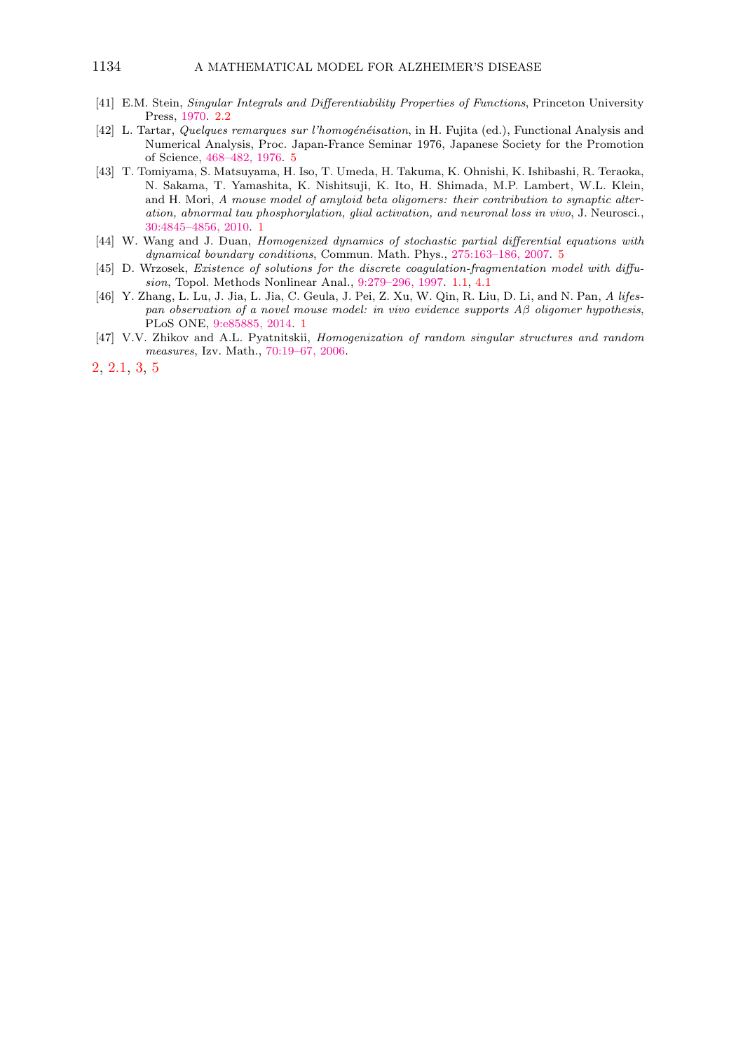[41] E.M. Stein, *Singular Integrals and Differentiability Properties of Functions*, Princeton University Press, 1970. 2.2

[42] L. Tartar, *Quelques remarques sur l'homogénéisation*, in H. Fujita (ed.), Functional Analysis and Numerical Analysis, Proc. Japan-France Seminar 1976, Japanese Society for the Promotion of Science, 468–482, 1976. 5

[43] T. Tomiyama, S. Matsuyama, H. Iso, T. Umeda, H. Takuma, K. Ohnishi, K. Ishibashi, R. Teraoka, N. Sakama, T. Yamashita, K. Nishitsuji, K. Ito, H. Shimada, M.P. Lambert, W.L. Klein, and H. Mori, *A mouse model of amyloid beta oligomers: their contribution to synaptic alteration, abnormal tau phosphorylation, glial activation, and neuronal loss in vivo*, J. Neurosci., 30:4845–4856, 2010. 1

[44] W. Wang and J. Duan, *Homogenized dynamics of stochastic partial differential equations with dynamical boundary conditions*, Commun. Math. Phys., 275:163–186, 2007. 5

[45] D. Wrzosek, *Existence of solutions for the discrete coagulation-fragmentation model with diffusion*, Topol. Methods Nonlinear Anal., 9:279–296, 1997. 1.1, 4.1

[46] Y. Zhang, L. Lu, J. Jia, L. Jia, C. Geula, J. Pei, Z. Xu, W. Qin, R. Liu, D. Li, and N. Pan, *A lifespan observation of a novel mouse model: in vivo evidence supports Aβ oligomer hypothesis*, PLoS ONE, 9:e85885, 2014. 1

[47] V.V. Zhikov and A.L. Pyatnitskii, *Homogenization of random singular structures and random measures*, Izv. Math., 70:19–67, 2006.

2, 2.1, 3, 5